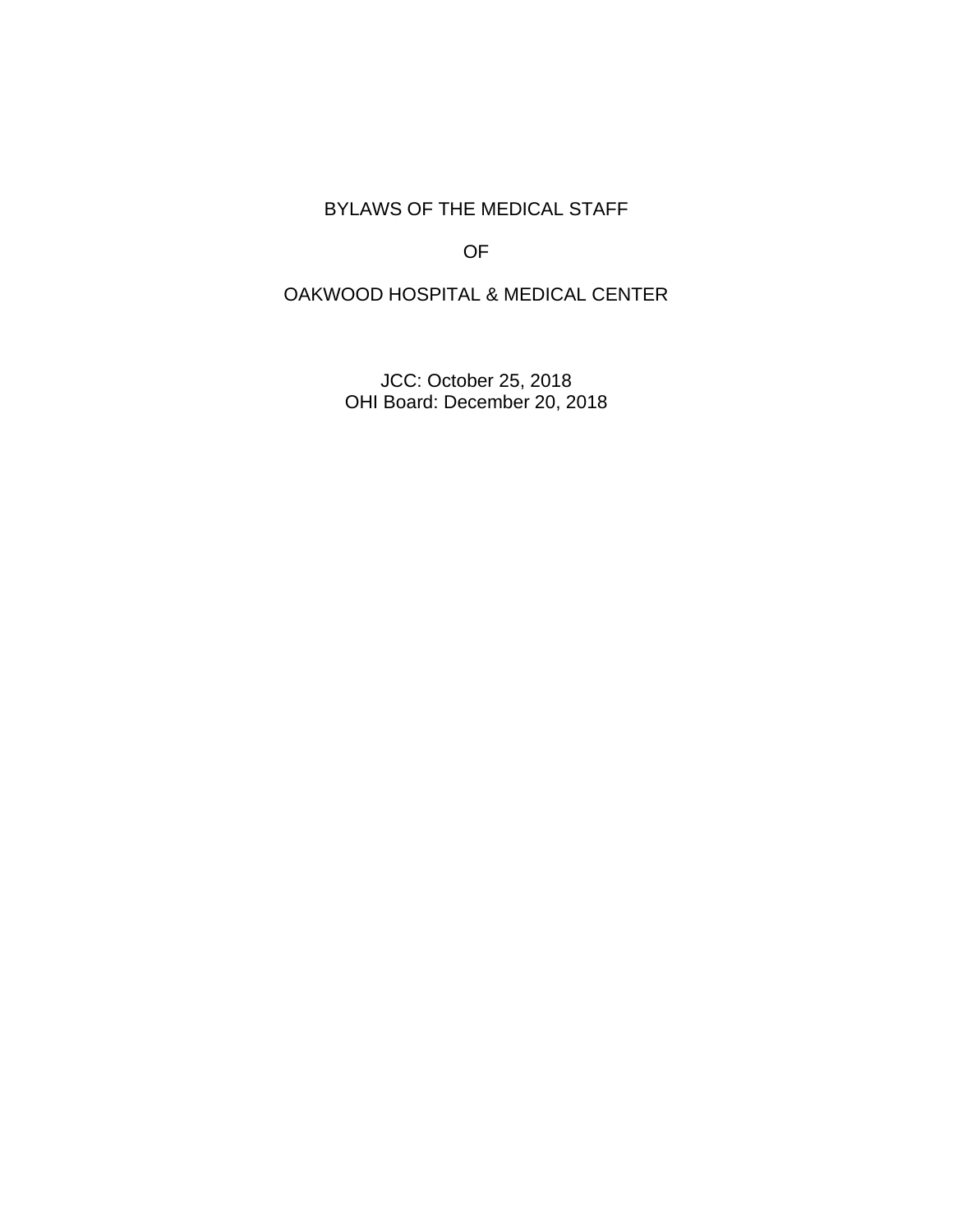# BYLAWS OF THE MEDICAL STAFF

# OF

# OAKWOOD HOSPITAL & MEDICAL CENTER

JCC: October 25, 2018
OHI Board: December 20, 2018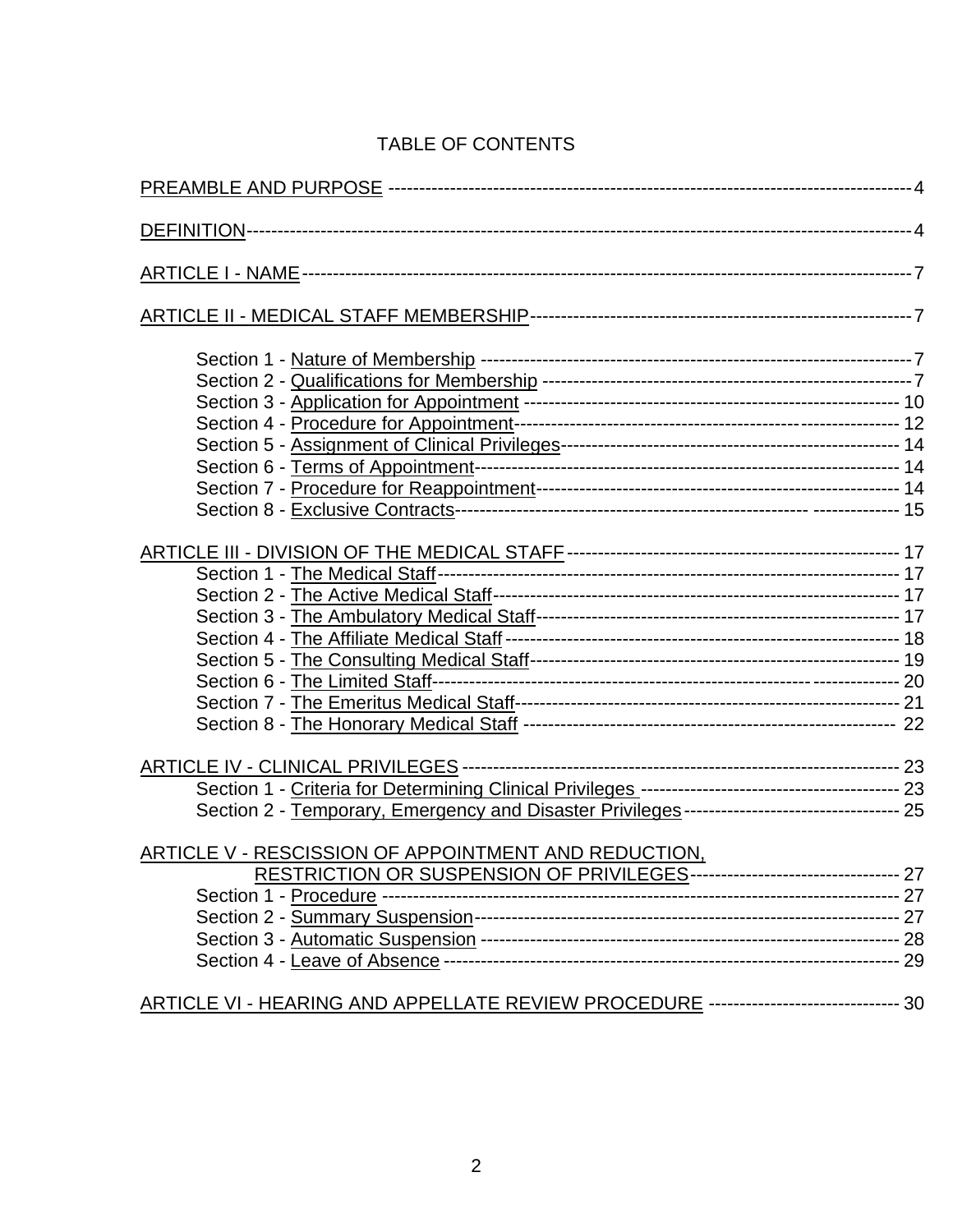# TABLE OF CONTENTS

PREAMBLE AND PURPOSE ---------------------------------------------------------------------------------- 4

DEFINITION---------------------------------------------------------------------------------------------------------- 4

ARTICLE I - NAME ----------------------------------------------------------------------------------------------- 7

ARTICLE II - MEDICAL STAFF MEMBERSHIP------------------------------------------------------------ 7

- Section 1 - Nature of Membership ------------------------------------------------------------------------ 7
- Section 2 - Qualifications for Membership ---------------------------------------------------------------- 7
- Section 3 - Application for Appointment ----------------------------------------------------------------- 10
- Section 4 - Procedure for Appointment-------------------------------------------------------------------- 12
- Section 5 - Assignment of Clinical Privileges------------------------------------------------------------ 14
- Section 6 - Terms of Appointment------------------------------------------------------------------------- 14
- Section 7 - Procedure for Reappointment---------------------------------------------------------------- 14
- Section 8 - Exclusive Contracts---------------------------------------------------------------------------- 15

ARTICLE III - DIVISION OF THE MEDICAL STAFF ----------------------------------------------------- 17

- Section 1 - The Medical Staff------------------------------------------------------------------------------- 17
- Section 2 - The Active Medical Staff---------------------------------------------------------------------- 17
- Section 3 - The Ambulatory Medical Staff---------------------------------------------------------------- 17
- Section 4 - The Affiliate Medical Staff -------------------------------------------------------------------- 18
- Section 5 - The Consulting Medical Staff----------------------------------------------------------------- 19
- Section 6 - The Limited Staff------------------------------------------------------------------------------- 20
- Section 7 - The Emeritus Medical Staff------------------------------------------------------------------- 21
- Section 8 - The Honorary Medical Staff ------------------------------------------------------------------ 22

ARTICLE IV - CLINICAL PRIVILEGES ------------------------------------------------------------------ 23

- Section 1 - Criteria for Determining Clinical Privileges ------------------------------------------------- 23
- Section 2 - Temporary, Emergency and Disaster Privileges ------------------------------------------- 25

ARTICLE V - RESCISSION OF APPOINTMENT AND REDUCTION, RESTRICTION OR SUSPENSION OF PRIVILEGES---------------------------------- 27

- Section 1 - Procedure -------------------------------------------------------------------------------------- 27
- Section 2 - Summary Suspension-------------------------------------------------------------------------- 27
- Section 3 - Automatic Suspension ------------------------------------------------------------------------ 28
- Section 4 - Leave of Absence ----------------------------------------------------------------------------- 29

ARTICLE VI - HEARING AND APPELLATE REVIEW PROCEDURE ------------------------------- 30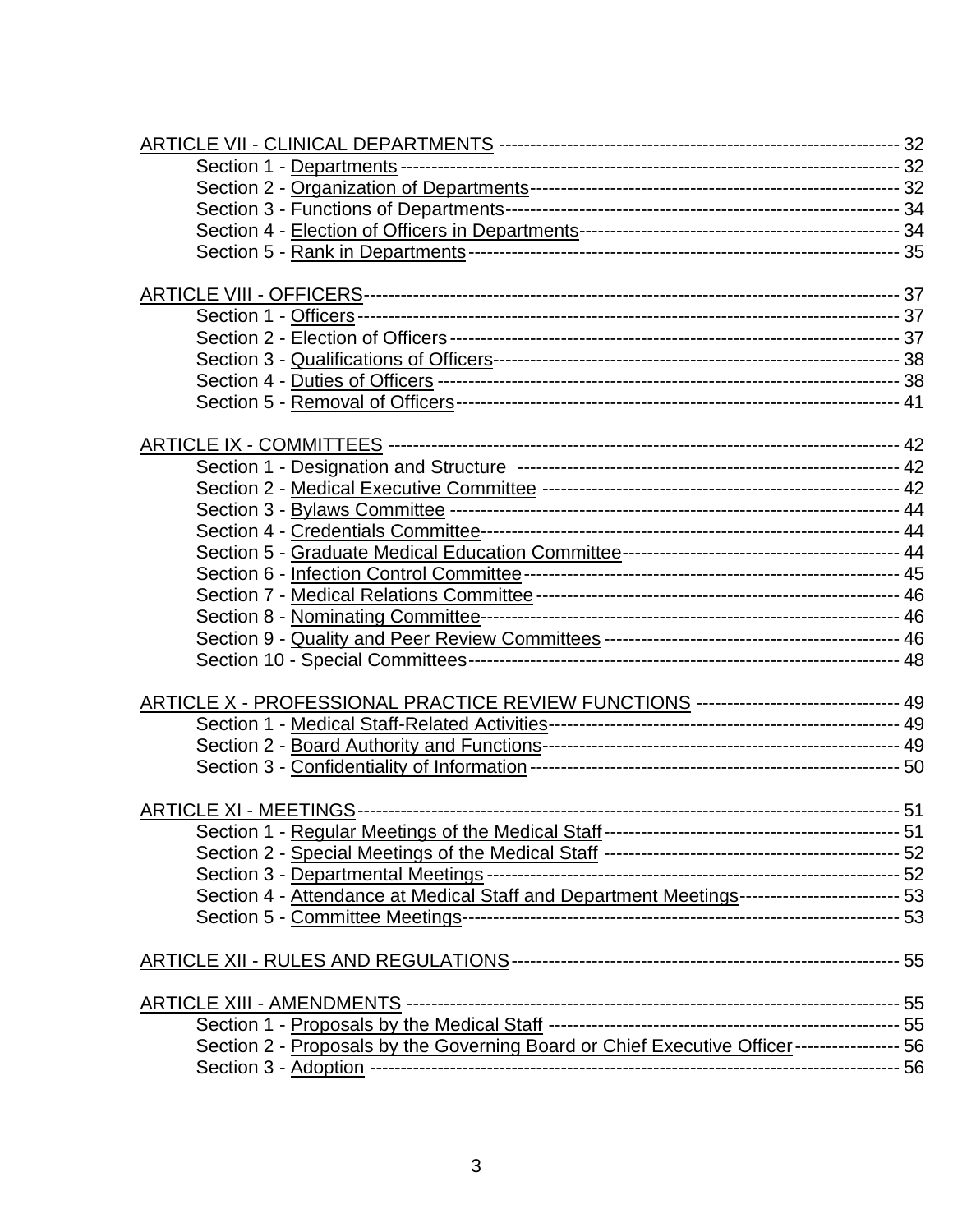ARTICLE VII - CLINICAL DEPARTMENTS ---------------------------------------------------------------- 32
- Section 1 - Departments -------------------------------------------------------------------------------- 32
- Section 2 - Organization of Departments----------------------------------------------------------- 32
- Section 3 - Functions of Departments--------------------------------------------------------------- 34
- Section 4 - Election of Officers in Departments--------------------------------------------------- 34
- Section 5 - Rank in Departments-------------------------------------------------------------------- 35

ARTICLE VIII - OFFICERS------------------------------------------------------------------------------- 37
- Section 1 - Officers--------------------------------------------------------------------------------------- 37
- Section 2 - Election of Officers----------------------------------------------------------------------- 37
- Section 3 - Qualifications of Officers---------------------------------------------------------------- 38
- Section 4 - Duties of Officers ------------------------------------------------------------------------- 38
- Section 5 - Removal of Officers----------------------------------------------------------------------- 41

ARTICLE IX - COMMITTEES ----------------------------------------------------------------------------- 42
- Section 1 - Designation and Structure --------------------------------------------------------------- 42
- Section 2 - Medical Executive Committee ---------------------------------------------------------- 42
- Section 3 - Bylaws Committee ------------------------------------------------------------------------ 44
- Section 4 - Credentials Committee------------------------------------------------------------------- 44
- Section 5 - Graduate Medical Education Committee-------------------------------------------- 44
- Section 6 - Infection Control Committee------------------------------------------------------------ 45
- Section 7 - Medical Relations Committee ---------------------------------------------------------- 46
- Section 8 - Nominating Committee------------------------------------------------------------------- 46
- Section 9 - Quality and Peer Review Committees ----------------------------------------------- 46
- Section 10 - Special Committees--------------------------------------------------------------------- 48

ARTICLE X - PROFESSIONAL PRACTICE REVIEW FUNCTIONS --------------------------------- 49
- Section 1 - Medical Staff-Related Activities--------------------------------------------------------- 49
- Section 2 - Board Authority and Functions--------------------------------------------------------- 49
- Section 3 - Confidentiality of Information ----------------------------------------------------------- 50

ARTICLE XI - MEETINGS--------------------------------------------------------------------------------- 51
- Section 1 - Regular Meetings of the Medical Staff------------------------------------------------ 51
- Section 2 - Special Meetings of the Medical Staff ------------------------------------------------ 52
- Section 3 - Departmental Meetings------------------------------------------------------------------ 52
- Section 4 - Attendance at Medical Staff and Department Meetings-------------------------- 53
- Section 5 - Committee Meetings---------------------------------------------------------------------- 53

ARTICLE XII - RULES AND REGULATIONS--------------------------------------------------------- 55

ARTICLE XIII - AMENDMENTS ------------------------------------------------------------------------- 55
- Section 1 - Proposals by the Medical Staff --------------------------------------------------------- 55
- Section 2 - Proposals by the Governing Board or Chief Executive Officer----------------- 56
- Section 3 - Adoption ------------------------------------------------------------------------------------ 56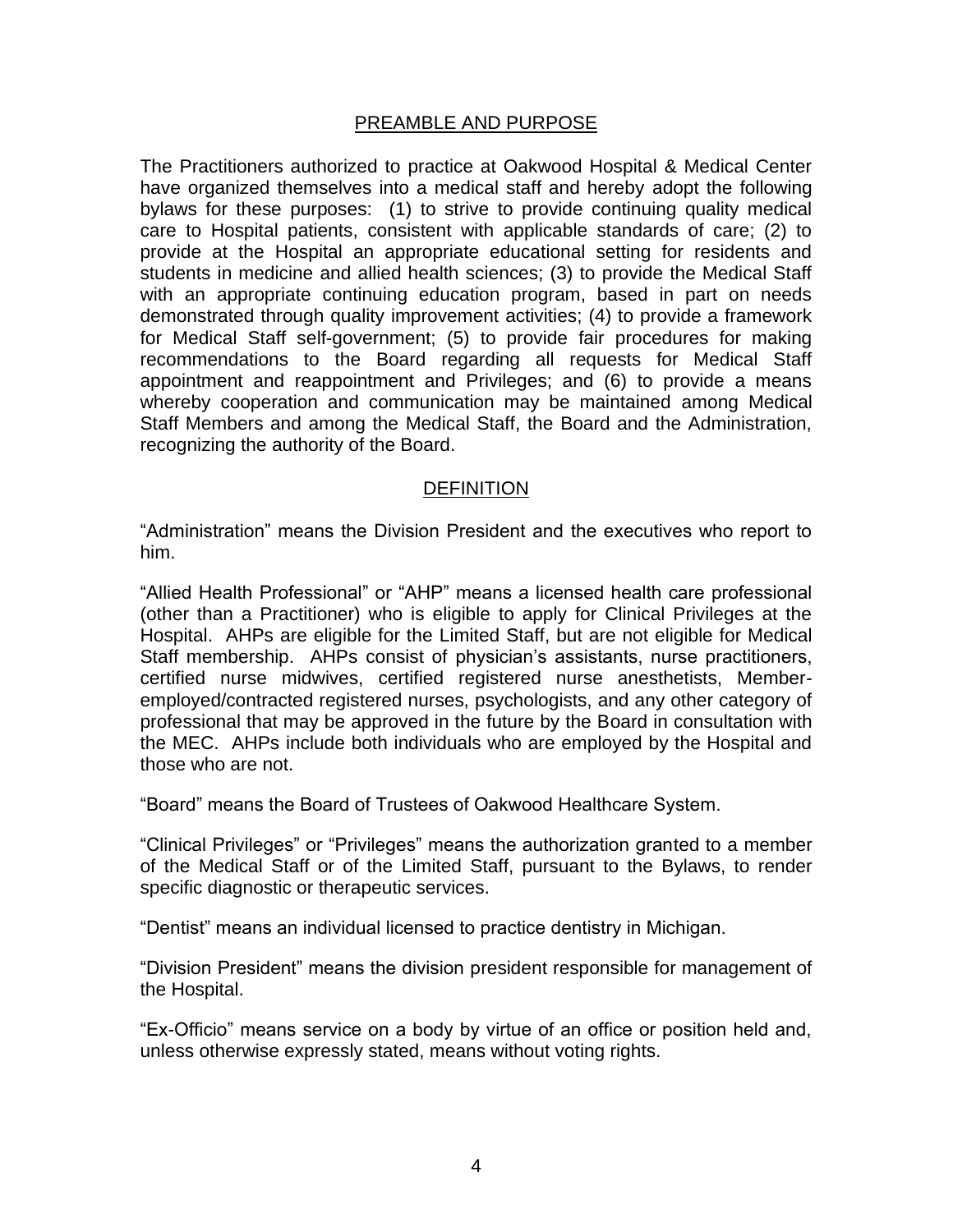## PREAMBLE AND PURPOSE

The Practitioners authorized to practice at Oakwood Hospital & Medical Center have organized themselves into a medical staff and hereby adopt the following bylaws for these purposes: (1) to strive to provide continuing quality medical care to Hospital patients, consistent with applicable standards of care; (2) to provide at the Hospital an appropriate educational setting for residents and students in medicine and allied health sciences; (3) to provide the Medical Staff with an appropriate continuing education program, based in part on needs demonstrated through quality improvement activities; (4) to provide a framework for Medical Staff self-government; (5) to provide fair procedures for making recommendations to the Board regarding all requests for Medical Staff appointment and reappointment and Privileges; and (6) to provide a means whereby cooperation and communication may be maintained among Medical Staff Members and among the Medical Staff, the Board and the Administration, recognizing the authority of the Board.

## DEFINITION

"Administration" means the Division President and the executives who report to him.

"Allied Health Professional" or "AHP" means a licensed health care professional (other than a Practitioner) who is eligible to apply for Clinical Privileges at the Hospital. AHPs are eligible for the Limited Staff, but are not eligible for Medical Staff membership. AHPs consist of physician's assistants, nurse practitioners, certified nurse midwives, certified registered nurse anesthetists, Member-employed/contracted registered nurses, psychologists, and any other category of professional that may be approved in the future by the Board in consultation with the MEC. AHPs include both individuals who are employed by the Hospital and those who are not.

"Board" means the Board of Trustees of Oakwood Healthcare System.

"Clinical Privileges" or "Privileges" means the authorization granted to a member of the Medical Staff or of the Limited Staff, pursuant to the Bylaws, to render specific diagnostic or therapeutic services.

"Dentist" means an individual licensed to practice dentistry in Michigan.

"Division President" means the division president responsible for management of the Hospital.

"Ex-Officio" means service on a body by virtue of an office or position held and, unless otherwise expressly stated, means without voting rights.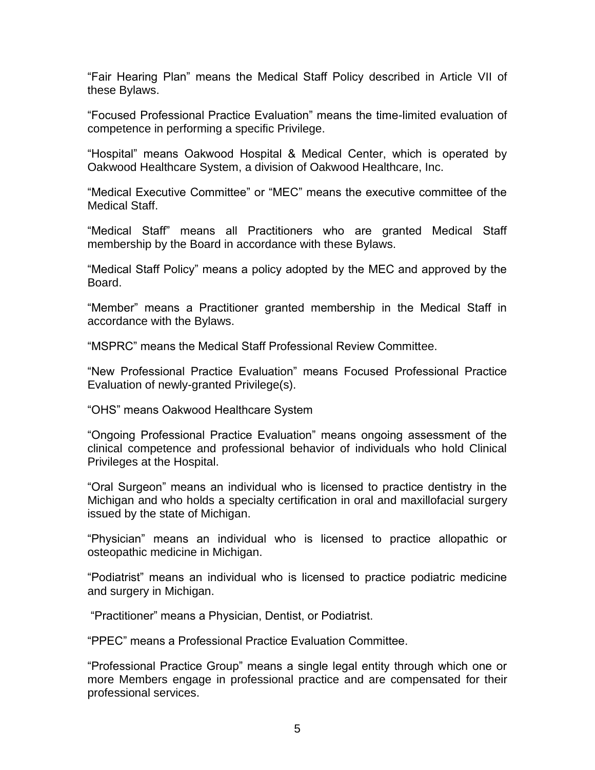"Fair Hearing Plan" means the Medical Staff Policy described in Article VII of these Bylaws.

"Focused Professional Practice Evaluation" means the time-limited evaluation of competence in performing a specific Privilege.

"Hospital" means Oakwood Hospital & Medical Center, which is operated by Oakwood Healthcare System, a division of Oakwood Healthcare, Inc.

"Medical Executive Committee" or "MEC" means the executive committee of the Medical Staff.

"Medical Staff" means all Practitioners who are granted Medical Staff membership by the Board in accordance with these Bylaws.

"Medical Staff Policy" means a policy adopted by the MEC and approved by the Board.

"Member" means a Practitioner granted membership in the Medical Staff in accordance with the Bylaws.

"MSPRC" means the Medical Staff Professional Review Committee.

"New Professional Practice Evaluation" means Focused Professional Practice Evaluation of newly-granted Privilege(s).

"OHS" means Oakwood Healthcare System

"Ongoing Professional Practice Evaluation" means ongoing assessment of the clinical competence and professional behavior of individuals who hold Clinical Privileges at the Hospital.

"Oral Surgeon" means an individual who is licensed to practice dentistry in the Michigan and who holds a specialty certification in oral and maxillofacial surgery issued by the state of Michigan.

"Physician" means an individual who is licensed to practice allopathic or osteopathic medicine in Michigan.

"Podiatrist" means an individual who is licensed to practice podiatric medicine and surgery in Michigan.

"Practitioner" means a Physician, Dentist, or Podiatrist.

"PPEC" means a Professional Practice Evaluation Committee.

"Professional Practice Group" means a single legal entity through which one or more Members engage in professional practice and are compensated for their professional services.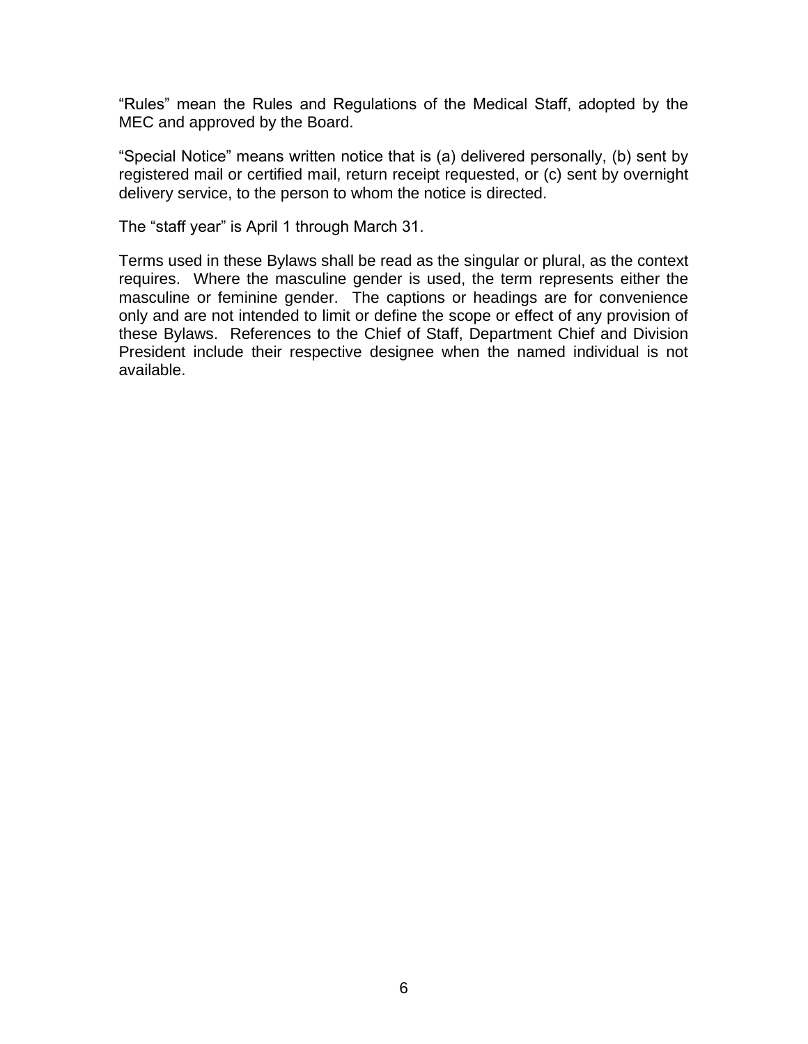"Rules" mean the Rules and Regulations of the Medical Staff, adopted by the MEC and approved by the Board.

"Special Notice" means written notice that is (a) delivered personally, (b) sent by registered mail or certified mail, return receipt requested, or (c) sent by overnight delivery service, to the person to whom the notice is directed.

The "staff year" is April 1 through March 31.

Terms used in these Bylaws shall be read as the singular or plural, as the context requires. Where the masculine gender is used, the term represents either the masculine or feminine gender. The captions or headings are for convenience only and are not intended to limit or define the scope or effect of any provision of these Bylaws. References to the Chief of Staff, Department Chief and Division President include their respective designee when the named individual is not available.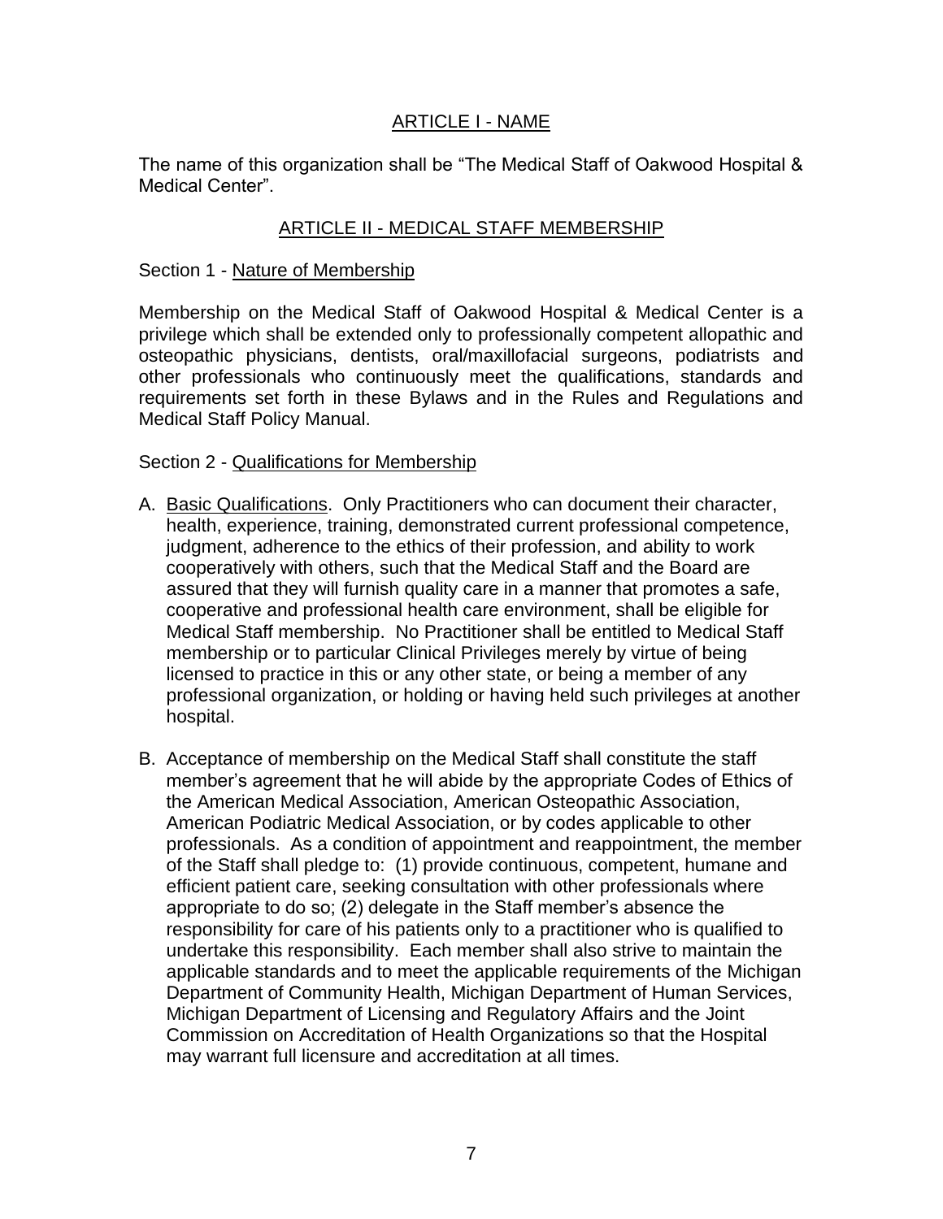## ARTICLE I - NAME

The name of this organization shall be "The Medical Staff of Oakwood Hospital & Medical Center".

## ARTICLE II - MEDICAL STAFF MEMBERSHIP

### Section 1 - Nature of Membership

Membership on the Medical Staff of Oakwood Hospital & Medical Center is a privilege which shall be extended only to professionally competent allopathic and osteopathic physicians, dentists, oral/maxillofacial surgeons, podiatrists and other professionals who continuously meet the qualifications, standards and requirements set forth in these Bylaws and in the Rules and Regulations and Medical Staff Policy Manual.

### Section 2 - Qualifications for Membership

A. Basic Qualifications. Only Practitioners who can document their character, health, experience, training, demonstrated current professional competence, judgment, adherence to the ethics of their profession, and ability to work cooperatively with others, such that the Medical Staff and the Board are assured that they will furnish quality care in a manner that promotes a safe, cooperative and professional health care environment, shall be eligible for Medical Staff membership. No Practitioner shall be entitled to Medical Staff membership or to particular Clinical Privileges merely by virtue of being licensed to practice in this or any other state, or being a member of any professional organization, or holding or having held such privileges at another hospital.

B. Acceptance of membership on the Medical Staff shall constitute the staff member's agreement that he will abide by the appropriate Codes of Ethics of the American Medical Association, American Osteopathic Association, American Podiatric Medical Association, or by codes applicable to other professionals. As a condition of appointment and reappointment, the member of the Staff shall pledge to: (1) provide continuous, competent, humane and efficient patient care, seeking consultation with other professionals where appropriate to do so; (2) delegate in the Staff member's absence the responsibility for care of his patients only to a practitioner who is qualified to undertake this responsibility. Each member shall also strive to maintain the applicable standards and to meet the applicable requirements of the Michigan Department of Community Health, Michigan Department of Human Services, Michigan Department of Licensing and Regulatory Affairs and the Joint Commission on Accreditation of Health Organizations so that the Hospital may warrant full licensure and accreditation at all times.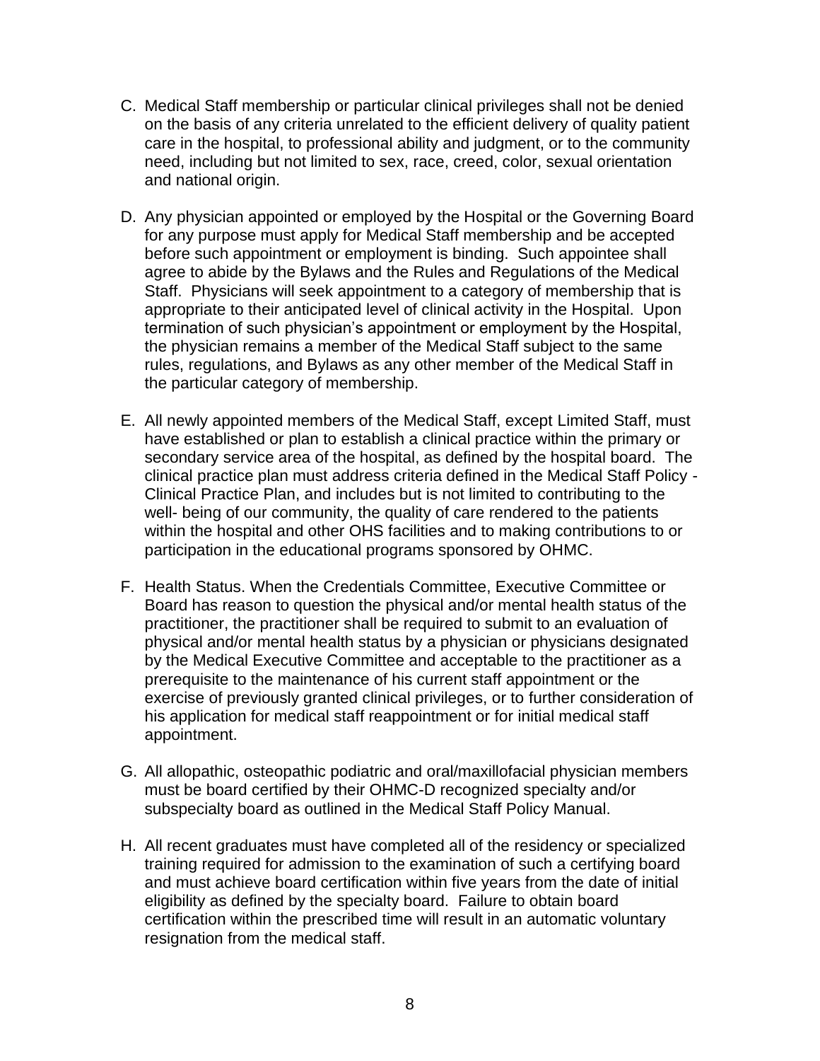C. Medical Staff membership or particular clinical privileges shall not be denied on the basis of any criteria unrelated to the efficient delivery of quality patient care in the hospital, to professional ability and judgment, or to the community need, including but not limited to sex, race, creed, color, sexual orientation and national origin.

D. Any physician appointed or employed by the Hospital or the Governing Board for any purpose must apply for Medical Staff membership and be accepted before such appointment or employment is binding. Such appointee shall agree to abide by the Bylaws and the Rules and Regulations of the Medical Staff. Physicians will seek appointment to a category of membership that is appropriate to their anticipated level of clinical activity in the Hospital. Upon termination of such physician's appointment or employment by the Hospital, the physician remains a member of the Medical Staff subject to the same rules, regulations, and Bylaws as any other member of the Medical Staff in the particular category of membership.

E. All newly appointed members of the Medical Staff, except Limited Staff, must have established or plan to establish a clinical practice within the primary or secondary service area of the hospital, as defined by the hospital board. The clinical practice plan must address criteria defined in the Medical Staff Policy - Clinical Practice Plan, and includes but is not limited to contributing to the well- being of our community, the quality of care rendered to the patients within the hospital and other OHS facilities and to making contributions to or participation in the educational programs sponsored by OHMC.

F. Health Status. When the Credentials Committee, Executive Committee or Board has reason to question the physical and/or mental health status of the practitioner, the practitioner shall be required to submit to an evaluation of physical and/or mental health status by a physician or physicians designated by the Medical Executive Committee and acceptable to the practitioner as a prerequisite to the maintenance of his current staff appointment or the exercise of previously granted clinical privileges, or to further consideration of his application for medical staff reappointment or for initial medical staff appointment.

G. All allopathic, osteopathic podiatric and oral/maxillofacial physician members must be board certified by their OHMC-D recognized specialty and/or subspecialty board as outlined in the Medical Staff Policy Manual.

H. All recent graduates must have completed all of the residency or specialized training required for admission to the examination of such a certifying board and must achieve board certification within five years from the date of initial eligibility as defined by the specialty board. Failure to obtain board certification within the prescribed time will result in an automatic voluntary resignation from the medical staff.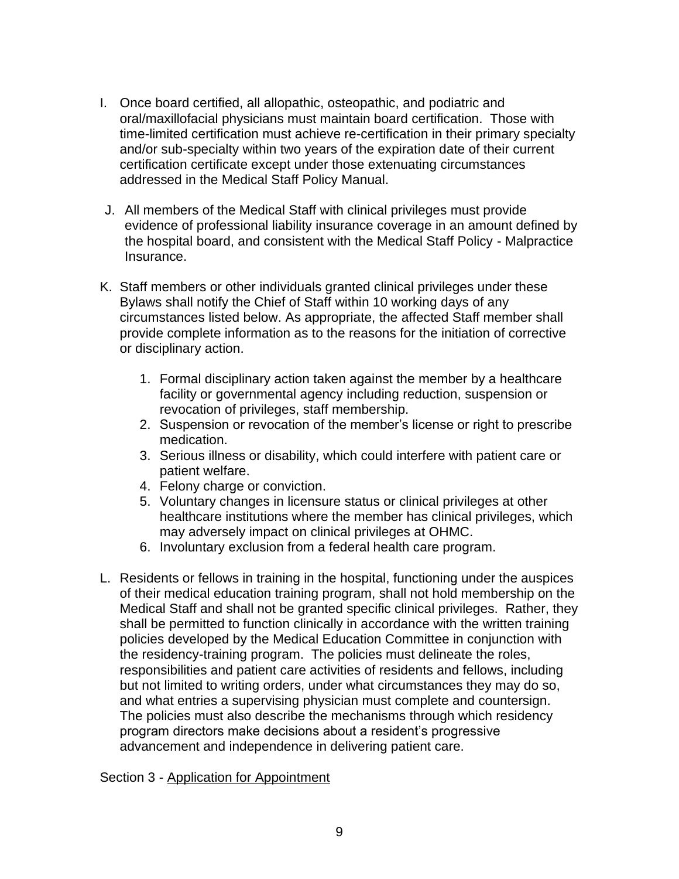I. Once board certified, all allopathic, osteopathic, and podiatric and oral/maxillofacial physicians must maintain board certification. Those with time-limited certification must achieve re-certification in their primary specialty and/or sub-specialty within two years of the expiration date of their current certification certificate except under those extenuating circumstances addressed in the Medical Staff Policy Manual.

J. All members of the Medical Staff with clinical privileges must provide evidence of professional liability insurance coverage in an amount defined by the hospital board, and consistent with the Medical Staff Policy - Malpractice Insurance.

K. Staff members or other individuals granted clinical privileges under these Bylaws shall notify the Chief of Staff within 10 working days of any circumstances listed below. As appropriate, the affected Staff member shall provide complete information as to the reasons for the initiation of corrective or disciplinary action.

   1. Formal disciplinary action taken against the member by a healthcare facility or governmental agency including reduction, suspension or revocation of privileges, staff membership.
   2. Suspension or revocation of the member's license or right to prescribe medication.
   3. Serious illness or disability, which could interfere with patient care or patient welfare.
   4. Felony charge or conviction.
   5. Voluntary changes in licensure status or clinical privileges at other healthcare institutions where the member has clinical privileges, which may adversely impact on clinical privileges at OHMC.
   6. Involuntary exclusion from a federal health care program.

L. Residents or fellows in training in the hospital, functioning under the auspices of their medical education training program, shall not hold membership on the Medical Staff and shall not be granted specific clinical privileges. Rather, they shall be permitted to function clinically in accordance with the written training policies developed by the Medical Education Committee in conjunction with the residency-training program. The policies must delineate the roles, responsibilities and patient care activities of residents and fellows, including but not limited to writing orders, under what circumstances they may do so, and what entries a supervising physician must complete and countersign. The policies must also describe the mechanisms through which residency program directors make decisions about a resident's progressive advancement and independence in delivering patient care.

Section 3 - <u>Application for Appointment</u>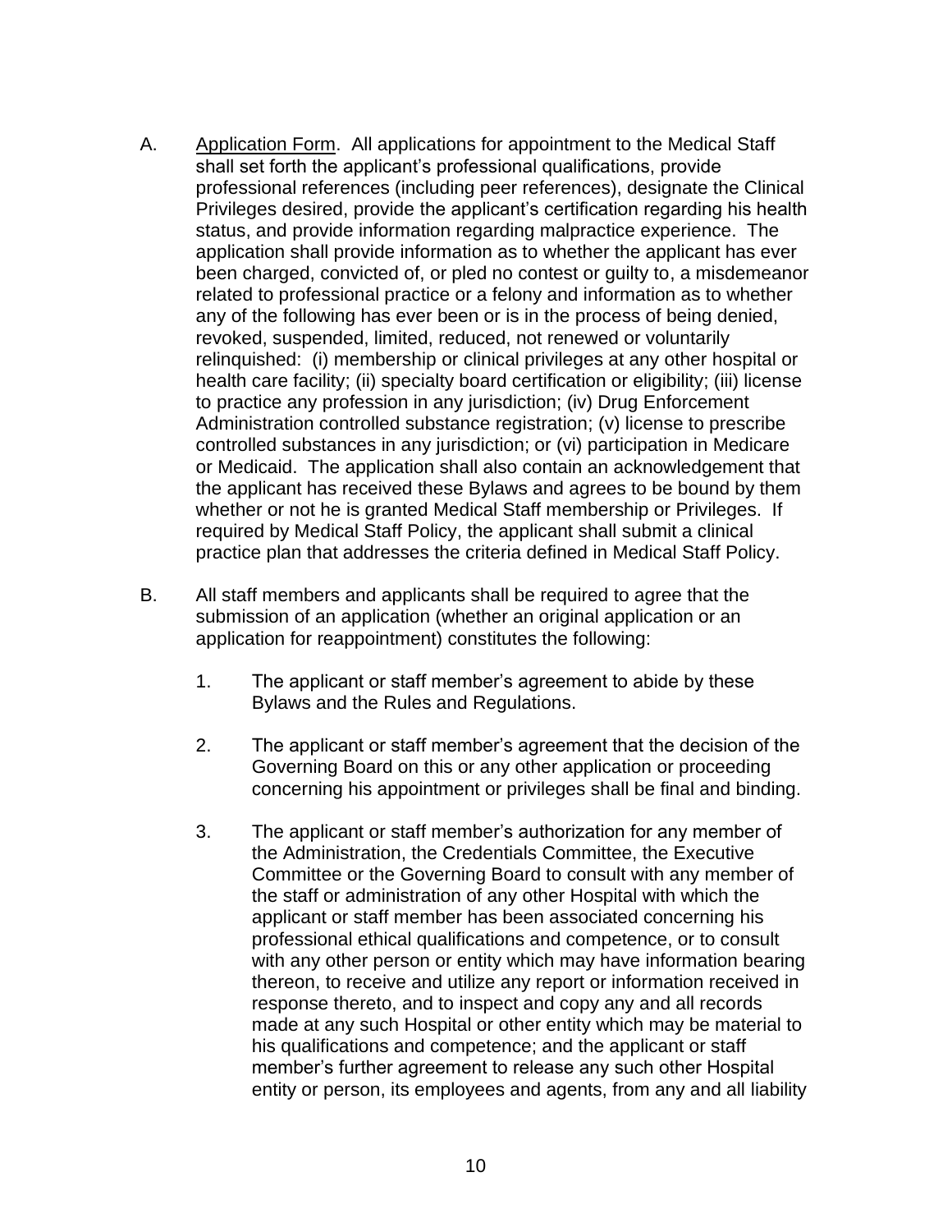A. <u>Application Form</u>. All applications for appointment to the Medical Staff shall set forth the applicant's professional qualifications, provide professional references (including peer references), designate the Clinical Privileges desired, provide the applicant's certification regarding his health status, and provide information regarding malpractice experience. The application shall provide information as to whether the applicant has ever been charged, convicted of, or pled no contest or guilty to, a misdemeanor related to professional practice or a felony and information as to whether any of the following has ever been or is in the process of being denied, revoked, suspended, limited, reduced, not renewed or voluntarily relinquished: (i) membership or clinical privileges at any other hospital or health care facility; (ii) specialty board certification or eligibility; (iii) license to practice any profession in any jurisdiction; (iv) Drug Enforcement Administration controlled substance registration; (v) license to prescribe controlled substances in any jurisdiction; or (vi) participation in Medicare or Medicaid. The application shall also contain an acknowledgement that the applicant has received these Bylaws and agrees to be bound by them whether or not he is granted Medical Staff membership or Privileges. If required by Medical Staff Policy, the applicant shall submit a clinical practice plan that addresses the criteria defined in Medical Staff Policy.

B. All staff members and applicants shall be required to agree that the submission of an application (whether an original application or an application for reappointment) constitutes the following:

1. The applicant or staff member's agreement to abide by these Bylaws and the Rules and Regulations.

2. The applicant or staff member's agreement that the decision of the Governing Board on this or any other application or proceeding concerning his appointment or privileges shall be final and binding.

3. The applicant or staff member's authorization for any member of the Administration, the Credentials Committee, the Executive Committee or the Governing Board to consult with any member of the staff or administration of any other Hospital with which the applicant or staff member has been associated concerning his professional ethical qualifications and competence, or to consult with any other person or entity which may have information bearing thereon, to receive and utilize any report or information received in response thereto, and to inspect and copy any and all records made at any such Hospital or other entity which may be material to his qualifications and competence; and the applicant or staff member's further agreement to release any such other Hospital entity or person, its employees and agents, from any and all liability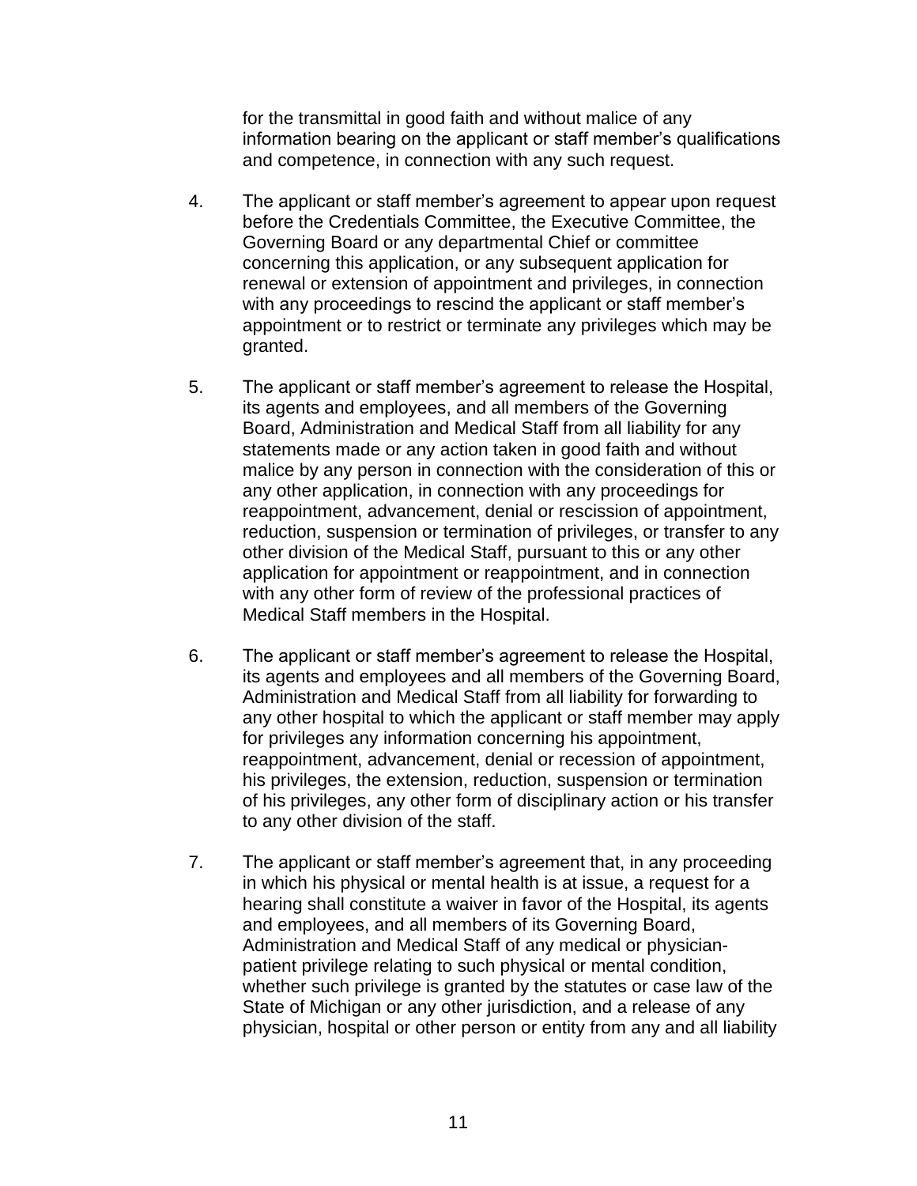for the transmittal in good faith and without malice of any information bearing on the applicant or staff member's qualifications and competence, in connection with any such request.

4. The applicant or staff member's agreement to appear upon request before the Credentials Committee, the Executive Committee, the Governing Board or any departmental Chief or committee concerning this application, or any subsequent application for renewal or extension of appointment and privileges, in connection with any proceedings to rescind the applicant or staff member's appointment or to restrict or terminate any privileges which may be granted.

5. The applicant or staff member's agreement to release the Hospital, its agents and employees, and all members of the Governing Board, Administration and Medical Staff from all liability for any statements made or any action taken in good faith and without malice by any person in connection with the consideration of this or any other application, in connection with any proceedings for reappointment, advancement, denial or rescission of appointment, reduction, suspension or termination of privileges, or transfer to any other division of the Medical Staff, pursuant to this or any other application for appointment or reappointment, and in connection with any other form of review of the professional practices of Medical Staff members in the Hospital.

6. The applicant or staff member's agreement to release the Hospital, its agents and employees and all members of the Governing Board, Administration and Medical Staff from all liability for forwarding to any other hospital to which the applicant or staff member may apply for privileges any information concerning his appointment, reappointment, advancement, denial or recession of appointment, his privileges, the extension, reduction, suspension or termination of his privileges, any other form of disciplinary action or his transfer to any other division of the staff.

7. The applicant or staff member's agreement that, in any proceeding in which his physical or mental health is at issue, a request for a hearing shall constitute a waiver in favor of the Hospital, its agents and employees, and all members of its Governing Board, Administration and Medical Staff of any medical or physician-patient privilege relating to such physical or mental condition, whether such privilege is granted by the statutes or case law of the State of Michigan or any other jurisdiction, and a release of any physician, hospital or other person or entity from any and all liability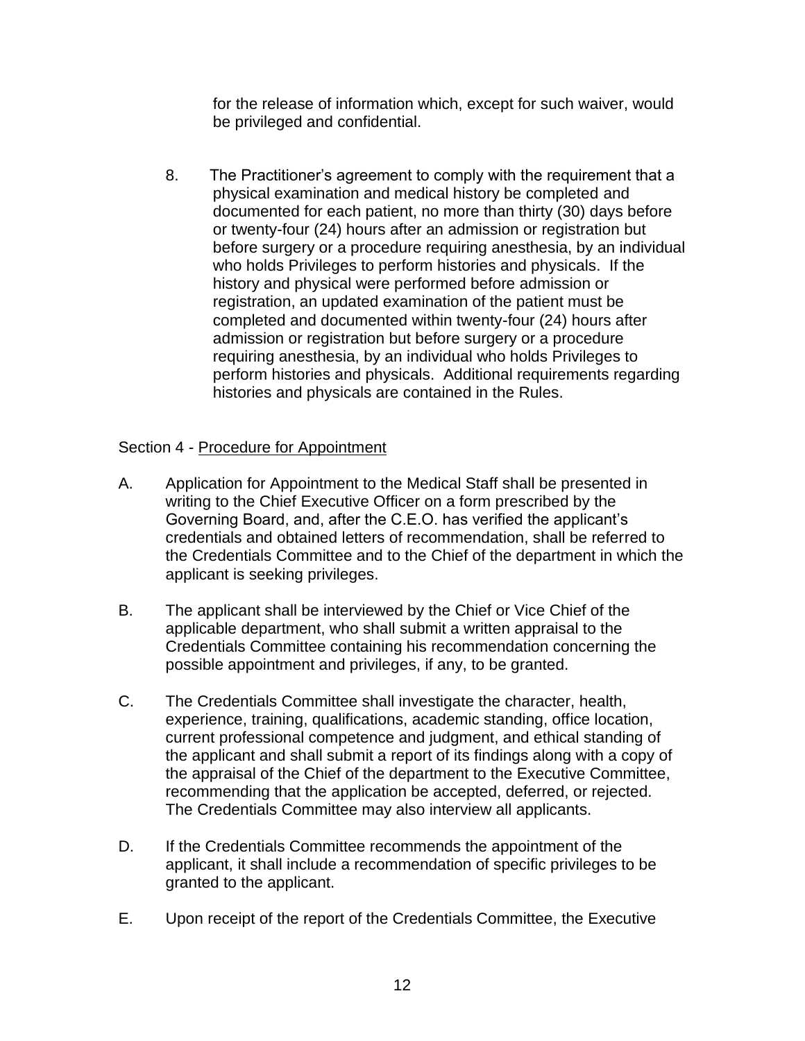for the release of information which, except for such waiver, would be privileged and confidential.

8. The Practitioner's agreement to comply with the requirement that a physical examination and medical history be completed and documented for each patient, no more than thirty (30) days before or twenty-four (24) hours after an admission or registration but before surgery or a procedure requiring anesthesia, by an individual who holds Privileges to perform histories and physicals. If the history and physical were performed before admission or registration, an updated examination of the patient must be completed and documented within twenty-four (24) hours after admission or registration but before surgery or a procedure requiring anesthesia, by an individual who holds Privileges to perform histories and physicals. Additional requirements regarding histories and physicals are contained in the Rules.

Section 4 - Procedure for Appointment

A. Application for Appointment to the Medical Staff shall be presented in writing to the Chief Executive Officer on a form prescribed by the Governing Board, and, after the C.E.O. has verified the applicant's credentials and obtained letters of recommendation, shall be referred to the Credentials Committee and to the Chief of the department in which the applicant is seeking privileges.

B. The applicant shall be interviewed by the Chief or Vice Chief of the applicable department, who shall submit a written appraisal to the Credentials Committee containing his recommendation concerning the possible appointment and privileges, if any, to be granted.

C. The Credentials Committee shall investigate the character, health, experience, training, qualifications, academic standing, office location, current professional competence and judgment, and ethical standing of the applicant and shall submit a report of its findings along with a copy of the appraisal of the Chief of the department to the Executive Committee, recommending that the application be accepted, deferred, or rejected. The Credentials Committee may also interview all applicants.

D. If the Credentials Committee recommends the appointment of the applicant, it shall include a recommendation of specific privileges to be granted to the applicant.

E. Upon receipt of the report of the Credentials Committee, the Executive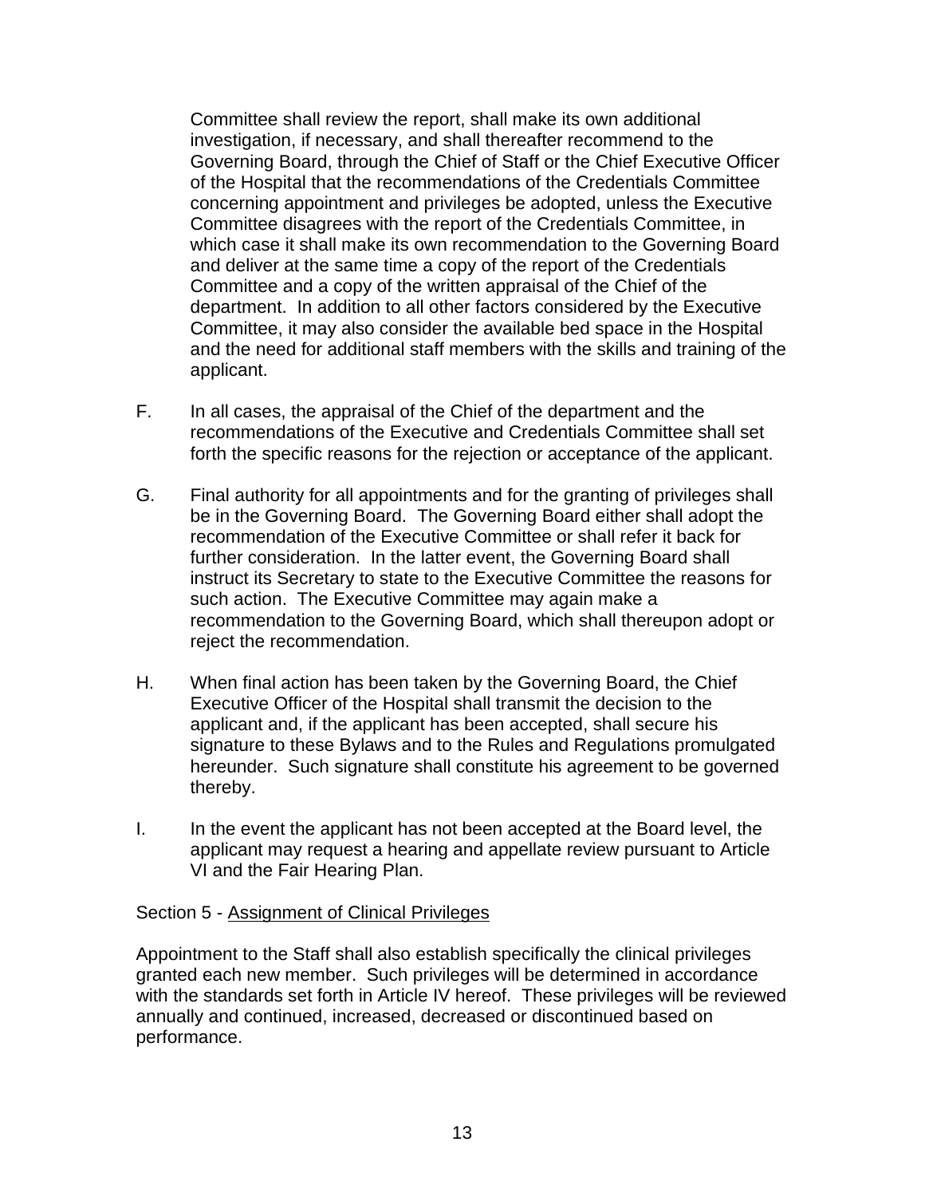Committee shall review the report, shall make its own additional investigation, if necessary, and shall thereafter recommend to the Governing Board, through the Chief of Staff or the Chief Executive Officer of the Hospital that the recommendations of the Credentials Committee concerning appointment and privileges be adopted, unless the Executive Committee disagrees with the report of the Credentials Committee, in which case it shall make its own recommendation to the Governing Board and deliver at the same time a copy of the report of the Credentials Committee and a copy of the written appraisal of the Chief of the department. In addition to all other factors considered by the Executive Committee, it may also consider the available bed space in the Hospital and the need for additional staff members with the skills and training of the applicant.

F. In all cases, the appraisal of the Chief of the department and the recommendations of the Executive and Credentials Committee shall set forth the specific reasons for the rejection or acceptance of the applicant.

G. Final authority for all appointments and for the granting of privileges shall be in the Governing Board. The Governing Board either shall adopt the recommendation of the Executive Committee or shall refer it back for further consideration. In the latter event, the Governing Board shall instruct its Secretary to state to the Executive Committee the reasons for such action. The Executive Committee may again make a recommendation to the Governing Board, which shall thereupon adopt or reject the recommendation.

H. When final action has been taken by the Governing Board, the Chief Executive Officer of the Hospital shall transmit the decision to the applicant and, if the applicant has been accepted, shall secure his signature to these Bylaws and to the Rules and Regulations promulgated hereunder. Such signature shall constitute his agreement to be governed thereby.

I. In the event the applicant has not been accepted at the Board level, the applicant may request a hearing and appellate review pursuant to Article VI and the Fair Hearing Plan.

Section 5 - Assignment of Clinical Privileges

Appointment to the Staff shall also establish specifically the clinical privileges granted each new member. Such privileges will be determined in accordance with the standards set forth in Article IV hereof. These privileges will be reviewed annually and continued, increased, decreased or discontinued based on performance.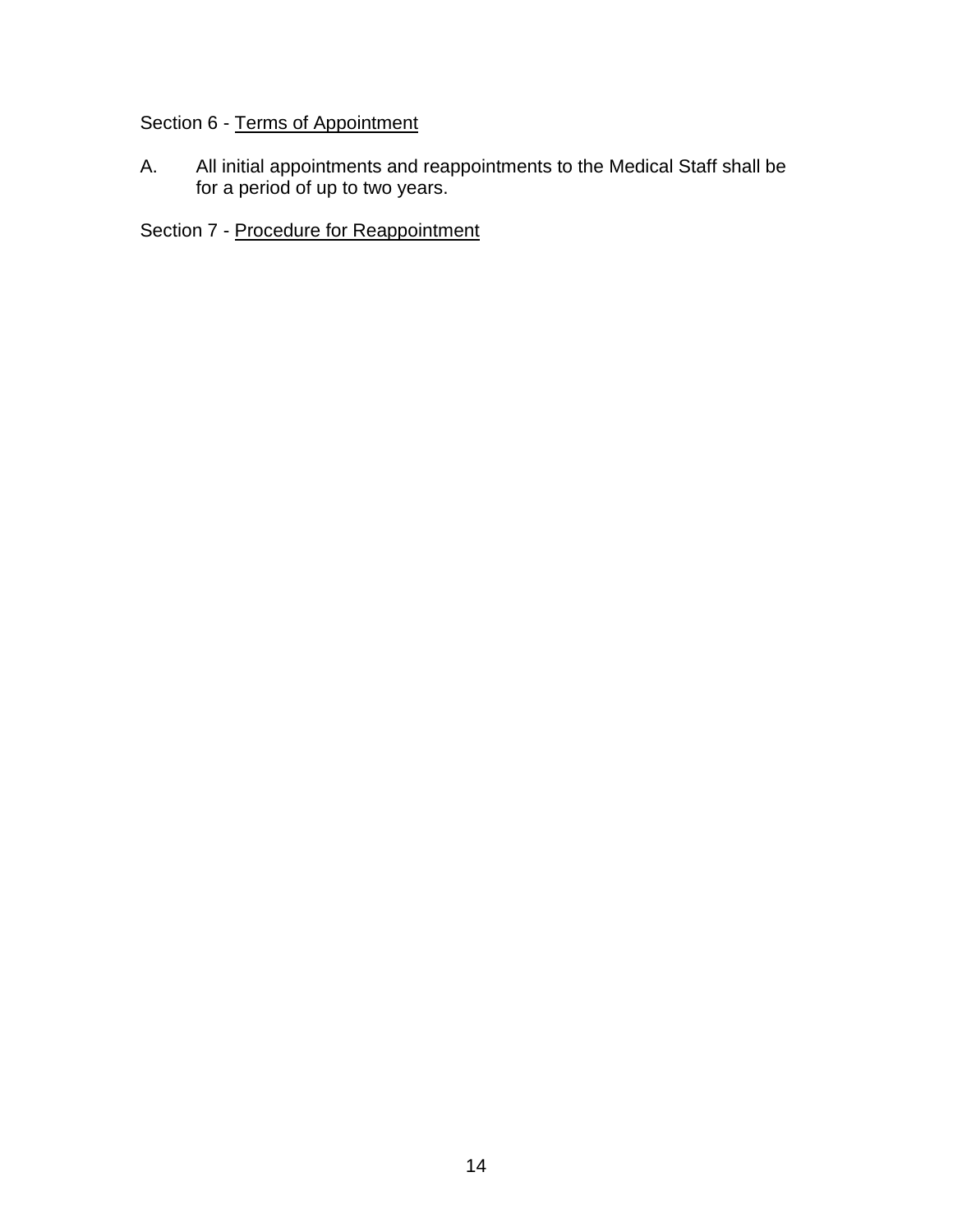Section 6 - <u>Terms of Appointment</u>

A. All initial appointments and reappointments to the Medical Staff shall be for a period of up to two years.

Section 7 - <u>Procedure for Reappointment</u>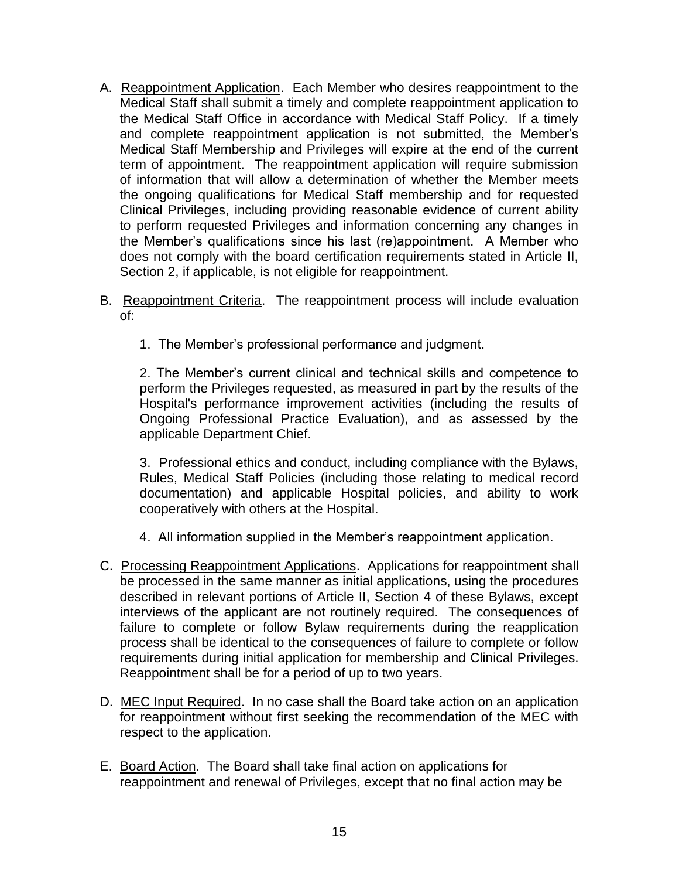A. Reappointment Application. Each Member who desires reappointment to the Medical Staff shall submit a timely and complete reappointment application to the Medical Staff Office in accordance with Medical Staff Policy. If a timely and complete reappointment application is not submitted, the Member's Medical Staff Membership and Privileges will expire at the end of the current term of appointment. The reappointment application will require submission of information that will allow a determination of whether the Member meets the ongoing qualifications for Medical Staff membership and for requested Clinical Privileges, including providing reasonable evidence of current ability to perform requested Privileges and information concerning any changes in the Member's qualifications since his last (re)appointment. A Member who does not comply with the board certification requirements stated in Article II, Section 2, if applicable, is not eligible for reappointment.

B. Reappointment Criteria. The reappointment process will include evaluation of:

1. The Member's professional performance and judgment.

2. The Member's current clinical and technical skills and competence to perform the Privileges requested, as measured in part by the results of the Hospital's performance improvement activities (including the results of Ongoing Professional Practice Evaluation), and as assessed by the applicable Department Chief.

3. Professional ethics and conduct, including compliance with the Bylaws, Rules, Medical Staff Policies (including those relating to medical record documentation) and applicable Hospital policies, and ability to work cooperatively with others at the Hospital.

4. All information supplied in the Member's reappointment application.

C. Processing Reappointment Applications. Applications for reappointment shall be processed in the same manner as initial applications, using the procedures described in relevant portions of Article II, Section 4 of these Bylaws, except interviews of the applicant are not routinely required. The consequences of failure to complete or follow Bylaw requirements during the reapplication process shall be identical to the consequences of failure to complete or follow requirements during initial application for membership and Clinical Privileges. Reappointment shall be for a period of up to two years.

D. MEC Input Required. In no case shall the Board take action on an application for reappointment without first seeking the recommendation of the MEC with respect to the application.

E. Board Action. The Board shall take final action on applications for reappointment and renewal of Privileges, except that no final action may be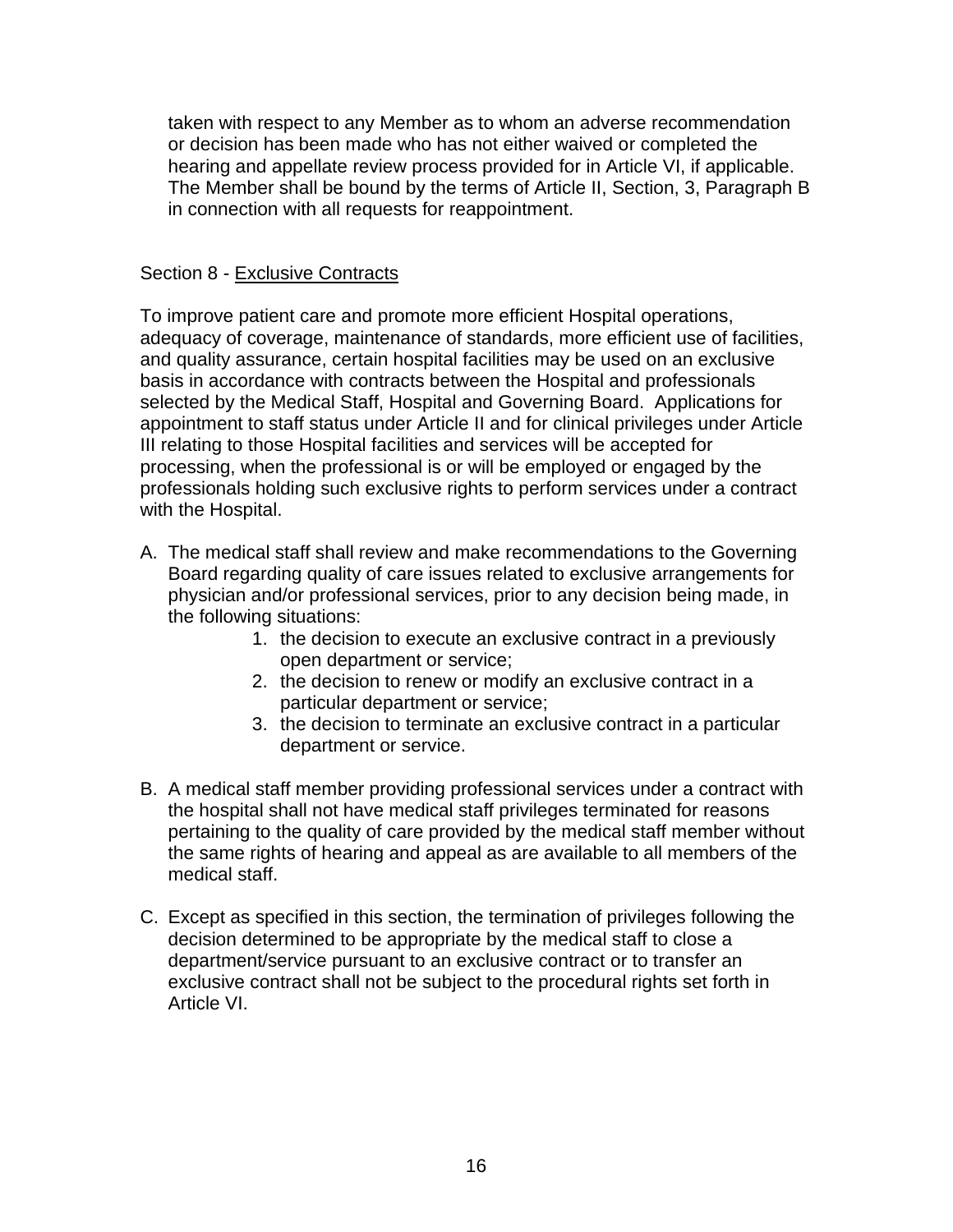taken with respect to any Member as to whom an adverse recommendation or decision has been made who has not either waived or completed the hearing and appellate review process provided for in Article VI, if applicable. The Member shall be bound by the terms of Article II, Section, 3, Paragraph B in connection with all requests for reappointment.

Section 8 - <u>Exclusive Contracts</u>

To improve patient care and promote more efficient Hospital operations, adequacy of coverage, maintenance of standards, more efficient use of facilities, and quality assurance, certain hospital facilities may be used on an exclusive basis in accordance with contracts between the Hospital and professionals selected by the Medical Staff, Hospital and Governing Board. Applications for appointment to staff status under Article II and for clinical privileges under Article III relating to those Hospital facilities and services will be accepted for processing, when the professional is or will be employed or engaged by the professionals holding such exclusive rights to perform services under a contract with the Hospital.

A. The medical staff shall review and make recommendations to the Governing Board regarding quality of care issues related to exclusive arrangements for physician and/or professional services, prior to any decision being made, in the following situations:
    1. the decision to execute an exclusive contract in a previously open department or service;
    2. the decision to renew or modify an exclusive contract in a particular department or service;
    3. the decision to terminate an exclusive contract in a particular department or service.

B. A medical staff member providing professional services under a contract with the hospital shall not have medical staff privileges terminated for reasons pertaining to the quality of care provided by the medical staff member without the same rights of hearing and appeal as are available to all members of the medical staff.

C. Except as specified in this section, the termination of privileges following the decision determined to be appropriate by the medical staff to close a department/service pursuant to an exclusive contract or to transfer an exclusive contract shall not be subject to the procedural rights set forth in Article VI.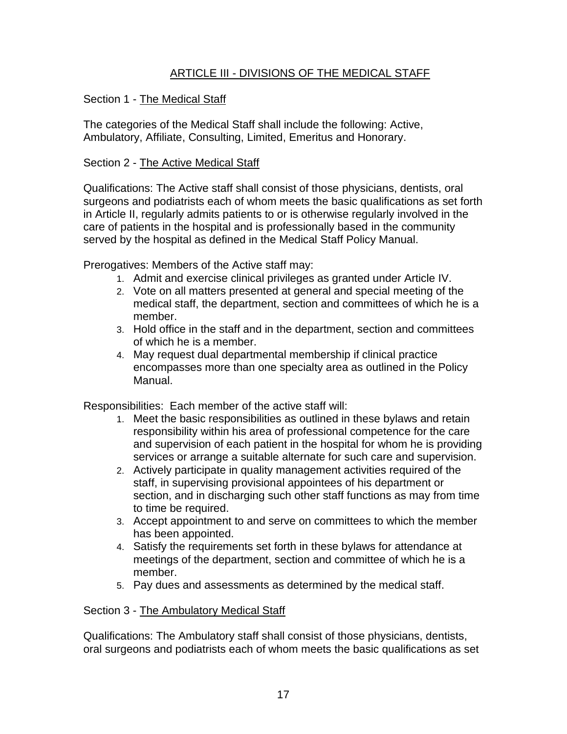## ARTICLE III - DIVISIONS OF THE MEDICAL STAFF

Section 1 - The Medical Staff

The categories of the Medical Staff shall include the following: Active, Ambulatory, Affiliate, Consulting, Limited, Emeritus and Honorary.

Section 2 - The Active Medical Staff

Qualifications: The Active staff shall consist of those physicians, dentists, oral surgeons and podiatrists each of whom meets the basic qualifications as set forth in Article II, regularly admits patients to or is otherwise regularly involved in the care of patients in the hospital and is professionally based in the community served by the hospital as defined in the Medical Staff Policy Manual.

Prerogatives: Members of the Active staff may:

1. Admit and exercise clinical privileges as granted under Article IV.
2. Vote on all matters presented at general and special meeting of the medical staff, the department, section and committees of which he is a member.
3. Hold office in the staff and in the department, section and committees of which he is a member.
4. May request dual departmental membership if clinical practice encompasses more than one specialty area as outlined in the Policy Manual.

Responsibilities: Each member of the active staff will:

1. Meet the basic responsibilities as outlined in these bylaws and retain responsibility within his area of professional competence for the care and supervision of each patient in the hospital for whom he is providing services or arrange a suitable alternate for such care and supervision.
2. Actively participate in quality management activities required of the staff, in supervising provisional appointees of his department or section, and in discharging such other staff functions as may from time to time be required.
3. Accept appointment to and serve on committees to which the member has been appointed.
4. Satisfy the requirements set forth in these bylaws for attendance at meetings of the department, section and committee of which he is a member.
5. Pay dues and assessments as determined by the medical staff.

Section 3 - The Ambulatory Medical Staff

Qualifications: The Ambulatory staff shall consist of those physicians, dentists, oral surgeons and podiatrists each of whom meets the basic qualifications as set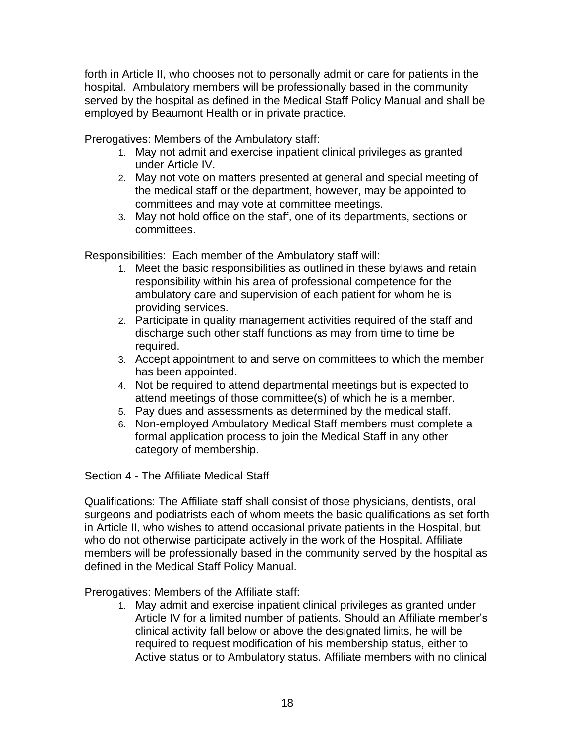forth in Article II, who chooses not to personally admit or care for patients in the hospital. Ambulatory members will be professionally based in the community served by the hospital as defined in the Medical Staff Policy Manual and shall be employed by Beaumont Health or in private practice.

Prerogatives: Members of the Ambulatory staff:

1. May not admit and exercise inpatient clinical privileges as granted under Article IV.
2. May not vote on matters presented at general and special meeting of the medical staff or the department, however, may be appointed to committees and may vote at committee meetings.
3. May not hold office on the staff, one of its departments, sections or committees.

Responsibilities: Each member of the Ambulatory staff will:

1. Meet the basic responsibilities as outlined in these bylaws and retain responsibility within his area of professional competence for the ambulatory care and supervision of each patient for whom he is providing services.
2. Participate in quality management activities required of the staff and discharge such other staff functions as may from time to time be required.
3. Accept appointment to and serve on committees to which the member has been appointed.
4. Not be required to attend departmental meetings but is expected to attend meetings of those committee(s) of which he is a member.
5. Pay dues and assessments as determined by the medical staff.
6. Non-employed Ambulatory Medical Staff members must complete a formal application process to join the Medical Staff in any other category of membership.

Section 4 - The Affiliate Medical Staff

Qualifications: The Affiliate staff shall consist of those physicians, dentists, oral surgeons and podiatrists each of whom meets the basic qualifications as set forth in Article II, who wishes to attend occasional private patients in the Hospital, but who do not otherwise participate actively in the work of the Hospital. Affiliate members will be professionally based in the community served by the hospital as defined in the Medical Staff Policy Manual.

Prerogatives: Members of the Affiliate staff:

1. May admit and exercise inpatient clinical privileges as granted under Article IV for a limited number of patients. Should an Affiliate member's clinical activity fall below or above the designated limits, he will be required to request modification of his membership status, either to Active status or to Ambulatory status. Affiliate members with no clinical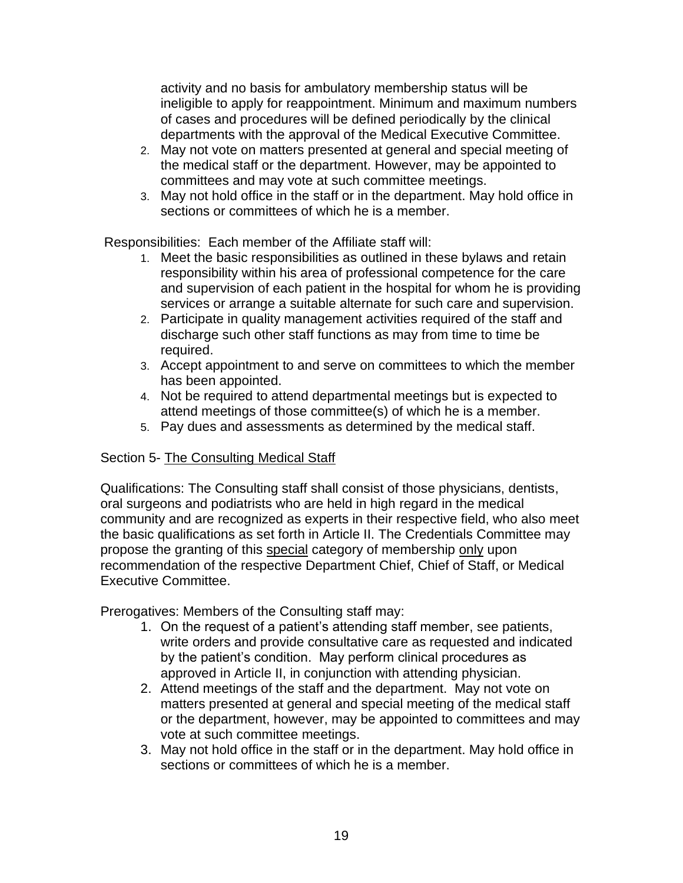activity and no basis for ambulatory membership status will be ineligible to apply for reappointment. Minimum and maximum numbers of cases and procedures will be defined periodically by the clinical departments with the approval of the Medical Executive Committee.

2. May not vote on matters presented at general and special meeting of the medical staff or the department. However, may be appointed to committees and may vote at such committee meetings.
3. May not hold office in the staff or in the department. May hold office in sections or committees of which he is a member.

Responsibilities: Each member of the Affiliate staff will:

1. Meet the basic responsibilities as outlined in these bylaws and retain responsibility within his area of professional competence for the care and supervision of each patient in the hospital for whom he is providing services or arrange a suitable alternate for such care and supervision.
2. Participate in quality management activities required of the staff and discharge such other staff functions as may from time to time be required.
3. Accept appointment to and serve on committees to which the member has been appointed.
4. Not be required to attend departmental meetings but is expected to attend meetings of those committee(s) of which he is a member.
5. Pay dues and assessments as determined by the medical staff.

Section 5- <u>The Consulting Medical Staff</u>

Qualifications: The Consulting staff shall consist of those physicians, dentists, oral surgeons and podiatrists who are held in high regard in the medical community and are recognized as experts in their respective field, who also meet the basic qualifications as set forth in Article II. The Credentials Committee may propose the granting of this <u>special</u> category of membership <u>only</u> upon recommendation of the respective Department Chief, Chief of Staff, or Medical Executive Committee.

Prerogatives: Members of the Consulting staff may:

1. On the request of a patient's attending staff member, see patients, write orders and provide consultative care as requested and indicated by the patient's condition. May perform clinical procedures as approved in Article II, in conjunction with attending physician.
2. Attend meetings of the staff and the department. May not vote on matters presented at general and special meeting of the medical staff or the department, however, may be appointed to committees and may vote at such committee meetings.
3. May not hold office in the staff or in the department. May hold office in sections or committees of which he is a member.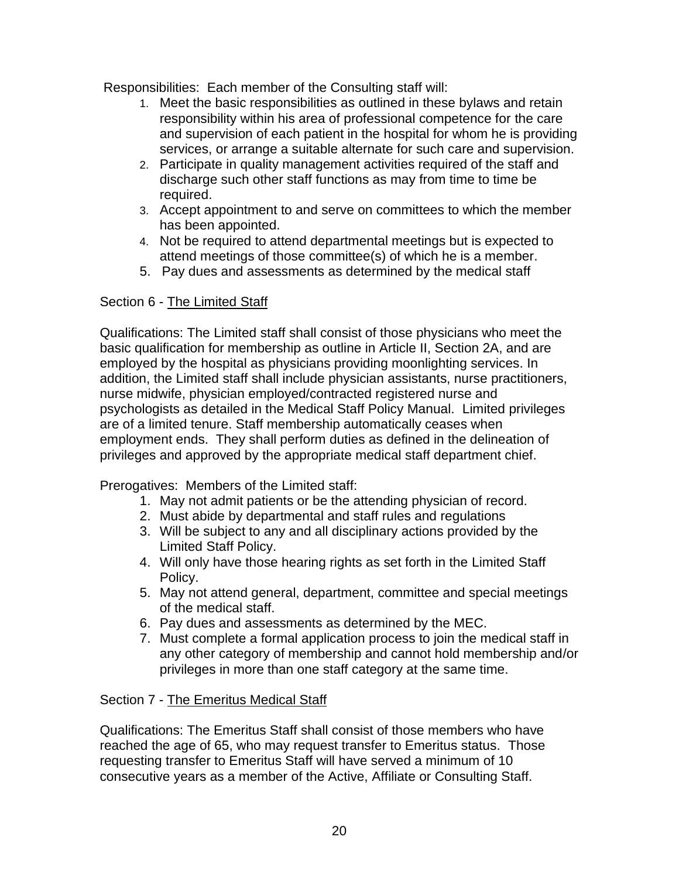Responsibilities: Each member of the Consulting staff will:

1. Meet the basic responsibilities as outlined in these bylaws and retain responsibility within his area of professional competence for the care and supervision of each patient in the hospital for whom he is providing services, or arrange a suitable alternate for such care and supervision.
2. Participate in quality management activities required of the staff and discharge such other staff functions as may from time to time be required.
3. Accept appointment to and serve on committees to which the member has been appointed.
4. Not be required to attend departmental meetings but is expected to attend meetings of those committee(s) of which he is a member.
5. Pay dues and assessments as determined by the medical staff

Section 6 - <u>The Limited Staff</u>

Qualifications: The Limited staff shall consist of those physicians who meet the basic qualification for membership as outline in Article II, Section 2A, and are employed by the hospital as physicians providing moonlighting services. In addition, the Limited staff shall include physician assistants, nurse practitioners, nurse midwife, physician employed/contracted registered nurse and psychologists as detailed in the Medical Staff Policy Manual. Limited privileges are of a limited tenure. Staff membership automatically ceases when employment ends. They shall perform duties as defined in the delineation of privileges and approved by the appropriate medical staff department chief.

Prerogatives: Members of the Limited staff:

1. May not admit patients or be the attending physician of record.
2. Must abide by departmental and staff rules and regulations
3. Will be subject to any and all disciplinary actions provided by the Limited Staff Policy.
4. Will only have those hearing rights as set forth in the Limited Staff Policy.
5. May not attend general, department, committee and special meetings of the medical staff.
6. Pay dues and assessments as determined by the MEC.
7. Must complete a formal application process to join the medical staff in any other category of membership and cannot hold membership and/or privileges in more than one staff category at the same time.

Section 7 - <u>The Emeritus Medical Staff</u>

Qualifications: The Emeritus Staff shall consist of those members who have reached the age of 65, who may request transfer to Emeritus status. Those requesting transfer to Emeritus Staff will have served a minimum of 10 consecutive years as a member of the Active, Affiliate or Consulting Staff.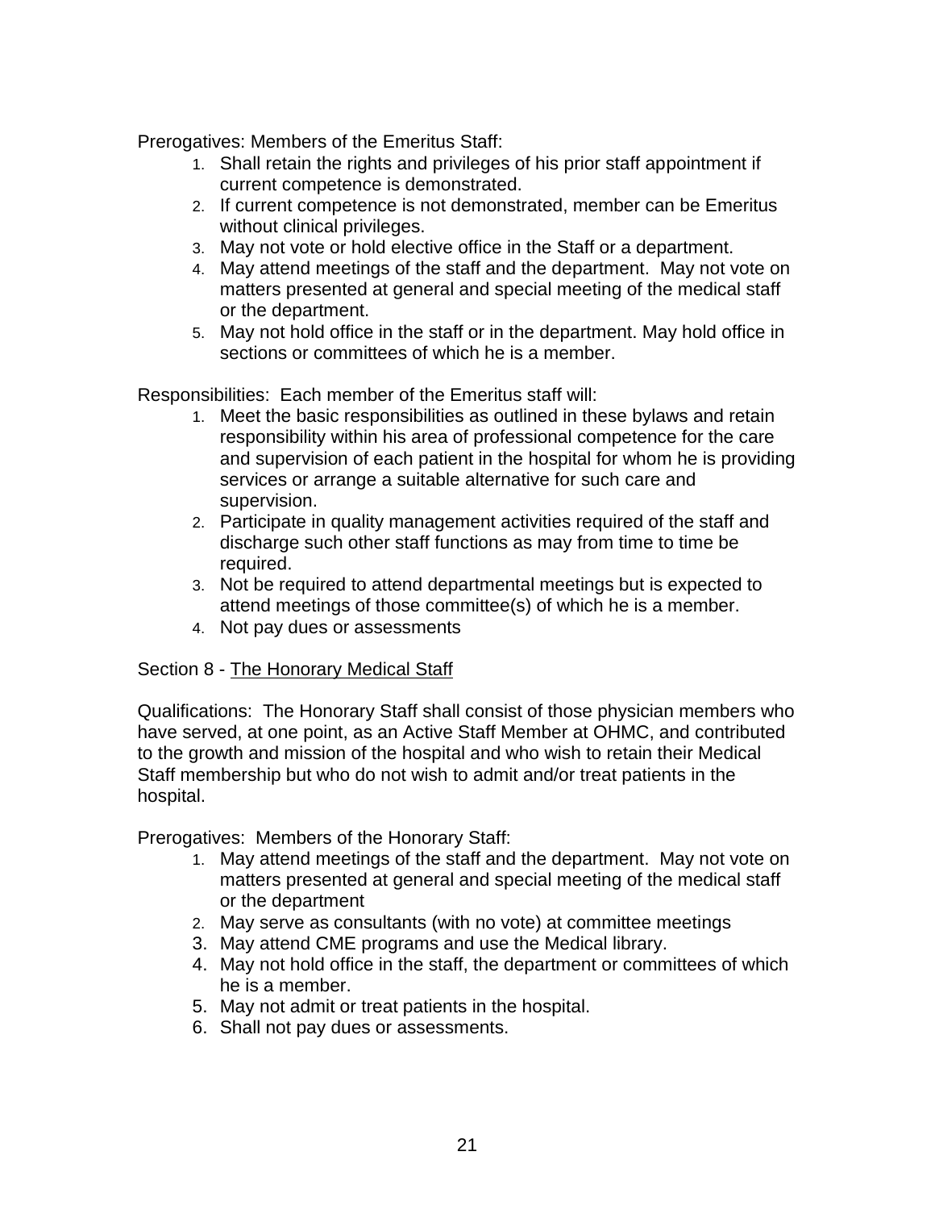Prerogatives: Members of the Emeritus Staff:

1. Shall retain the rights and privileges of his prior staff appointment if current competence is demonstrated.
2. If current competence is not demonstrated, member can be Emeritus without clinical privileges.
3. May not vote or hold elective office in the Staff or a department.
4. May attend meetings of the staff and the department. May not vote on matters presented at general and special meeting of the medical staff or the department.
5. May not hold office in the staff or in the department. May hold office in sections or committees of which he is a member.

Responsibilities: Each member of the Emeritus staff will:

1. Meet the basic responsibilities as outlined in these bylaws and retain responsibility within his area of professional competence for the care and supervision of each patient in the hospital for whom he is providing services or arrange a suitable alternative for such care and supervision.
2. Participate in quality management activities required of the staff and discharge such other staff functions as may from time to time be required.
3. Not be required to attend departmental meetings but is expected to attend meetings of those committee(s) of which he is a member.
4. Not pay dues or assessments

Section 8 - The Honorary Medical Staff

Qualifications: The Honorary Staff shall consist of those physician members who have served, at one point, as an Active Staff Member at OHMC, and contributed to the growth and mission of the hospital and who wish to retain their Medical Staff membership but who do not wish to admit and/or treat patients in the hospital.

Prerogatives: Members of the Honorary Staff:

1. May attend meetings of the staff and the department. May not vote on matters presented at general and special meeting of the medical staff or the department
2. May serve as consultants (with no vote) at committee meetings
3. May attend CME programs and use the Medical library.
4. May not hold office in the staff, the department or committees of which he is a member.
5. May not admit or treat patients in the hospital.
6. Shall not pay dues or assessments.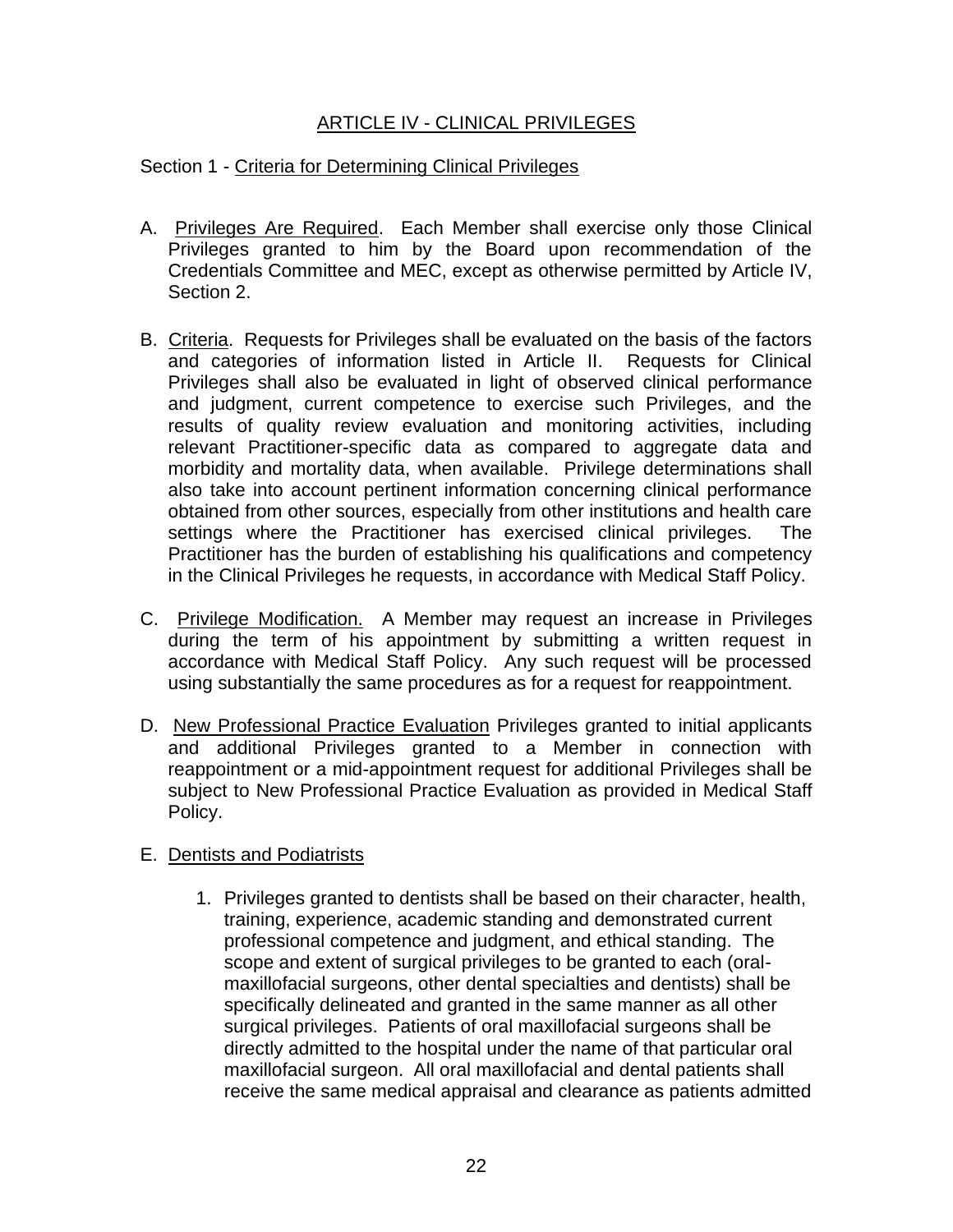## ARTICLE IV - CLINICAL PRIVILEGES

### Section 1 - Criteria for Determining Clinical Privileges

A. Privileges Are Required. Each Member shall exercise only those Clinical Privileges granted to him by the Board upon recommendation of the Credentials Committee and MEC, except as otherwise permitted by Article IV, Section 2.

B. Criteria. Requests for Privileges shall be evaluated on the basis of the factors and categories of information listed in Article II. Requests for Clinical Privileges shall also be evaluated in light of observed clinical performance and judgment, current competence to exercise such Privileges, and the results of quality review evaluation and monitoring activities, including relevant Practitioner-specific data as compared to aggregate data and morbidity and mortality data, when available. Privilege determinations shall also take into account pertinent information concerning clinical performance obtained from other sources, especially from other institutions and health care settings where the Practitioner has exercised clinical privileges. The Practitioner has the burden of establishing his qualifications and competency in the Clinical Privileges he requests, in accordance with Medical Staff Policy.

C. Privilege Modification. A Member may request an increase in Privileges during the term of his appointment by submitting a written request in accordance with Medical Staff Policy. Any such request will be processed using substantially the same procedures as for a request for reappointment.

D. New Professional Practice Evaluation Privileges granted to initial applicants and additional Privileges granted to a Member in connection with reappointment or a mid-appointment request for additional Privileges shall be subject to New Professional Practice Evaluation as provided in Medical Staff Policy.

E. Dentists and Podiatrists

1. Privileges granted to dentists shall be based on their character, health, training, experience, academic standing and demonstrated current professional competence and judgment, and ethical standing. The scope and extent of surgical privileges to be granted to each (oral-maxillofacial surgeons, other dental specialties and dentists) shall be specifically delineated and granted in the same manner as all other surgical privileges. Patients of oral maxillofacial surgeons shall be directly admitted to the hospital under the name of that particular oral maxillofacial surgeon. All oral maxillofacial and dental patients shall receive the same medical appraisal and clearance as patients admitted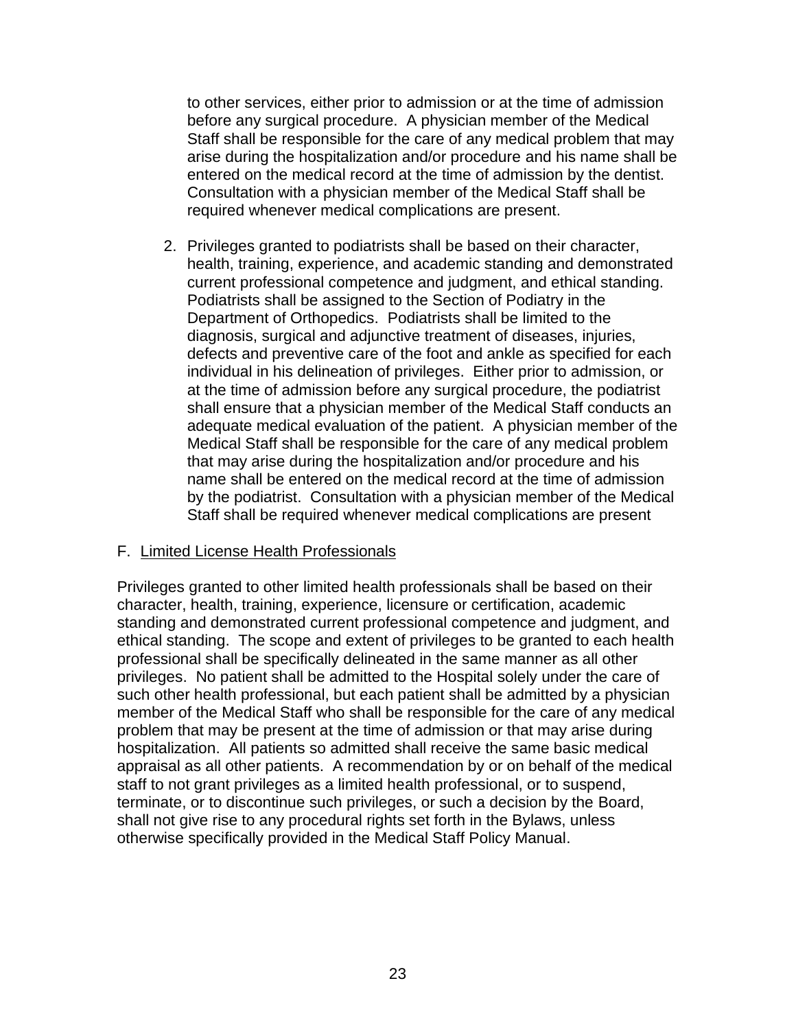to other services, either prior to admission or at the time of admission before any surgical procedure. A physician member of the Medical Staff shall be responsible for the care of any medical problem that may arise during the hospitalization and/or procedure and his name shall be entered on the medical record at the time of admission by the dentist. Consultation with a physician member of the Medical Staff shall be required whenever medical complications are present.

2. Privileges granted to podiatrists shall be based on their character, health, training, experience, and academic standing and demonstrated current professional competence and judgment, and ethical standing. Podiatrists shall be assigned to the Section of Podiatry in the Department of Orthopedics. Podiatrists shall be limited to the diagnosis, surgical and adjunctive treatment of diseases, injuries, defects and preventive care of the foot and ankle as specified for each individual in his delineation of privileges. Either prior to admission, or at the time of admission before any surgical procedure, the podiatrist shall ensure that a physician member of the Medical Staff conducts an adequate medical evaluation of the patient. A physician member of the Medical Staff shall be responsible for the care of any medical problem that may arise during the hospitalization and/or procedure and his name shall be entered on the medical record at the time of admission by the podiatrist. Consultation with a physician member of the Medical Staff shall be required whenever medical complications are present

F. <u>Limited License Health Professionals</u>

Privileges granted to other limited health professionals shall be based on their character, health, training, experience, licensure or certification, academic standing and demonstrated current professional competence and judgment, and ethical standing. The scope and extent of privileges to be granted to each health professional shall be specifically delineated in the same manner as all other privileges. No patient shall be admitted to the Hospital solely under the care of such other health professional, but each patient shall be admitted by a physician member of the Medical Staff who shall be responsible for the care of any medical problem that may be present at the time of admission or that may arise during hospitalization. All patients so admitted shall receive the same basic medical appraisal as all other patients. A recommendation by or on behalf of the medical staff to not grant privileges as a limited health professional, or to suspend, terminate, or to discontinue such privileges, or such a decision by the Board, shall not give rise to any procedural rights set forth in the Bylaws, unless otherwise specifically provided in the Medical Staff Policy Manual.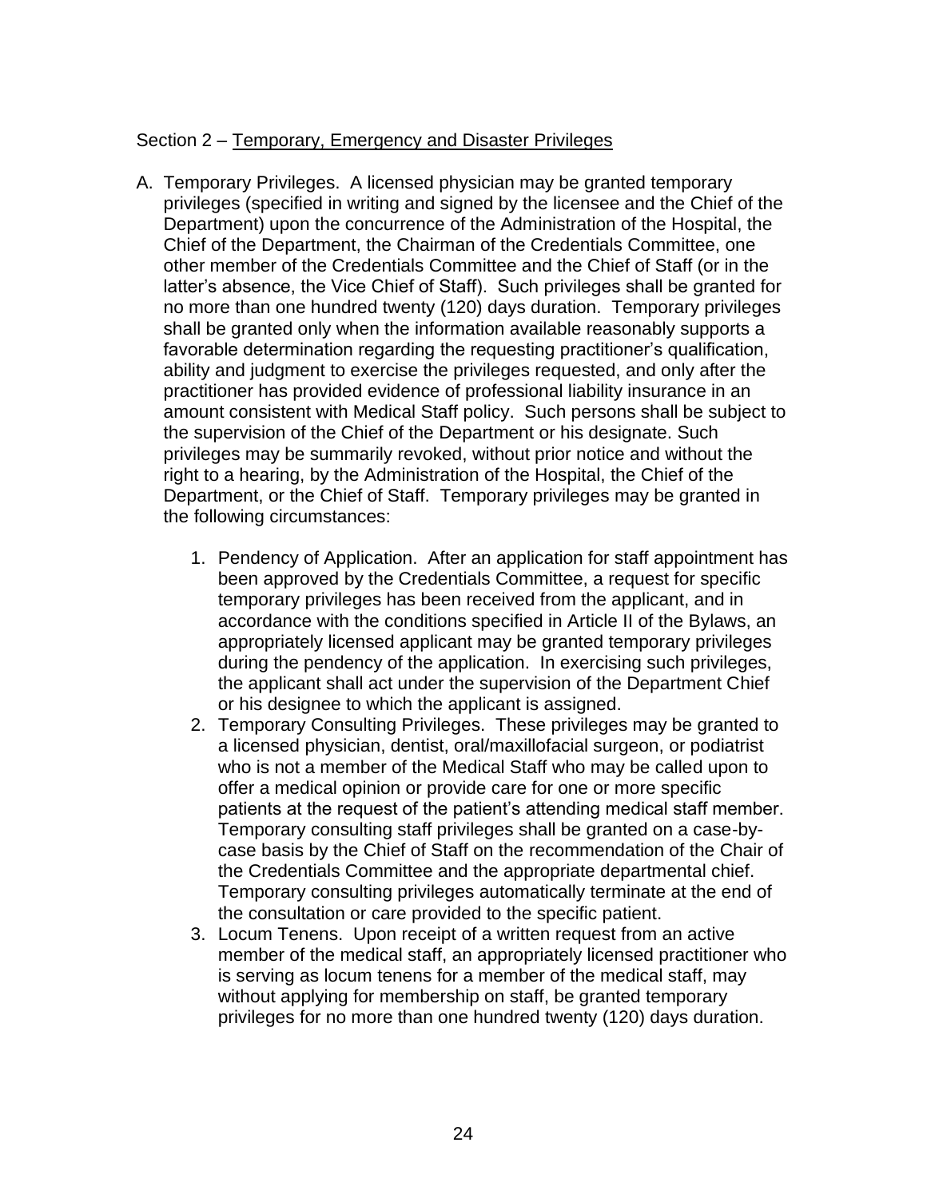Section 2 – Temporary, Emergency and Disaster Privileges

A. Temporary Privileges. A licensed physician may be granted temporary privileges (specified in writing and signed by the licensee and the Chief of the Department) upon the concurrence of the Administration of the Hospital, the Chief of the Department, the Chairman of the Credentials Committee, one other member of the Credentials Committee and the Chief of Staff (or in the latter's absence, the Vice Chief of Staff). Such privileges shall be granted for no more than one hundred twenty (120) days duration. Temporary privileges shall be granted only when the information available reasonably supports a favorable determination regarding the requesting practitioner's qualification, ability and judgment to exercise the privileges requested, and only after the practitioner has provided evidence of professional liability insurance in an amount consistent with Medical Staff policy. Such persons shall be subject to the supervision of the Chief of the Department or his designate. Such privileges may be summarily revoked, without prior notice and without the right to a hearing, by the Administration of the Hospital, the Chief of the Department, or the Chief of Staff. Temporary privileges may be granted in the following circumstances:

   1. Pendency of Application. After an application for staff appointment has been approved by the Credentials Committee, a request for specific temporary privileges has been received from the applicant, and in accordance with the conditions specified in Article II of the Bylaws, an appropriately licensed applicant may be granted temporary privileges during the pendency of the application. In exercising such privileges, the applicant shall act under the supervision of the Department Chief or his designee to which the applicant is assigned.
   2. Temporary Consulting Privileges. These privileges may be granted to a licensed physician, dentist, oral/maxillofacial surgeon, or podiatrist who is not a member of the Medical Staff who may be called upon to offer a medical opinion or provide care for one or more specific patients at the request of the patient's attending medical staff member. Temporary consulting staff privileges shall be granted on a case-by-case basis by the Chief of Staff on the recommendation of the Chair of the Credentials Committee and the appropriate departmental chief. Temporary consulting privileges automatically terminate at the end of the consultation or care provided to the specific patient.
   3. Locum Tenens. Upon receipt of a written request from an active member of the medical staff, an appropriately licensed practitioner who is serving as locum tenens for a member of the medical staff, may without applying for membership on staff, be granted temporary privileges for no more than one hundred twenty (120) days duration.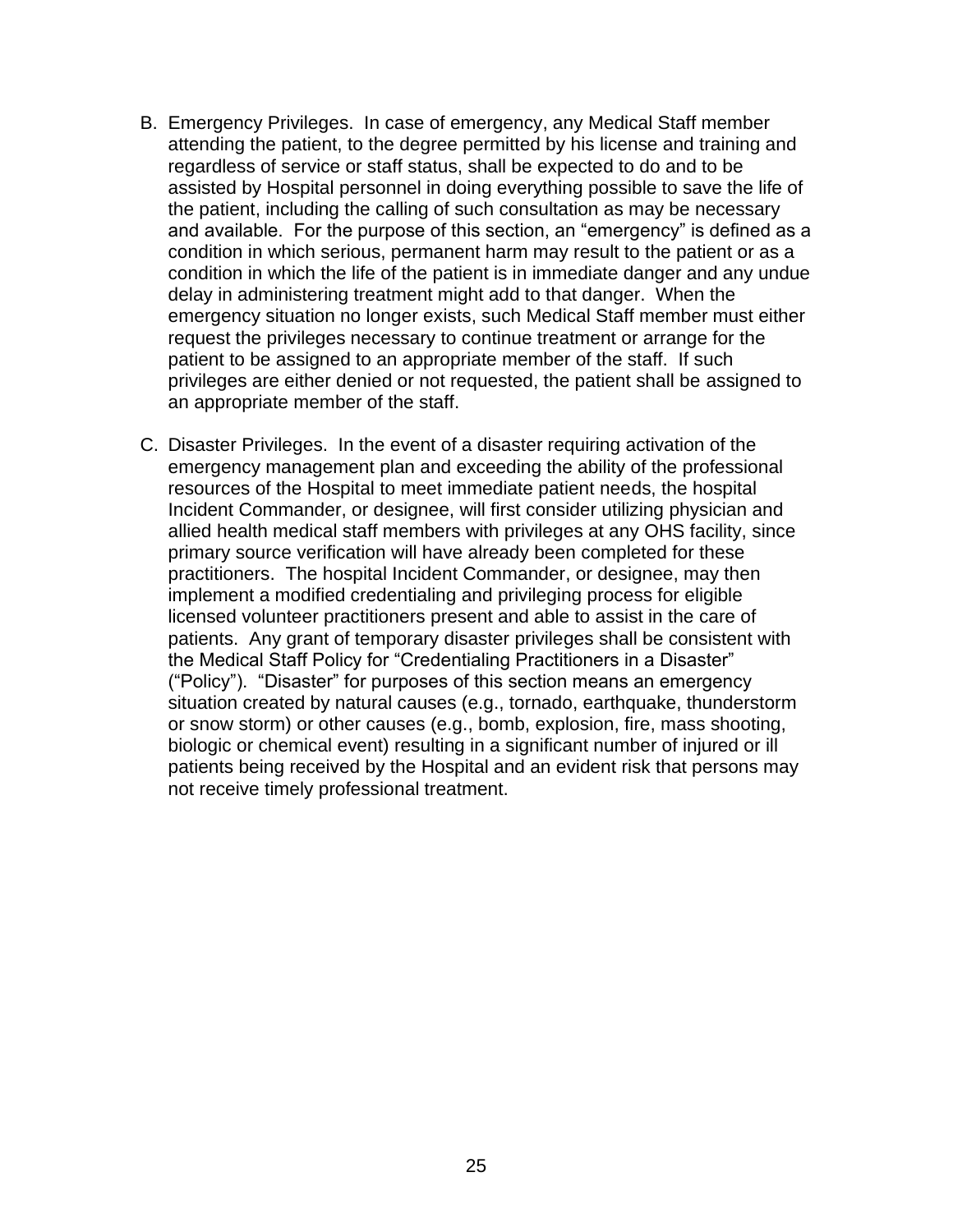B. Emergency Privileges. In case of emergency, any Medical Staff member attending the patient, to the degree permitted by his license and training and regardless of service or staff status, shall be expected to do and to be assisted by Hospital personnel in doing everything possible to save the life of the patient, including the calling of such consultation as may be necessary and available. For the purpose of this section, an "emergency" is defined as a condition in which serious, permanent harm may result to the patient or as a condition in which the life of the patient is in immediate danger and any undue delay in administering treatment might add to that danger. When the emergency situation no longer exists, such Medical Staff member must either request the privileges necessary to continue treatment or arrange for the patient to be assigned to an appropriate member of the staff. If such privileges are either denied or not requested, the patient shall be assigned to an appropriate member of the staff.

C. Disaster Privileges. In the event of a disaster requiring activation of the emergency management plan and exceeding the ability of the professional resources of the Hospital to meet immediate patient needs, the hospital Incident Commander, or designee, will first consider utilizing physician and allied health medical staff members with privileges at any OHS facility, since primary source verification will have already been completed for these practitioners. The hospital Incident Commander, or designee, may then implement a modified credentialing and privileging process for eligible licensed volunteer practitioners present and able to assist in the care of patients. Any grant of temporary disaster privileges shall be consistent with the Medical Staff Policy for "Credentialing Practitioners in a Disaster" ("Policy"). "Disaster" for purposes of this section means an emergency situation created by natural causes (e.g., tornado, earthquake, thunderstorm or snow storm) or other causes (e.g., bomb, explosion, fire, mass shooting, biologic or chemical event) resulting in a significant number of injured or ill patients being received by the Hospital and an evident risk that persons may not receive timely professional treatment.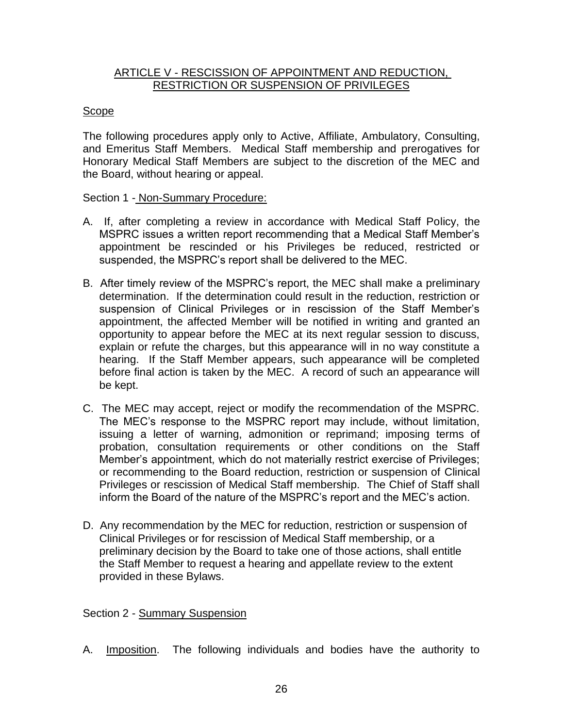## ARTICLE V - RESCISSION OF APPOINTMENT AND REDUCTION, RESTRICTION OR SUSPENSION OF PRIVILEGES

### Scope

The following procedures apply only to Active, Affiliate, Ambulatory, Consulting, and Emeritus Staff Members. Medical Staff membership and prerogatives for Honorary Medical Staff Members are subject to the discretion of the MEC and the Board, without hearing or appeal.

### Section 1 - Non-Summary Procedure:

A. If, after completing a review in accordance with Medical Staff Policy, the MSPRC issues a written report recommending that a Medical Staff Member's appointment be rescinded or his Privileges be reduced, restricted or suspended, the MSPRC's report shall be delivered to the MEC.

B. After timely review of the MSPRC's report, the MEC shall make a preliminary determination. If the determination could result in the reduction, restriction or suspension of Clinical Privileges or in rescission of the Staff Member's appointment, the affected Member will be notified in writing and granted an opportunity to appear before the MEC at its next regular session to discuss, explain or refute the charges, but this appearance will in no way constitute a hearing. If the Staff Member appears, such appearance will be completed before final action is taken by the MEC. A record of such an appearance will be kept.

C. The MEC may accept, reject or modify the recommendation of the MSPRC. The MEC's response to the MSPRC report may include, without limitation, issuing a letter of warning, admonition or reprimand; imposing terms of probation, consultation requirements or other conditions on the Staff Member's appointment, which do not materially restrict exercise of Privileges; or recommending to the Board reduction, restriction or suspension of Clinical Privileges or rescission of Medical Staff membership. The Chief of Staff shall inform the Board of the nature of the MSPRC's report and the MEC's action.

D. Any recommendation by the MEC for reduction, restriction or suspension of Clinical Privileges or for rescission of Medical Staff membership, or a preliminary decision by the Board to take one of those actions, shall entitle the Staff Member to request a hearing and appellate review to the extent provided in these Bylaws.

### Section 2 - Summary Suspension

A. Imposition. The following individuals and bodies have the authority to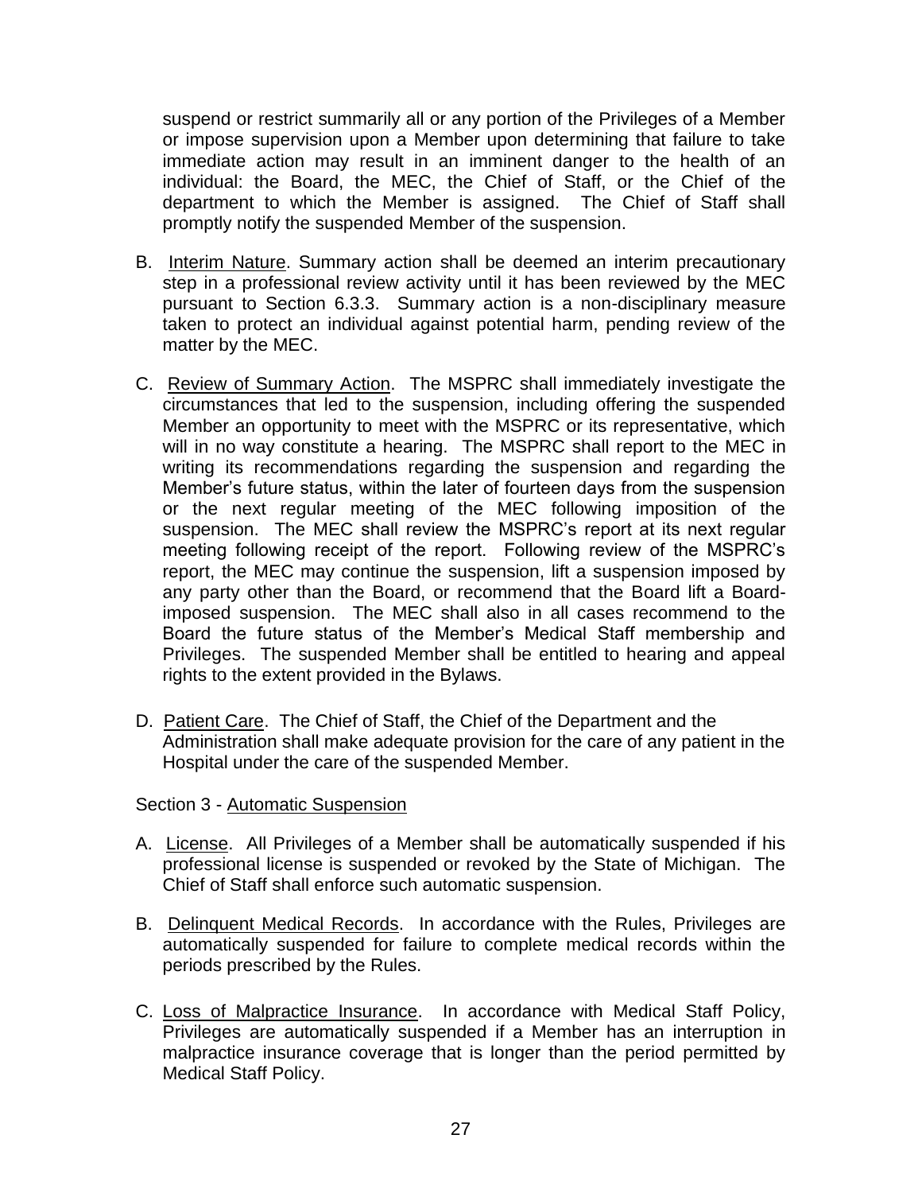suspend or restrict summarily all or any portion of the Privileges of a Member or impose supervision upon a Member upon determining that failure to take immediate action may result in an imminent danger to the health of an individual: the Board, the MEC, the Chief of Staff, or the Chief of the department to which the Member is assigned. The Chief of Staff shall promptly notify the suspended Member of the suspension.

B. Interim Nature. Summary action shall be deemed an interim precautionary step in a professional review activity until it has been reviewed by the MEC pursuant to Section 6.3.3. Summary action is a non-disciplinary measure taken to protect an individual against potential harm, pending review of the matter by the MEC.

C. Review of Summary Action. The MSPRC shall immediately investigate the circumstances that led to the suspension, including offering the suspended Member an opportunity to meet with the MSPRC or its representative, which will in no way constitute a hearing. The MSPRC shall report to the MEC in writing its recommendations regarding the suspension and regarding the Member's future status, within the later of fourteen days from the suspension or the next regular meeting of the MEC following imposition of the suspension. The MEC shall review the MSPRC's report at its next regular meeting following receipt of the report. Following review of the MSPRC's report, the MEC may continue the suspension, lift a suspension imposed by any party other than the Board, or recommend that the Board lift a Board-imposed suspension. The MEC shall also in all cases recommend to the Board the future status of the Member's Medical Staff membership and Privileges. The suspended Member shall be entitled to hearing and appeal rights to the extent provided in the Bylaws.

D. Patient Care. The Chief of Staff, the Chief of the Department and the Administration shall make adequate provision for the care of any patient in the Hospital under the care of the suspended Member.

Section 3 - Automatic Suspension

A. License. All Privileges of a Member shall be automatically suspended if his professional license is suspended or revoked by the State of Michigan. The Chief of Staff shall enforce such automatic suspension.

B. Delinquent Medical Records. In accordance with the Rules, Privileges are automatically suspended for failure to complete medical records within the periods prescribed by the Rules.

C. Loss of Malpractice Insurance. In accordance with Medical Staff Policy, Privileges are automatically suspended if a Member has an interruption in malpractice insurance coverage that is longer than the period permitted by Medical Staff Policy.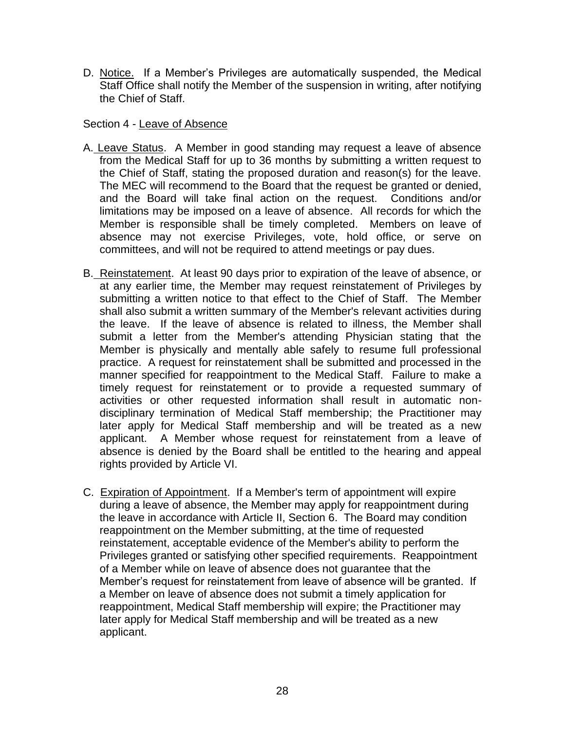D. Notice. If a Member's Privileges are automatically suspended, the Medical Staff Office shall notify the Member of the suspension in writing, after notifying the Chief of Staff.

Section 4 - Leave of Absence

A. Leave Status. A Member in good standing may request a leave of absence from the Medical Staff for up to 36 months by submitting a written request to the Chief of Staff, stating the proposed duration and reason(s) for the leave. The MEC will recommend to the Board that the request be granted or denied, and the Board will take final action on the request. Conditions and/or limitations may be imposed on a leave of absence. All records for which the Member is responsible shall be timely completed. Members on leave of absence may not exercise Privileges, vote, hold office, or serve on committees, and will not be required to attend meetings or pay dues.

B. Reinstatement. At least 90 days prior to expiration of the leave of absence, or at any earlier time, the Member may request reinstatement of Privileges by submitting a written notice to that effect to the Chief of Staff. The Member shall also submit a written summary of the Member's relevant activities during the leave. If the leave of absence is related to illness, the Member shall submit a letter from the Member's attending Physician stating that the Member is physically and mentally able safely to resume full professional practice. A request for reinstatement shall be submitted and processed in the manner specified for reappointment to the Medical Staff. Failure to make a timely request for reinstatement or to provide a requested summary of activities or other requested information shall result in automatic non-disciplinary termination of Medical Staff membership; the Practitioner may later apply for Medical Staff membership and will be treated as a new applicant. A Member whose request for reinstatement from a leave of absence is denied by the Board shall be entitled to the hearing and appeal rights provided by Article VI.

C. Expiration of Appointment. If a Member's term of appointment will expire during a leave of absence, the Member may apply for reappointment during the leave in accordance with Article II, Section 6. The Board may condition reappointment on the Member submitting, at the time of requested reinstatement, acceptable evidence of the Member's ability to perform the Privileges granted or satisfying other specified requirements. Reappointment of a Member while on leave of absence does not guarantee that the Member's request for reinstatement from leave of absence will be granted. If a Member on leave of absence does not submit a timely application for reappointment, Medical Staff membership will expire; the Practitioner may later apply for Medical Staff membership and will be treated as a new applicant.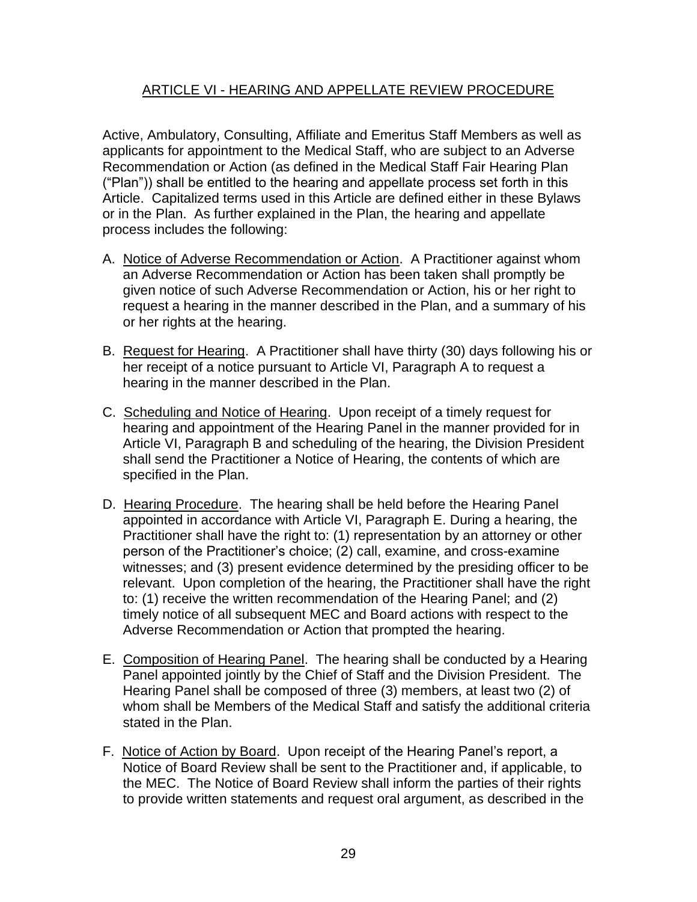## ARTICLE VI - HEARING AND APPELLATE REVIEW PROCEDURE

Active, Ambulatory, Consulting, Affiliate and Emeritus Staff Members as well as applicants for appointment to the Medical Staff, who are subject to an Adverse Recommendation or Action (as defined in the Medical Staff Fair Hearing Plan ("Plan")) shall be entitled to the hearing and appellate process set forth in this Article. Capitalized terms used in this Article are defined either in these Bylaws or in the Plan. As further explained in the Plan, the hearing and appellate process includes the following:

A. Notice of Adverse Recommendation or Action. A Practitioner against whom an Adverse Recommendation or Action has been taken shall promptly be given notice of such Adverse Recommendation or Action, his or her right to request a hearing in the manner described in the Plan, and a summary of his or her rights at the hearing.

B. Request for Hearing. A Practitioner shall have thirty (30) days following his or her receipt of a notice pursuant to Article VI, Paragraph A to request a hearing in the manner described in the Plan.

C. Scheduling and Notice of Hearing. Upon receipt of a timely request for hearing and appointment of the Hearing Panel in the manner provided for in Article VI, Paragraph B and scheduling of the hearing, the Division President shall send the Practitioner a Notice of Hearing, the contents of which are specified in the Plan.

D. Hearing Procedure. The hearing shall be held before the Hearing Panel appointed in accordance with Article VI, Paragraph E. During a hearing, the Practitioner shall have the right to: (1) representation by an attorney or other person of the Practitioner's choice; (2) call, examine, and cross-examine witnesses; and (3) present evidence determined by the presiding officer to be relevant. Upon completion of the hearing, the Practitioner shall have the right to: (1) receive the written recommendation of the Hearing Panel; and (2) timely notice of all subsequent MEC and Board actions with respect to the Adverse Recommendation or Action that prompted the hearing.

E. Composition of Hearing Panel. The hearing shall be conducted by a Hearing Panel appointed jointly by the Chief of Staff and the Division President. The Hearing Panel shall be composed of three (3) members, at least two (2) of whom shall be Members of the Medical Staff and satisfy the additional criteria stated in the Plan.

F. Notice of Action by Board. Upon receipt of the Hearing Panel's report, a Notice of Board Review shall be sent to the Practitioner and, if applicable, to the MEC. The Notice of Board Review shall inform the parties of their rights to provide written statements and request oral argument, as described in the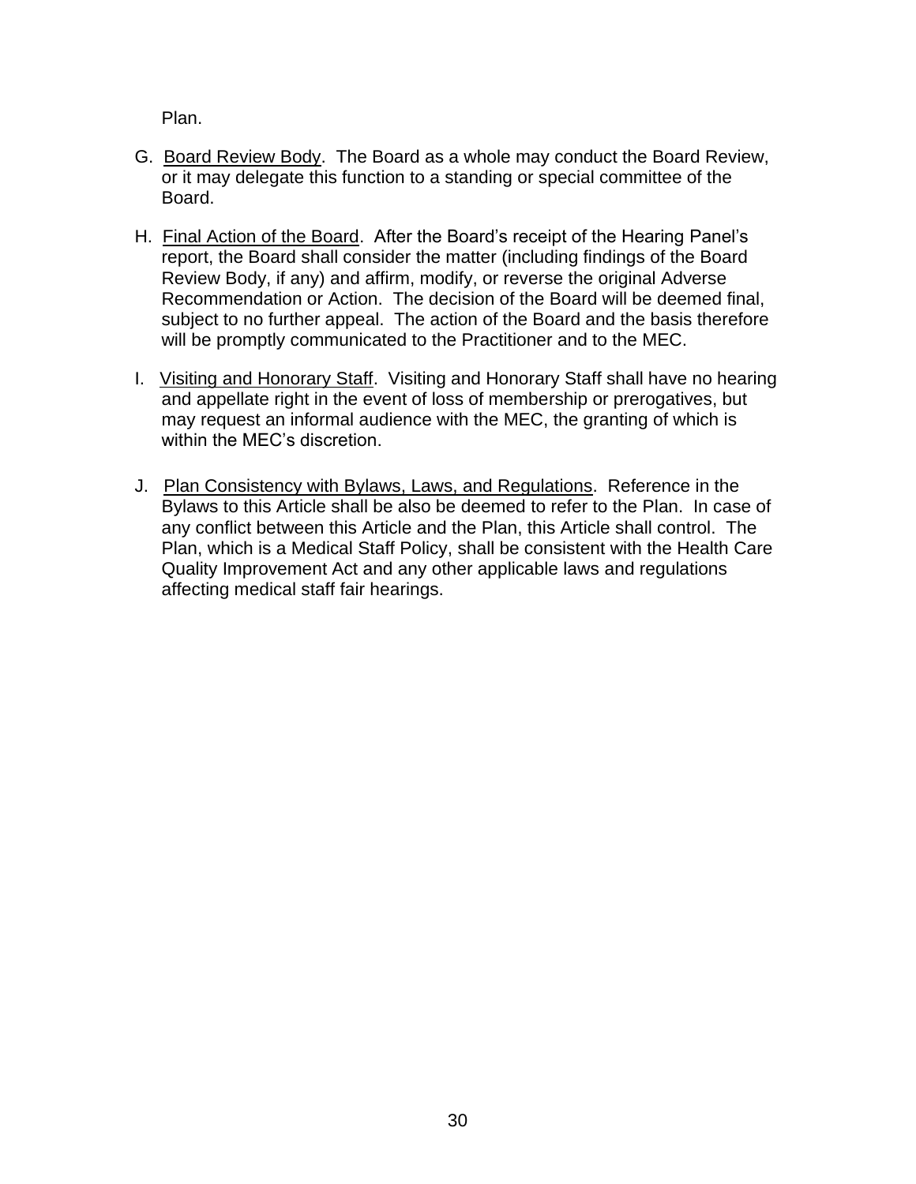Plan.

G. <u>Board Review Body</u>. The Board as a whole may conduct the Board Review, or it may delegate this function to a standing or special committee of the Board.

H. <u>Final Action of the Board</u>. After the Board's receipt of the Hearing Panel's report, the Board shall consider the matter (including findings of the Board Review Body, if any) and affirm, modify, or reverse the original Adverse Recommendation or Action. The decision of the Board will be deemed final, subject to no further appeal. The action of the Board and the basis therefore will be promptly communicated to the Practitioner and to the MEC.

I. <u>Visiting and Honorary Staff</u>. Visiting and Honorary Staff shall have no hearing and appellate right in the event of loss of membership or prerogatives, but may request an informal audience with the MEC, the granting of which is within the MEC's discretion.

J. <u>Plan Consistency with Bylaws, Laws, and Regulations</u>. Reference in the Bylaws to this Article shall be also be deemed to refer to the Plan. In case of any conflict between this Article and the Plan, this Article shall control. The Plan, which is a Medical Staff Policy, shall be consistent with the Health Care Quality Improvement Act and any other applicable laws and regulations affecting medical staff fair hearings.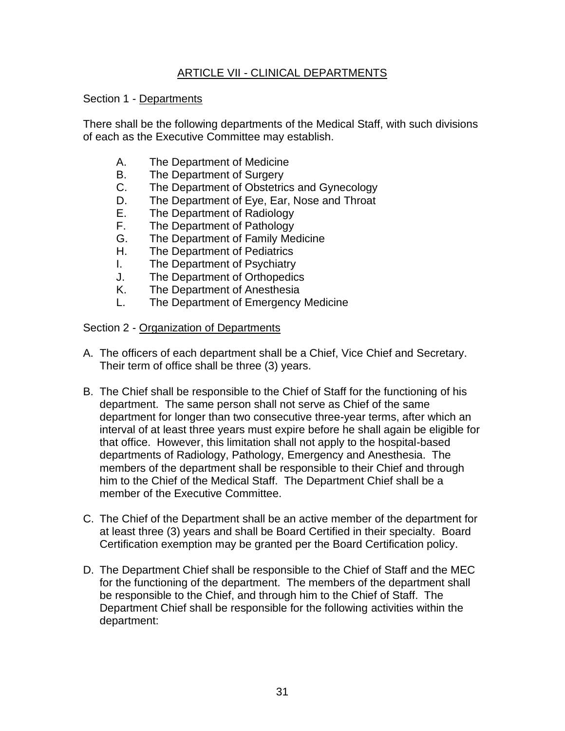# ARTICLE VII - CLINICAL DEPARTMENTS

## Section 1 - Departments

There shall be the following departments of the Medical Staff, with such divisions of each as the Executive Committee may establish.

A. The Department of Medicine
B. The Department of Surgery
C. The Department of Obstetrics and Gynecology
D. The Department of Eye, Ear, Nose and Throat
E. The Department of Radiology
F. The Department of Pathology
G. The Department of Family Medicine
H. The Department of Pediatrics
I. The Department of Psychiatry
J. The Department of Orthopedics
K. The Department of Anesthesia
L. The Department of Emergency Medicine

## Section 2 - Organization of Departments

A. The officers of each department shall be a Chief, Vice Chief and Secretary. Their term of office shall be three (3) years.

B. The Chief shall be responsible to the Chief of Staff for the functioning of his department. The same person shall not serve as Chief of the same department for longer than two consecutive three-year terms, after which an interval of at least three years must expire before he shall again be eligible for that office. However, this limitation shall not apply to the hospital-based departments of Radiology, Pathology, Emergency and Anesthesia. The members of the department shall be responsible to their Chief and through him to the Chief of the Medical Staff. The Department Chief shall be a member of the Executive Committee.

C. The Chief of the Department shall be an active member of the department for at least three (3) years and shall be Board Certified in their specialty. Board Certification exemption may be granted per the Board Certification policy.

D. The Department Chief shall be responsible to the Chief of Staff and the MEC for the functioning of the department. The members of the department shall be responsible to the Chief, and through him to the Chief of Staff. The Department Chief shall be responsible for the following activities within the department: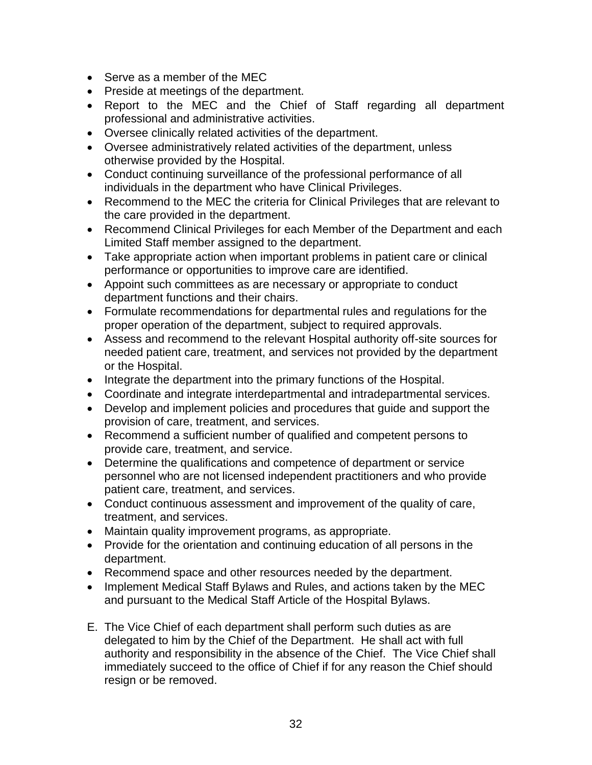- Serve as a member of the MEC
- Preside at meetings of the department.
- Report to the MEC and the Chief of Staff regarding all department professional and administrative activities.
- Oversee clinically related activities of the department.
- Oversee administratively related activities of the department, unless otherwise provided by the Hospital.
- Conduct continuing surveillance of the professional performance of all individuals in the department who have Clinical Privileges.
- Recommend to the MEC the criteria for Clinical Privileges that are relevant to the care provided in the department.
- Recommend Clinical Privileges for each Member of the Department and each Limited Staff member assigned to the department.
- Take appropriate action when important problems in patient care or clinical performance or opportunities to improve care are identified.
- Appoint such committees as are necessary or appropriate to conduct department functions and their chairs.
- Formulate recommendations for departmental rules and regulations for the proper operation of the department, subject to required approvals.
- Assess and recommend to the relevant Hospital authority off-site sources for needed patient care, treatment, and services not provided by the department or the Hospital.
- Integrate the department into the primary functions of the Hospital.
- Coordinate and integrate interdepartmental and intradepartmental services.
- Develop and implement policies and procedures that guide and support the provision of care, treatment, and services.
- Recommend a sufficient number of qualified and competent persons to provide care, treatment, and service.
- Determine the qualifications and competence of department or service personnel who are not licensed independent practitioners and who provide patient care, treatment, and services.
- Conduct continuous assessment and improvement of the quality of care, treatment, and services.
- Maintain quality improvement programs, as appropriate.
- Provide for the orientation and continuing education of all persons in the department.
- Recommend space and other resources needed by the department.
- Implement Medical Staff Bylaws and Rules, and actions taken by the MEC and pursuant to the Medical Staff Article of the Hospital Bylaws.

E. The Vice Chief of each department shall perform such duties as are delegated to him by the Chief of the Department. He shall act with full authority and responsibility in the absence of the Chief. The Vice Chief shall immediately succeed to the office of Chief if for any reason the Chief should resign or be removed.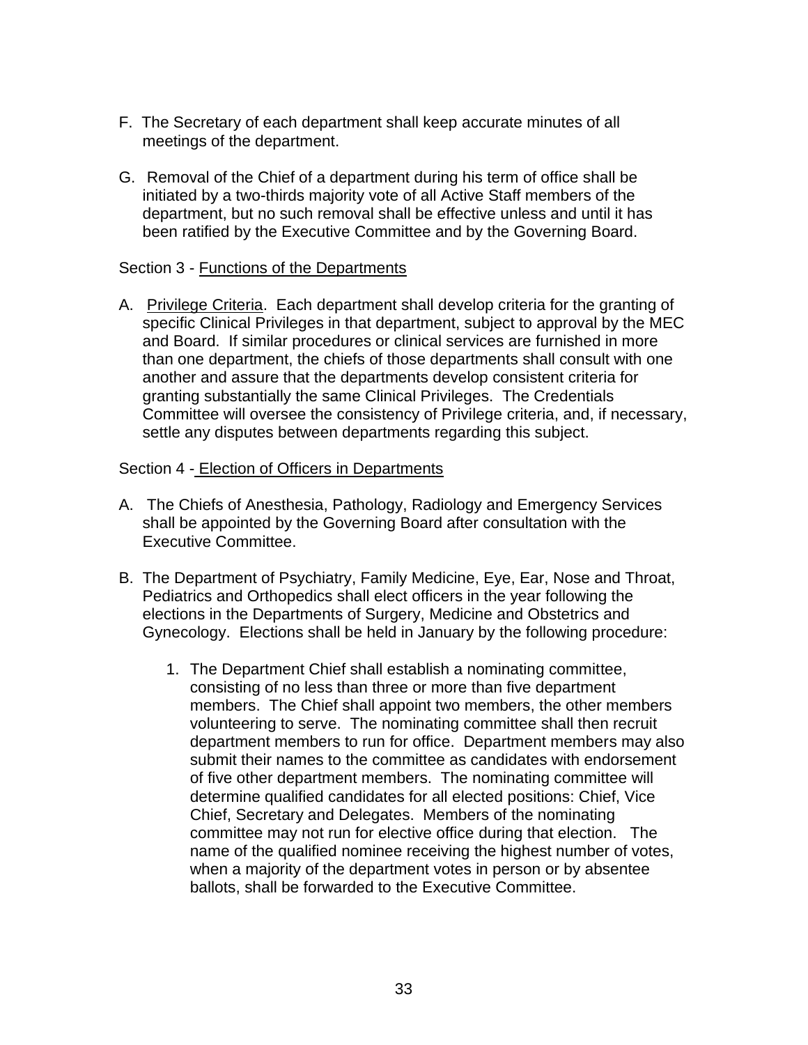F. The Secretary of each department shall keep accurate minutes of all meetings of the department.

G. Removal of the Chief of a department during his term of office shall be initiated by a two-thirds majority vote of all Active Staff members of the department, but no such removal shall be effective unless and until it has been ratified by the Executive Committee and by the Governing Board.

Section 3 - <u>Functions of the Departments</u>

A. <u>Privilege Criteria</u>. Each department shall develop criteria for the granting of specific Clinical Privileges in that department, subject to approval by the MEC and Board. If similar procedures or clinical services are furnished in more than one department, the chiefs of those departments shall consult with one another and assure that the departments develop consistent criteria for granting substantially the same Clinical Privileges. The Credentials Committee will oversee the consistency of Privilege criteria, and, if necessary, settle any disputes between departments regarding this subject.

Section 4 - <u>Election of Officers in Departments</u>

A. The Chiefs of Anesthesia, Pathology, Radiology and Emergency Services shall be appointed by the Governing Board after consultation with the Executive Committee.

B. The Department of Psychiatry, Family Medicine, Eye, Ear, Nose and Throat, Pediatrics and Orthopedics shall elect officers in the year following the elections in the Departments of Surgery, Medicine and Obstetrics and Gynecology. Elections shall be held in January by the following procedure:

   1. The Department Chief shall establish a nominating committee, consisting of no less than three or more than five department members. The Chief shall appoint two members, the other members volunteering to serve. The nominating committee shall then recruit department members to run for office. Department members may also submit their names to the committee as candidates with endorsement of five other department members. The nominating committee will determine qualified candidates for all elected positions: Chief, Vice Chief, Secretary and Delegates. Members of the nominating committee may not run for elective office during that election. The name of the qualified nominee receiving the highest number of votes, when a majority of the department votes in person or by absentee ballots, shall be forwarded to the Executive Committee.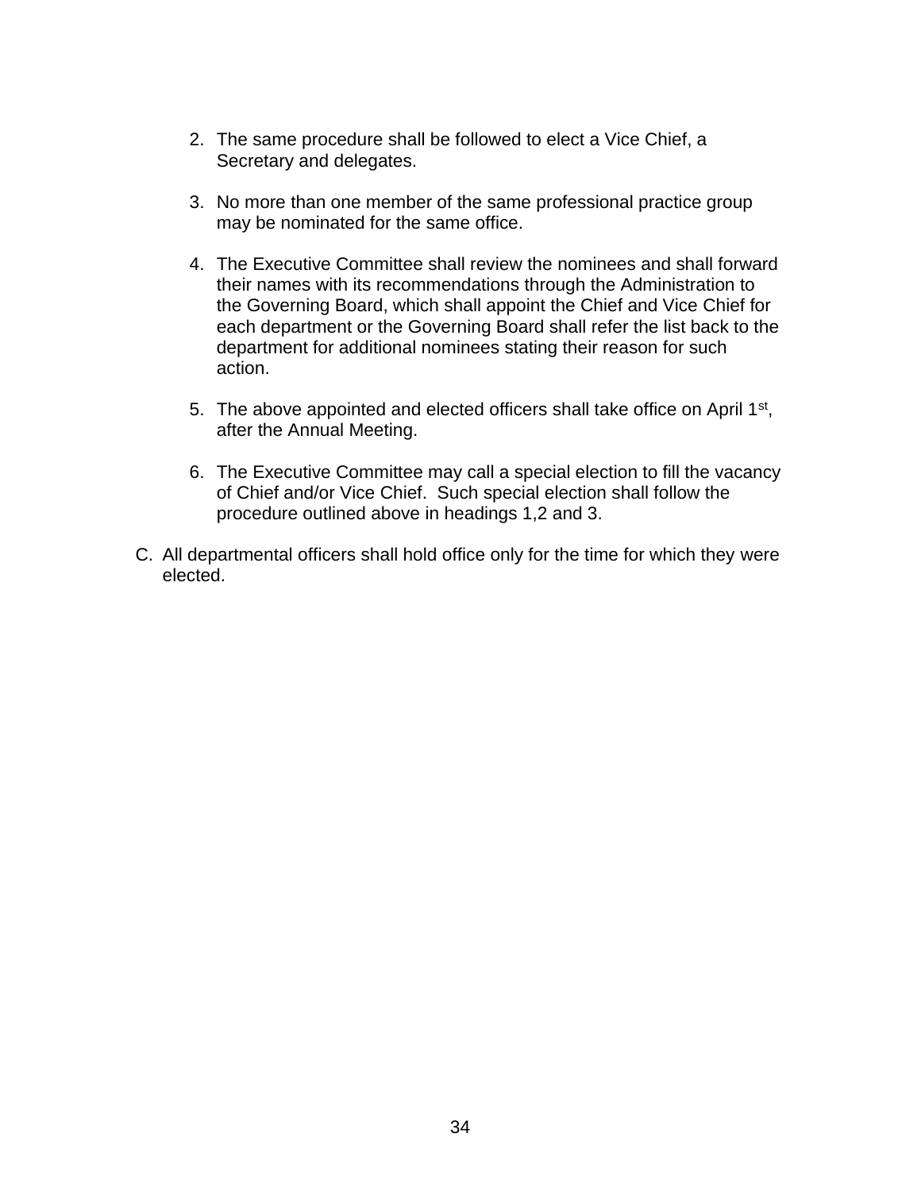2. The same procedure shall be followed to elect a Vice Chief, a Secretary and delegates.

3. No more than one member of the same professional practice group may be nominated for the same office.

4. The Executive Committee shall review the nominees and shall forward their names with its recommendations through the Administration to the Governing Board, which shall appoint the Chief and Vice Chief for each department or the Governing Board shall refer the list back to the department for additional nominees stating their reason for such action.

5. The above appointed and elected officers shall take office on April 1st, after the Annual Meeting.

6. The Executive Committee may call a special election to fill the vacancy of Chief and/or Vice Chief. Such special election shall follow the procedure outlined above in headings 1,2 and 3.

C. All departmental officers shall hold office only for the time for which they were elected.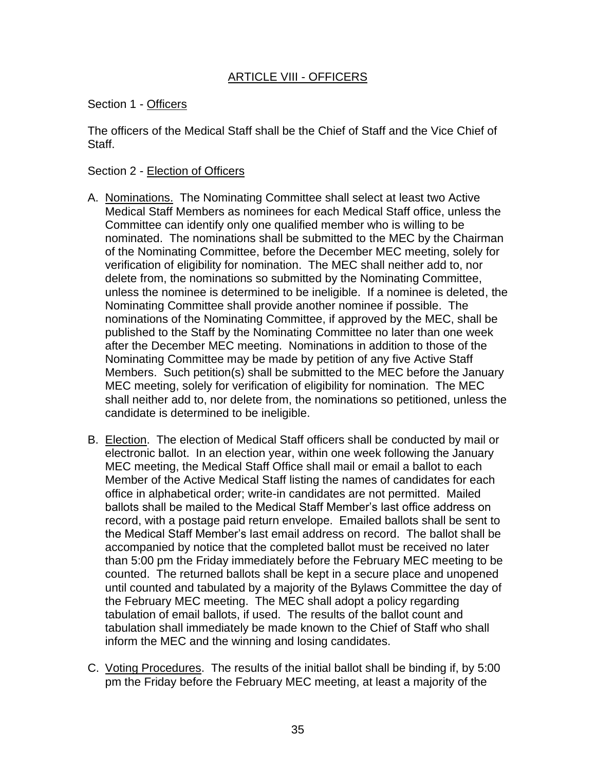# ARTICLE VIII - OFFICERS

Section 1 - Officers

The officers of the Medical Staff shall be the Chief of Staff and the Vice Chief of Staff.

Section 2 - Election of Officers

A. Nominations. The Nominating Committee shall select at least two Active Medical Staff Members as nominees for each Medical Staff office, unless the Committee can identify only one qualified member who is willing to be nominated. The nominations shall be submitted to the MEC by the Chairman of the Nominating Committee, before the December MEC meeting, solely for verification of eligibility for nomination. The MEC shall neither add to, nor delete from, the nominations so submitted by the Nominating Committee, unless the nominee is determined to be ineligible. If a nominee is deleted, the Nominating Committee shall provide another nominee if possible. The nominations of the Nominating Committee, if approved by the MEC, shall be published to the Staff by the Nominating Committee no later than one week after the December MEC meeting. Nominations in addition to those of the Nominating Committee may be made by petition of any five Active Staff Members. Such petition(s) shall be submitted to the MEC before the January MEC meeting, solely for verification of eligibility for nomination. The MEC shall neither add to, nor delete from, the nominations so petitioned, unless the candidate is determined to be ineligible.

B. Election. The election of Medical Staff officers shall be conducted by mail or electronic ballot. In an election year, within one week following the January MEC meeting, the Medical Staff Office shall mail or email a ballot to each Member of the Active Medical Staff listing the names of candidates for each office in alphabetical order; write-in candidates are not permitted. Mailed ballots shall be mailed to the Medical Staff Member's last office address on record, with a postage paid return envelope. Emailed ballots shall be sent to the Medical Staff Member's last email address on record. The ballot shall be accompanied by notice that the completed ballot must be received no later than 5:00 pm the Friday immediately before the February MEC meeting to be counted. The returned ballots shall be kept in a secure place and unopened until counted and tabulated by a majority of the Bylaws Committee the day of the February MEC meeting. The MEC shall adopt a policy regarding tabulation of email ballots, if used. The results of the ballot count and tabulation shall immediately be made known to the Chief of Staff who shall inform the MEC and the winning and losing candidates.

C. Voting Procedures. The results of the initial ballot shall be binding if, by 5:00 pm the Friday before the February MEC meeting, at least a majority of the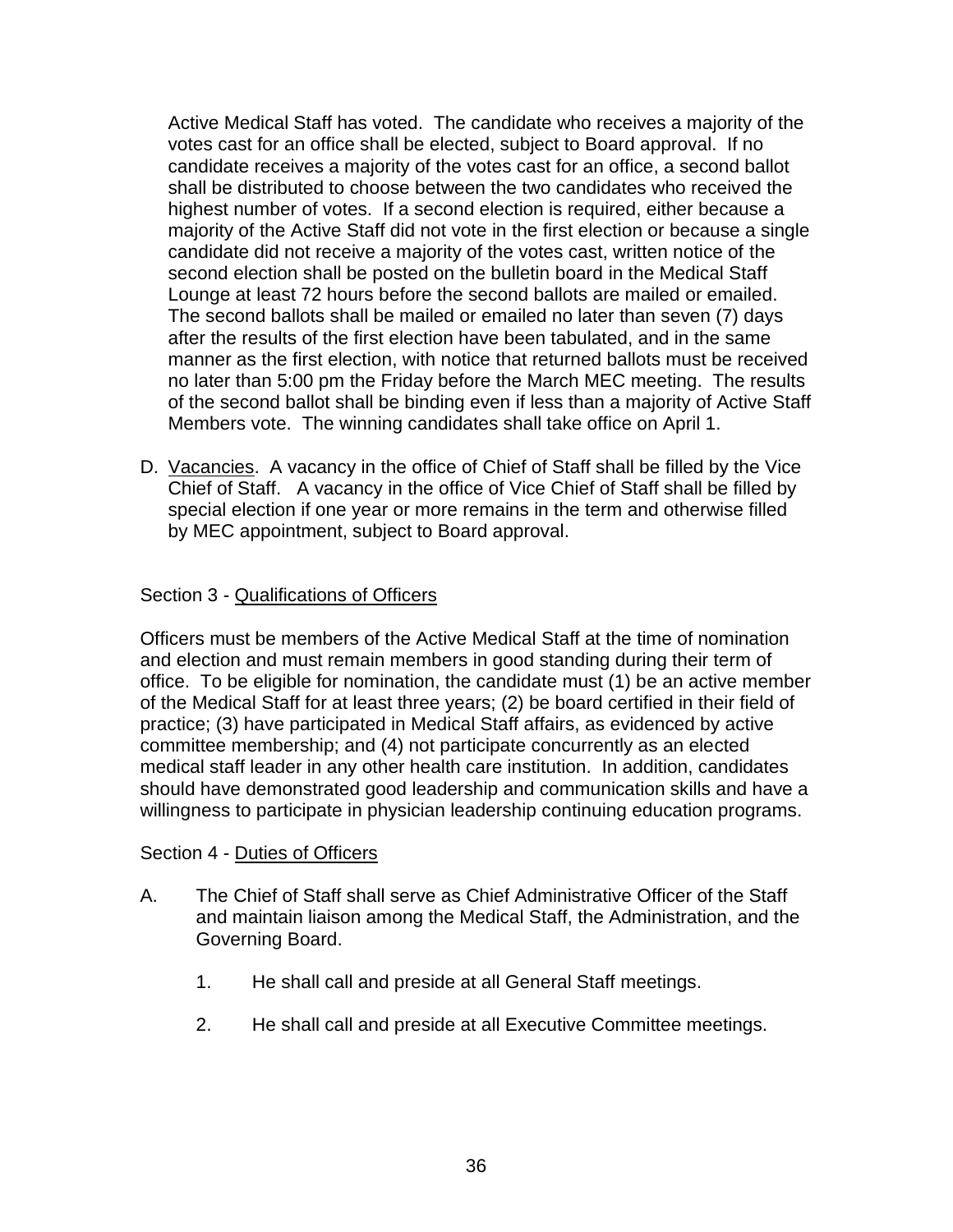Active Medical Staff has voted. The candidate who receives a majority of the votes cast for an office shall be elected, subject to Board approval. If no candidate receives a majority of the votes cast for an office, a second ballot shall be distributed to choose between the two candidates who received the highest number of votes. If a second election is required, either because a majority of the Active Staff did not vote in the first election or because a single candidate did not receive a majority of the votes cast, written notice of the second election shall be posted on the bulletin board in the Medical Staff Lounge at least 72 hours before the second ballots are mailed or emailed. The second ballots shall be mailed or emailed no later than seven (7) days after the results of the first election have been tabulated, and in the same manner as the first election, with notice that returned ballots must be received no later than 5:00 pm the Friday before the March MEC meeting. The results of the second ballot shall be binding even if less than a majority of Active Staff Members vote. The winning candidates shall take office on April 1.

D. Vacancies. A vacancy in the office of Chief of Staff shall be filled by the Vice Chief of Staff. A vacancy in the office of Vice Chief of Staff shall be filled by special election if one year or more remains in the term and otherwise filled by MEC appointment, subject to Board approval.

Section 3 - Qualifications of Officers

Officers must be members of the Active Medical Staff at the time of nomination and election and must remain members in good standing during their term of office. To be eligible for nomination, the candidate must (1) be an active member of the Medical Staff for at least three years; (2) be board certified in their field of practice; (3) have participated in Medical Staff affairs, as evidenced by active committee membership; and (4) not participate concurrently as an elected medical staff leader in any other health care institution. In addition, candidates should have demonstrated good leadership and communication skills and have a willingness to participate in physician leadership continuing education programs.

Section 4 - Duties of Officers

A. The Chief of Staff shall serve as Chief Administrative Officer of the Staff and maintain liaison among the Medical Staff, the Administration, and the Governing Board.

   1. He shall call and preside at all General Staff meetings.

   2. He shall call and preside at all Executive Committee meetings.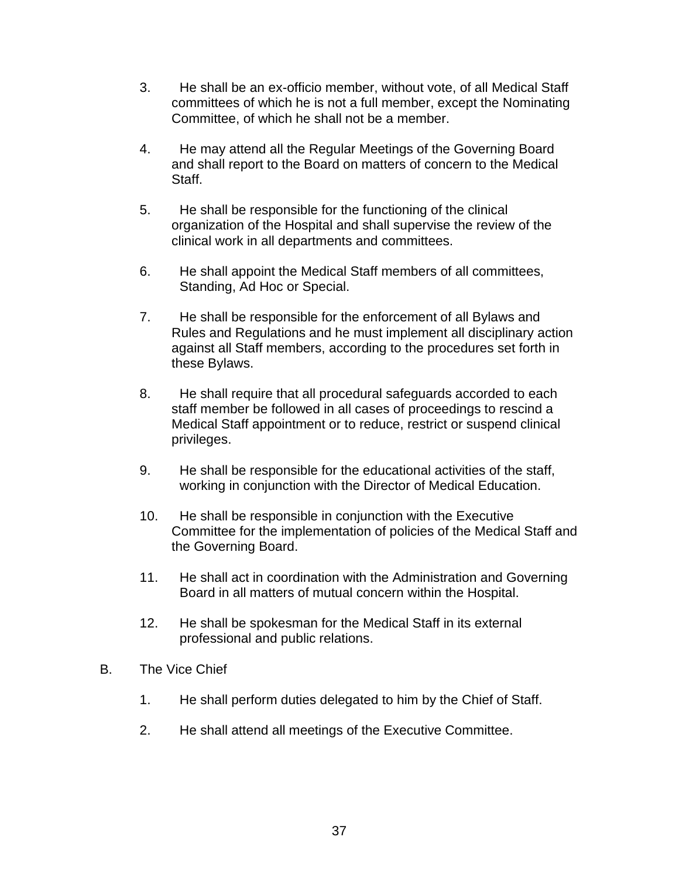3. He shall be an ex-officio member, without vote, of all Medical Staff committees of which he is not a full member, except the Nominating Committee, of which he shall not be a member.

4. He may attend all the Regular Meetings of the Governing Board and shall report to the Board on matters of concern to the Medical Staff.

5. He shall be responsible for the functioning of the clinical organization of the Hospital and shall supervise the review of the clinical work in all departments and committees.

6. He shall appoint the Medical Staff members of all committees, Standing, Ad Hoc or Special.

7. He shall be responsible for the enforcement of all Bylaws and Rules and Regulations and he must implement all disciplinary action against all Staff members, according to the procedures set forth in these Bylaws.

8. He shall require that all procedural safeguards accorded to each staff member be followed in all cases of proceedings to rescind a Medical Staff appointment or to reduce, restrict or suspend clinical privileges.

9. He shall be responsible for the educational activities of the staff, working in conjunction with the Director of Medical Education.

10. He shall be responsible in conjunction with the Executive Committee for the implementation of policies of the Medical Staff and the Governing Board.

11. He shall act in coordination with the Administration and Governing Board in all matters of mutual concern within the Hospital.

12. He shall be spokesman for the Medical Staff in its external professional and public relations.

B. The Vice Chief

1. He shall perform duties delegated to him by the Chief of Staff.

2. He shall attend all meetings of the Executive Committee.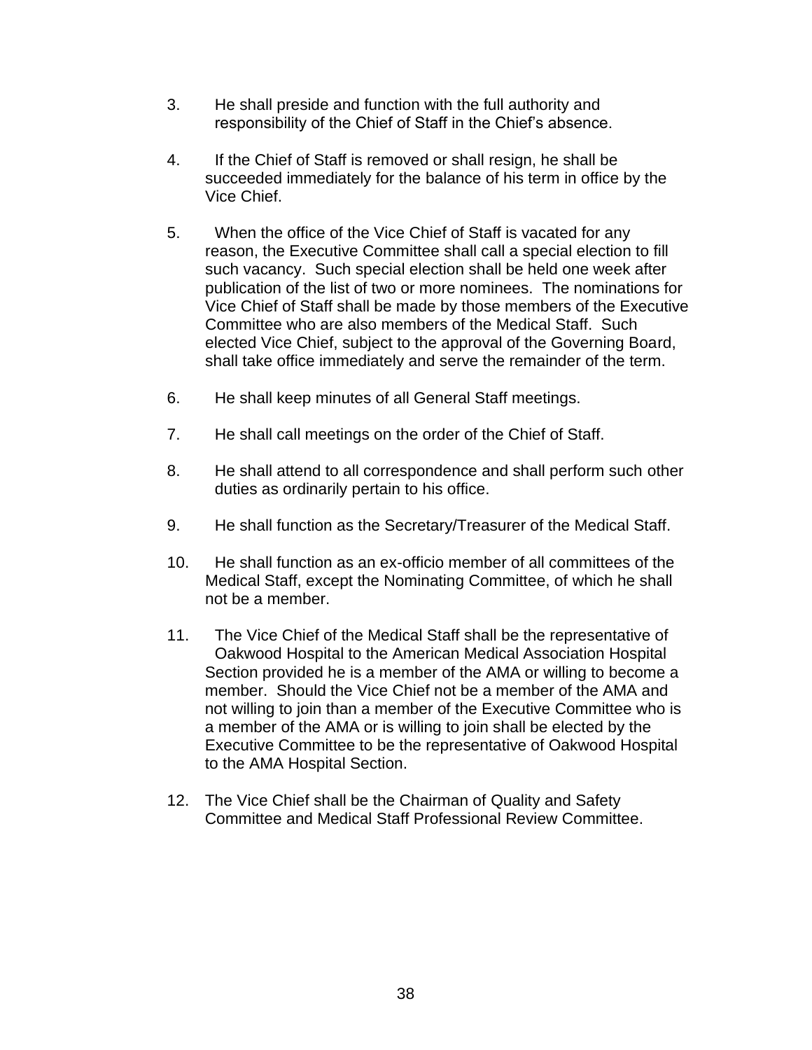3. He shall preside and function with the full authority and responsibility of the Chief of Staff in the Chief's absence.

4. If the Chief of Staff is removed or shall resign, he shall be succeeded immediately for the balance of his term in office by the Vice Chief.

5. When the office of the Vice Chief of Staff is vacated for any reason, the Executive Committee shall call a special election to fill such vacancy. Such special election shall be held one week after publication of the list of two or more nominees. The nominations for Vice Chief of Staff shall be made by those members of the Executive Committee who are also members of the Medical Staff. Such elected Vice Chief, subject to the approval of the Governing Board, shall take office immediately and serve the remainder of the term.

6. He shall keep minutes of all General Staff meetings.

7. He shall call meetings on the order of the Chief of Staff.

8. He shall attend to all correspondence and shall perform such other duties as ordinarily pertain to his office.

9. He shall function as the Secretary/Treasurer of the Medical Staff.

10. He shall function as an ex-officio member of all committees of the Medical Staff, except the Nominating Committee, of which he shall not be a member.

11. The Vice Chief of the Medical Staff shall be the representative of Oakwood Hospital to the American Medical Association Hospital Section provided he is a member of the AMA or willing to become a member. Should the Vice Chief not be a member of the AMA and not willing to join than a member of the Executive Committee who is a member of the AMA or is willing to join shall be elected by the Executive Committee to be the representative of Oakwood Hospital to the AMA Hospital Section.

12. The Vice Chief shall be the Chairman of Quality and Safety Committee and Medical Staff Professional Review Committee.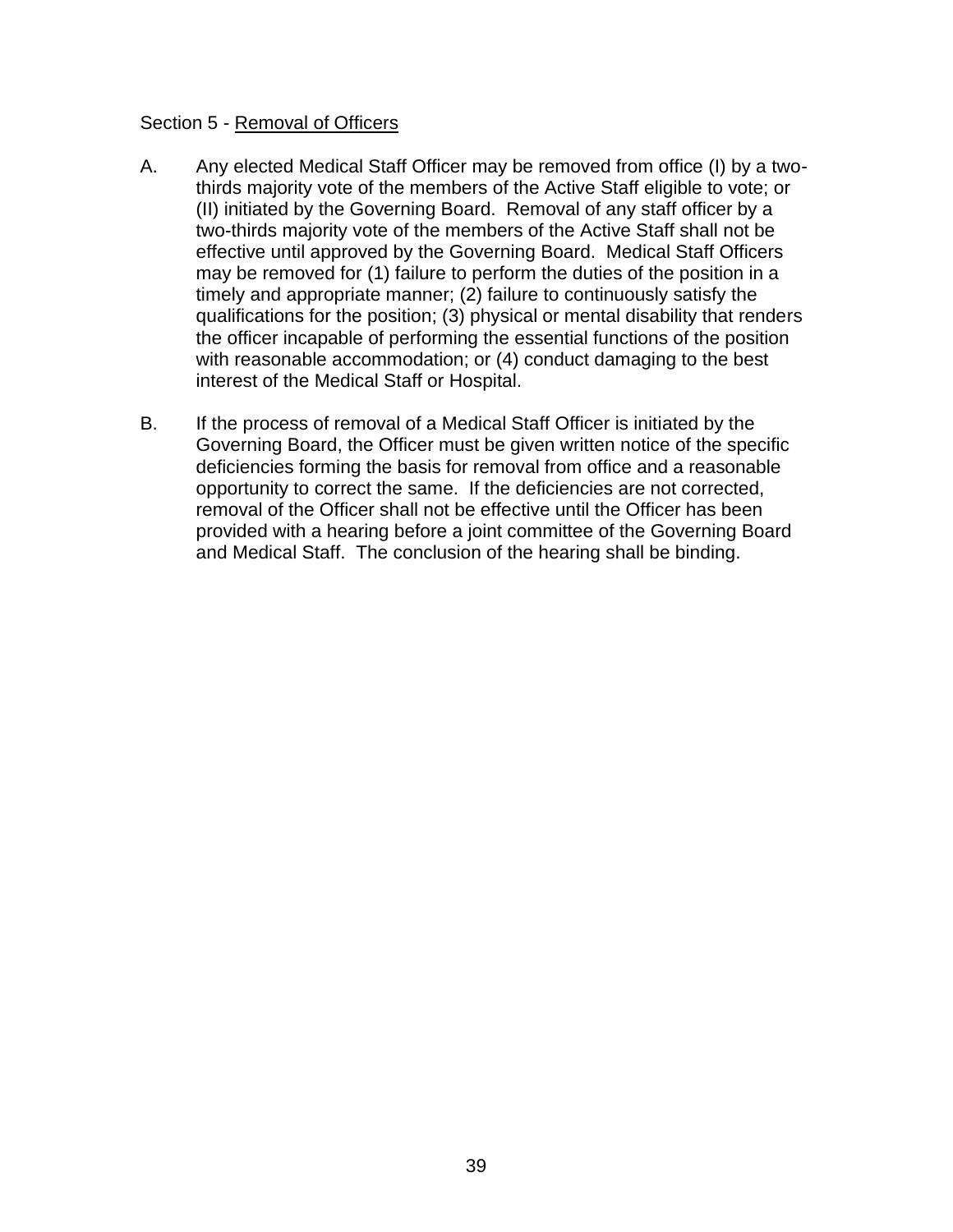Section 5 - Removal of Officers

A. Any elected Medical Staff Officer may be removed from office (I) by a two-thirds majority vote of the members of the Active Staff eligible to vote; or (II) initiated by the Governing Board. Removal of any staff officer by a two-thirds majority vote of the members of the Active Staff shall not be effective until approved by the Governing Board. Medical Staff Officers may be removed for (1) failure to perform the duties of the position in a timely and appropriate manner; (2) failure to continuously satisfy the qualifications for the position; (3) physical or mental disability that renders the officer incapable of performing the essential functions of the position with reasonable accommodation; or (4) conduct damaging to the best interest of the Medical Staff or Hospital.

B. If the process of removal of a Medical Staff Officer is initiated by the Governing Board, the Officer must be given written notice of the specific deficiencies forming the basis for removal from office and a reasonable opportunity to correct the same. If the deficiencies are not corrected, removal of the Officer shall not be effective until the Officer has been provided with a hearing before a joint committee of the Governing Board and Medical Staff. The conclusion of the hearing shall be binding.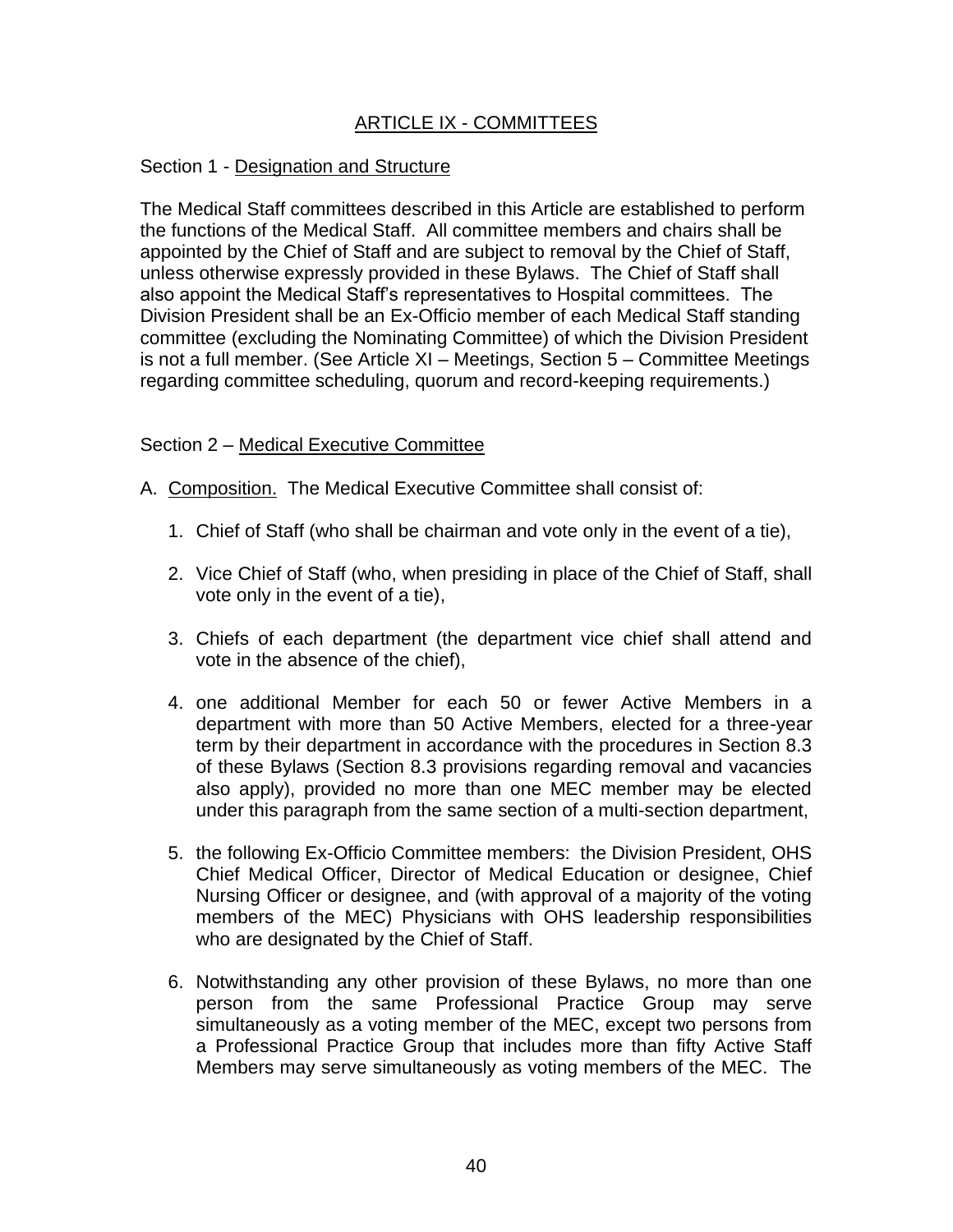# ARTICLE IX - COMMITTEES

## Section 1 - Designation and Structure

The Medical Staff committees described in this Article are established to perform the functions of the Medical Staff. All committee members and chairs shall be appointed by the Chief of Staff and are subject to removal by the Chief of Staff, unless otherwise expressly provided in these Bylaws. The Chief of Staff shall also appoint the Medical Staff's representatives to Hospital committees. The Division President shall be an Ex-Officio member of each Medical Staff standing committee (excluding the Nominating Committee) of which the Division President is not a full member. (See Article XI – Meetings, Section 5 – Committee Meetings regarding committee scheduling, quorum and record-keeping requirements.)

## Section 2 – Medical Executive Committee

A. Composition. The Medical Executive Committee shall consist of:

1. Chief of Staff (who shall be chairman and vote only in the event of a tie),
2. Vice Chief of Staff (who, when presiding in place of the Chief of Staff, shall vote only in the event of a tie),
3. Chiefs of each department (the department vice chief shall attend and vote in the absence of the chief),
4. one additional Member for each 50 or fewer Active Members in a department with more than 50 Active Members, elected for a three-year term by their department in accordance with the procedures in Section 8.3 of these Bylaws (Section 8.3 provisions regarding removal and vacancies also apply), provided no more than one MEC member may be elected under this paragraph from the same section of a multi-section department,
5. the following Ex-Officio Committee members: the Division President, OHS Chief Medical Officer, Director of Medical Education or designee, Chief Nursing Officer or designee, and (with approval of a majority of the voting members of the MEC) Physicians with OHS leadership responsibilities who are designated by the Chief of Staff.
6. Notwithstanding any other provision of these Bylaws, no more than one person from the same Professional Practice Group may serve simultaneously as a voting member of the MEC, except two persons from a Professional Practice Group that includes more than fifty Active Staff Members may serve simultaneously as voting members of the MEC. The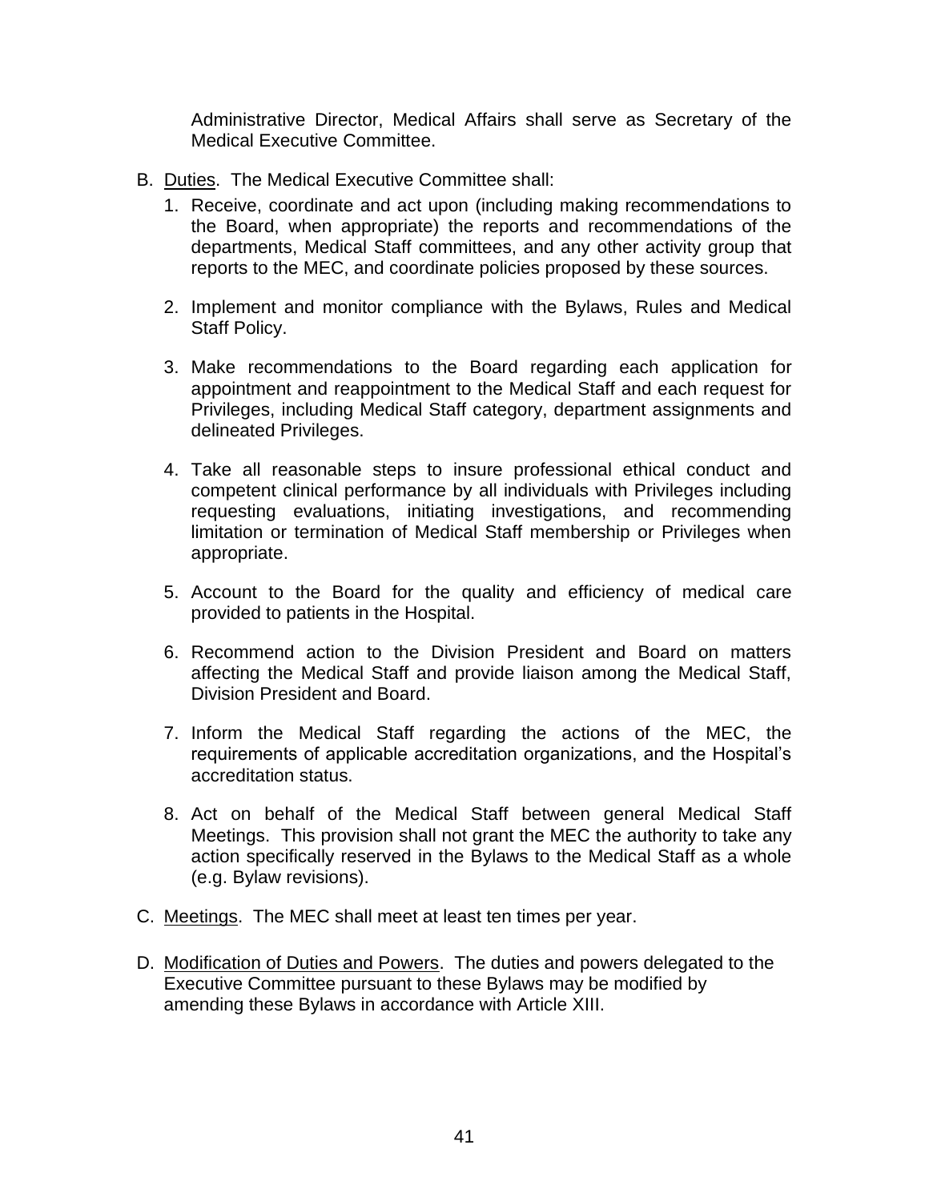Administrative Director, Medical Affairs shall serve as Secretary of the Medical Executive Committee.

B. <u>Duties</u>. The Medical Executive Committee shall:

   1. Receive, coordinate and act upon (including making recommendations to the Board, when appropriate) the reports and recommendations of the departments, Medical Staff committees, and any other activity group that reports to the MEC, and coordinate policies proposed by these sources.

   2. Implement and monitor compliance with the Bylaws, Rules and Medical Staff Policy.

   3. Make recommendations to the Board regarding each application for appointment and reappointment to the Medical Staff and each request for Privileges, including Medical Staff category, department assignments and delineated Privileges.

   4. Take all reasonable steps to insure professional ethical conduct and competent clinical performance by all individuals with Privileges including requesting evaluations, initiating investigations, and recommending limitation or termination of Medical Staff membership or Privileges when appropriate.

   5. Account to the Board for the quality and efficiency of medical care provided to patients in the Hospital.

   6. Recommend action to the Division President and Board on matters affecting the Medical Staff and provide liaison among the Medical Staff, Division President and Board.

   7. Inform the Medical Staff regarding the actions of the MEC, the requirements of applicable accreditation organizations, and the Hospital's accreditation status.

   8. Act on behalf of the Medical Staff between general Medical Staff Meetings. This provision shall not grant the MEC the authority to take any action specifically reserved in the Bylaws to the Medical Staff as a whole (e.g. Bylaw revisions).

C. <u>Meetings</u>. The MEC shall meet at least ten times per year.

D. <u>Modification of Duties and Powers</u>. The duties and powers delegated to the Executive Committee pursuant to these Bylaws may be modified by amending these Bylaws in accordance with Article XIII.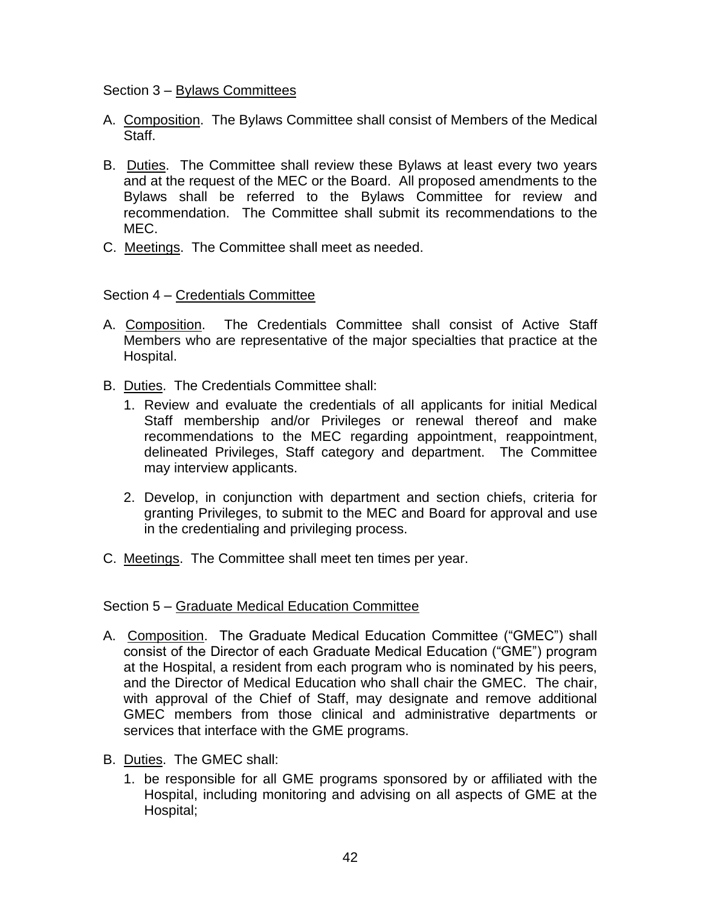Section 3 – Bylaws Committees

A. Composition. The Bylaws Committee shall consist of Members of the Medical Staff.

B. Duties. The Committee shall review these Bylaws at least every two years and at the request of the MEC or the Board. All proposed amendments to the Bylaws shall be referred to the Bylaws Committee for review and recommendation. The Committee shall submit its recommendations to the MEC.

C. Meetings. The Committee shall meet as needed.

Section 4 – Credentials Committee

A. Composition. The Credentials Committee shall consist of Active Staff Members who are representative of the major specialties that practice at the Hospital.

B. Duties. The Credentials Committee shall:

   1. Review and evaluate the credentials of all applicants for initial Medical Staff membership and/or Privileges or renewal thereof and make recommendations to the MEC regarding appointment, reappointment, delineated Privileges, Staff category and department. The Committee may interview applicants.

   2. Develop, in conjunction with department and section chiefs, criteria for granting Privileges, to submit to the MEC and Board for approval and use in the credentialing and privileging process.

C. Meetings. The Committee shall meet ten times per year.

Section 5 – Graduate Medical Education Committee

A. Composition. The Graduate Medical Education Committee ("GMEC") shall consist of the Director of each Graduate Medical Education ("GME") program at the Hospital, a resident from each program who is nominated by his peers, and the Director of Medical Education who shall chair the GMEC. The chair, with approval of the Chief of Staff, may designate and remove additional GMEC members from those clinical and administrative departments or services that interface with the GME programs.

B. Duties. The GMEC shall:

   1. be responsible for all GME programs sponsored by or affiliated with the Hospital, including monitoring and advising on all aspects of GME at the Hospital;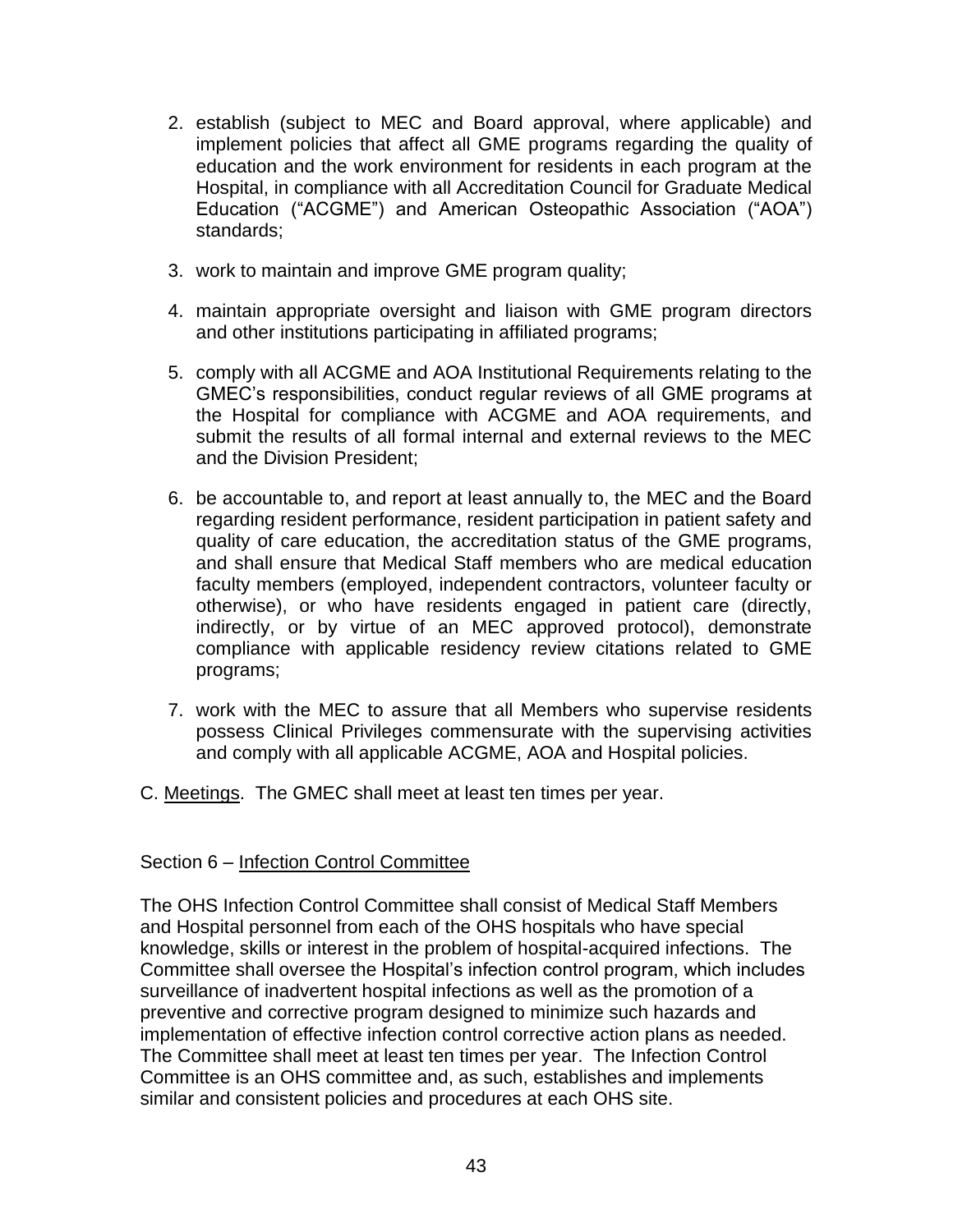2. establish (subject to MEC and Board approval, where applicable) and implement policies that affect all GME programs regarding the quality of education and the work environment for residents in each program at the Hospital, in compliance with all Accreditation Council for Graduate Medical Education ("ACGME") and American Osteopathic Association ("AOA") standards;

3. work to maintain and improve GME program quality;

4. maintain appropriate oversight and liaison with GME program directors and other institutions participating in affiliated programs;

5. comply with all ACGME and AOA Institutional Requirements relating to the GMEC's responsibilities, conduct regular reviews of all GME programs at the Hospital for compliance with ACGME and AOA requirements, and submit the results of all formal internal and external reviews to the MEC and the Division President;

6. be accountable to, and report at least annually to, the MEC and the Board regarding resident performance, resident participation in patient safety and quality of care education, the accreditation status of the GME programs, and shall ensure that Medical Staff members who are medical education faculty members (employed, independent contractors, volunteer faculty or otherwise), or who have residents engaged in patient care (directly, indirectly, or by virtue of an MEC approved protocol), demonstrate compliance with applicable residency review citations related to GME programs;

7. work with the MEC to assure that all Members who supervise residents possess Clinical Privileges commensurate with the supervising activities and comply with all applicable ACGME, AOA and Hospital policies.

C. Meetings. The GMEC shall meet at least ten times per year.

Section 6 – Infection Control Committee

The OHS Infection Control Committee shall consist of Medical Staff Members and Hospital personnel from each of the OHS hospitals who have special knowledge, skills or interest in the problem of hospital-acquired infections. The Committee shall oversee the Hospital's infection control program, which includes surveillance of inadvertent hospital infections as well as the promotion of a preventive and corrective program designed to minimize such hazards and implementation of effective infection control corrective action plans as needed. The Committee shall meet at least ten times per year. The Infection Control Committee is an OHS committee and, as such, establishes and implements similar and consistent policies and procedures at each OHS site.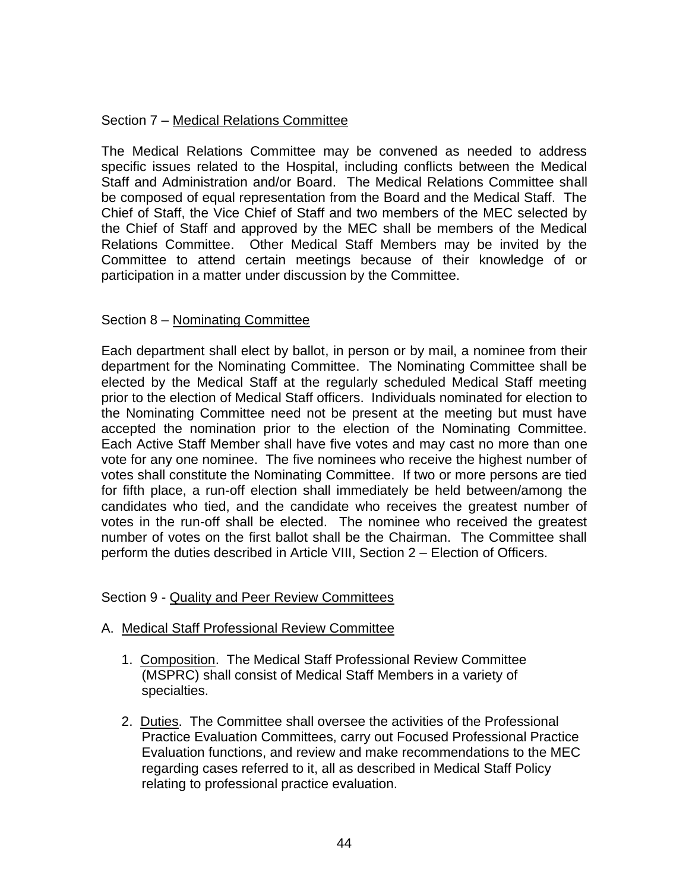Section 7 – <u>Medical Relations Committee</u>

The Medical Relations Committee may be convened as needed to address specific issues related to the Hospital, including conflicts between the Medical Staff and Administration and/or Board. The Medical Relations Committee shall be composed of equal representation from the Board and the Medical Staff. The Chief of Staff, the Vice Chief of Staff and two members of the MEC selected by the Chief of Staff and approved by the MEC shall be members of the Medical Relations Committee. Other Medical Staff Members may be invited by the Committee to attend certain meetings because of their knowledge of or participation in a matter under discussion by the Committee.

Section 8 – <u>Nominating Committee</u>

Each department shall elect by ballot, in person or by mail, a nominee from their department for the Nominating Committee. The Nominating Committee shall be elected by the Medical Staff at the regularly scheduled Medical Staff meeting prior to the election of Medical Staff officers. Individuals nominated for election to the Nominating Committee need not be present at the meeting but must have accepted the nomination prior to the election of the Nominating Committee. Each Active Staff Member shall have five votes and may cast no more than one vote for any one nominee. The five nominees who receive the highest number of votes shall constitute the Nominating Committee. If two or more persons are tied for fifth place, a run-off election shall immediately be held between/among the candidates who tied, and the candidate who receives the greatest number of votes in the run-off shall be elected. The nominee who received the greatest number of votes on the first ballot shall be the Chairman. The Committee shall perform the duties described in Article VIII, Section 2 – Election of Officers.

Section 9 - <u>Quality and Peer Review Committees</u>

A. <u>Medical Staff Professional Review Committee</u>

1. <u>Composition</u>. The Medical Staff Professional Review Committee (MSPRC) shall consist of Medical Staff Members in a variety of specialties.

2. <u>Duties</u>. The Committee shall oversee the activities of the Professional Practice Evaluation Committees, carry out Focused Professional Practice Evaluation functions, and review and make recommendations to the MEC regarding cases referred to it, all as described in Medical Staff Policy relating to professional practice evaluation.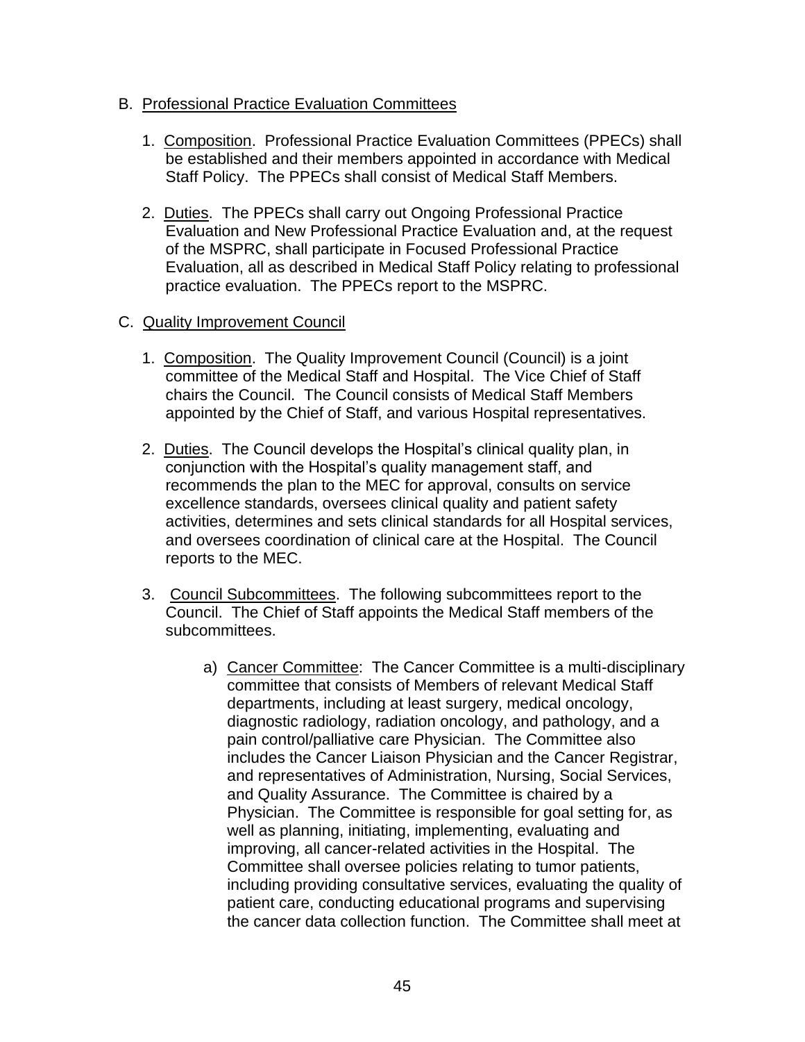B. Professional Practice Evaluation Committees

1. Composition. Professional Practice Evaluation Committees (PPECs) shall be established and their members appointed in accordance with Medical Staff Policy. The PPECs shall consist of Medical Staff Members.

2. Duties. The PPECs shall carry out Ongoing Professional Practice Evaluation and New Professional Practice Evaluation and, at the request of the MSPRC, shall participate in Focused Professional Practice Evaluation, all as described in Medical Staff Policy relating to professional practice evaluation. The PPECs report to the MSPRC.

C. Quality Improvement Council

1. Composition. The Quality Improvement Council (Council) is a joint committee of the Medical Staff and Hospital. The Vice Chief of Staff chairs the Council. The Council consists of Medical Staff Members appointed by the Chief of Staff, and various Hospital representatives.

2. Duties. The Council develops the Hospital's clinical quality plan, in conjunction with the Hospital's quality management staff, and recommends the plan to the MEC for approval, consults on service excellence standards, oversees clinical quality and patient safety activities, determines and sets clinical standards for all Hospital services, and oversees coordination of clinical care at the Hospital. The Council reports to the MEC.

3. Council Subcommittees. The following subcommittees report to the Council. The Chief of Staff appoints the Medical Staff members of the subcommittees.

   a) Cancer Committee: The Cancer Committee is a multi-disciplinary committee that consists of Members of relevant Medical Staff departments, including at least surgery, medical oncology, diagnostic radiology, radiation oncology, and pathology, and a pain control/palliative care Physician. The Committee also includes the Cancer Liaison Physician and the Cancer Registrar, and representatives of Administration, Nursing, Social Services, and Quality Assurance. The Committee is chaired by a Physician. The Committee is responsible for goal setting for, as well as planning, initiating, implementing, evaluating and improving, all cancer-related activities in the Hospital. The Committee shall oversee policies relating to tumor patients, including providing consultative services, evaluating the quality of patient care, conducting educational programs and supervising the cancer data collection function. The Committee shall meet at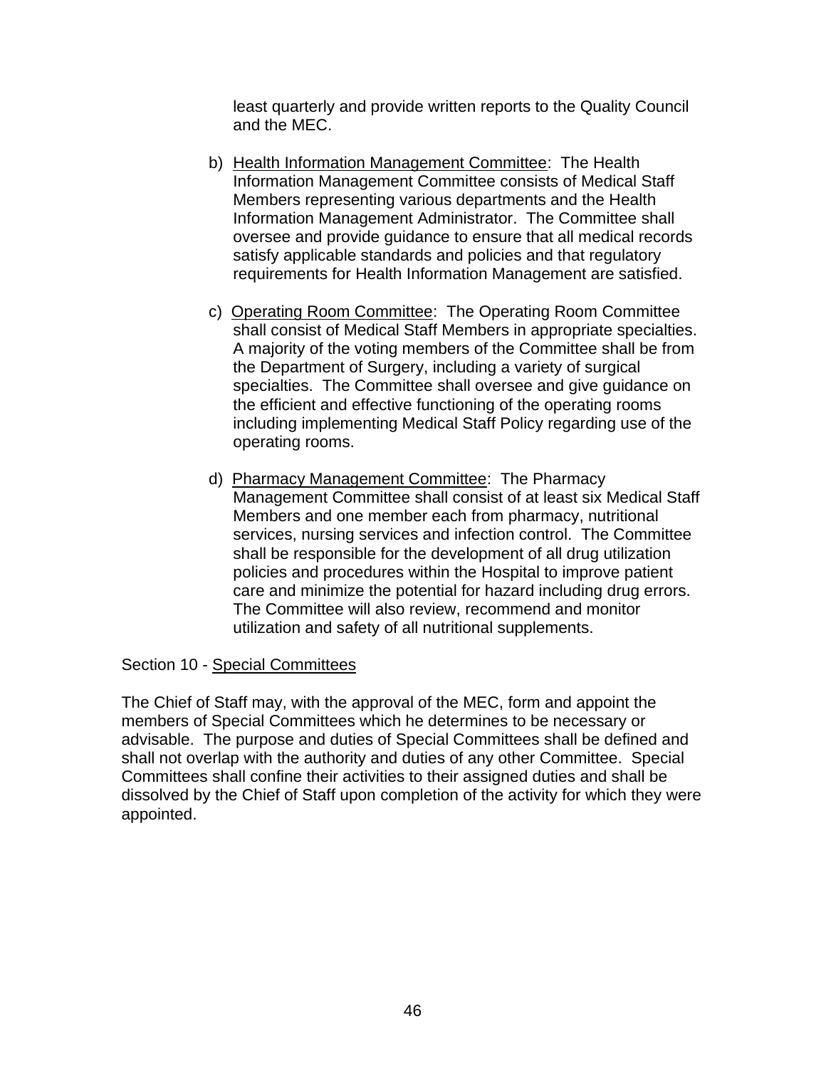least quarterly and provide written reports to the Quality Council and the MEC.

b) Health Information Management Committee: The Health Information Management Committee consists of Medical Staff Members representing various departments and the Health Information Management Administrator. The Committee shall oversee and provide guidance to ensure that all medical records satisfy applicable standards and policies and that regulatory requirements for Health Information Management are satisfied.

c) Operating Room Committee: The Operating Room Committee shall consist of Medical Staff Members in appropriate specialties. A majority of the voting members of the Committee shall be from the Department of Surgery, including a variety of surgical specialties. The Committee shall oversee and give guidance on the efficient and effective functioning of the operating rooms including implementing Medical Staff Policy regarding use of the operating rooms.

d) Pharmacy Management Committee: The Pharmacy Management Committee shall consist of at least six Medical Staff Members and one member each from pharmacy, nutritional services, nursing services and infection control. The Committee shall be responsible for the development of all drug utilization policies and procedures within the Hospital to improve patient care and minimize the potential for hazard including drug errors. The Committee will also review, recommend and monitor utilization and safety of all nutritional supplements.

Section 10 - Special Committees

The Chief of Staff may, with the approval of the MEC, form and appoint the members of Special Committees which he determines to be necessary or advisable. The purpose and duties of Special Committees shall be defined and shall not overlap with the authority and duties of any other Committee. Special Committees shall confine their activities to their assigned duties and shall be dissolved by the Chief of Staff upon completion of the activity for which they were appointed.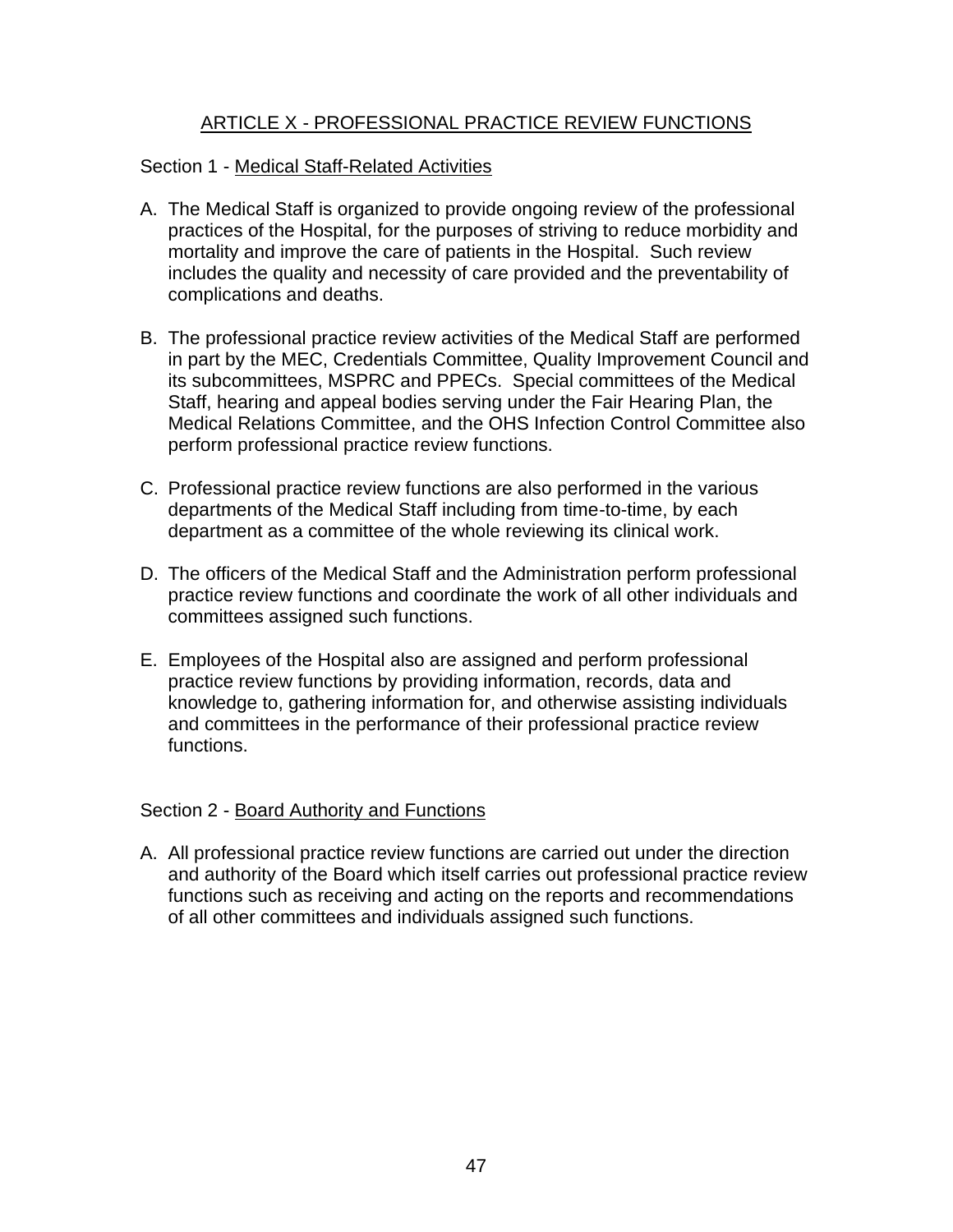## ARTICLE X - PROFESSIONAL PRACTICE REVIEW FUNCTIONS

### Section 1 - Medical Staff-Related Activities

A. The Medical Staff is organized to provide ongoing review of the professional practices of the Hospital, for the purposes of striving to reduce morbidity and mortality and improve the care of patients in the Hospital. Such review includes the quality and necessity of care provided and the preventability of complications and deaths.

B. The professional practice review activities of the Medical Staff are performed in part by the MEC, Credentials Committee, Quality Improvement Council and its subcommittees, MSPRC and PPECs. Special committees of the Medical Staff, hearing and appeal bodies serving under the Fair Hearing Plan, the Medical Relations Committee, and the OHS Infection Control Committee also perform professional practice review functions.

C. Professional practice review functions are also performed in the various departments of the Medical Staff including from time-to-time, by each department as a committee of the whole reviewing its clinical work.

D. The officers of the Medical Staff and the Administration perform professional practice review functions and coordinate the work of all other individuals and committees assigned such functions.

E. Employees of the Hospital also are assigned and perform professional practice review functions by providing information, records, data and knowledge to, gathering information for, and otherwise assisting individuals and committees in the performance of their professional practice review functions.

### Section 2 - Board Authority and Functions

A. All professional practice review functions are carried out under the direction and authority of the Board which itself carries out professional practice review functions such as receiving and acting on the reports and recommendations of all other committees and individuals assigned such functions.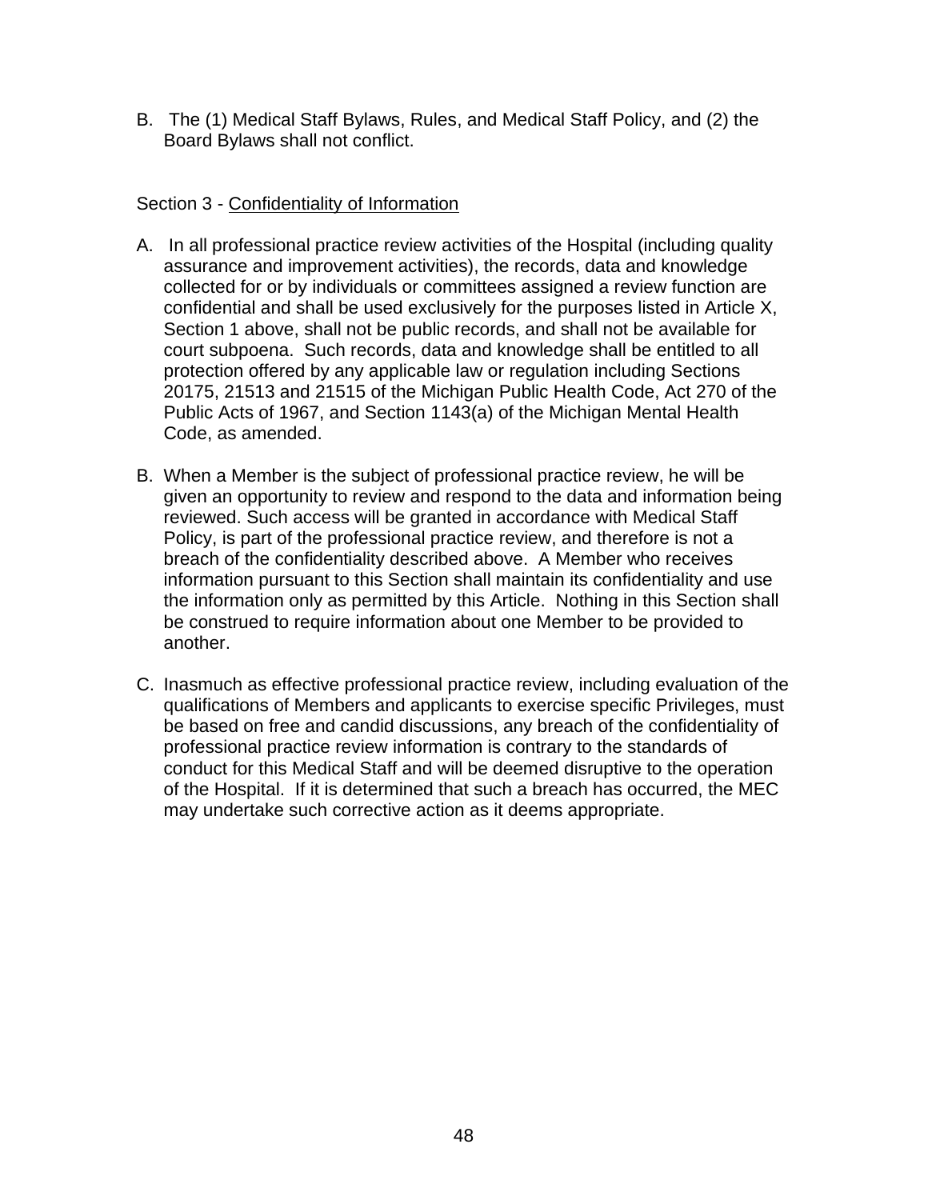B. The (1) Medical Staff Bylaws, Rules, and Medical Staff Policy, and (2) the Board Bylaws shall not conflict.

Section 3 - <u>Confidentiality of Information</u>

A. In all professional practice review activities of the Hospital (including quality assurance and improvement activities), the records, data and knowledge collected for or by individuals or committees assigned a review function are confidential and shall be used exclusively for the purposes listed in Article X, Section 1 above, shall not be public records, and shall not be available for court subpoena. Such records, data and knowledge shall be entitled to all protection offered by any applicable law or regulation including Sections 20175, 21513 and 21515 of the Michigan Public Health Code, Act 270 of the Public Acts of 1967, and Section 1143(a) of the Michigan Mental Health Code, as amended.

B. When a Member is the subject of professional practice review, he will be given an opportunity to review and respond to the data and information being reviewed. Such access will be granted in accordance with Medical Staff Policy, is part of the professional practice review, and therefore is not a breach of the confidentiality described above. A Member who receives information pursuant to this Section shall maintain its confidentiality and use the information only as permitted by this Article. Nothing in this Section shall be construed to require information about one Member to be provided to another.

C. Inasmuch as effective professional practice review, including evaluation of the qualifications of Members and applicants to exercise specific Privileges, must be based on free and candid discussions, any breach of the confidentiality of professional practice review information is contrary to the standards of conduct for this Medical Staff and will be deemed disruptive to the operation of the Hospital. If it is determined that such a breach has occurred, the MEC may undertake such corrective action as it deems appropriate.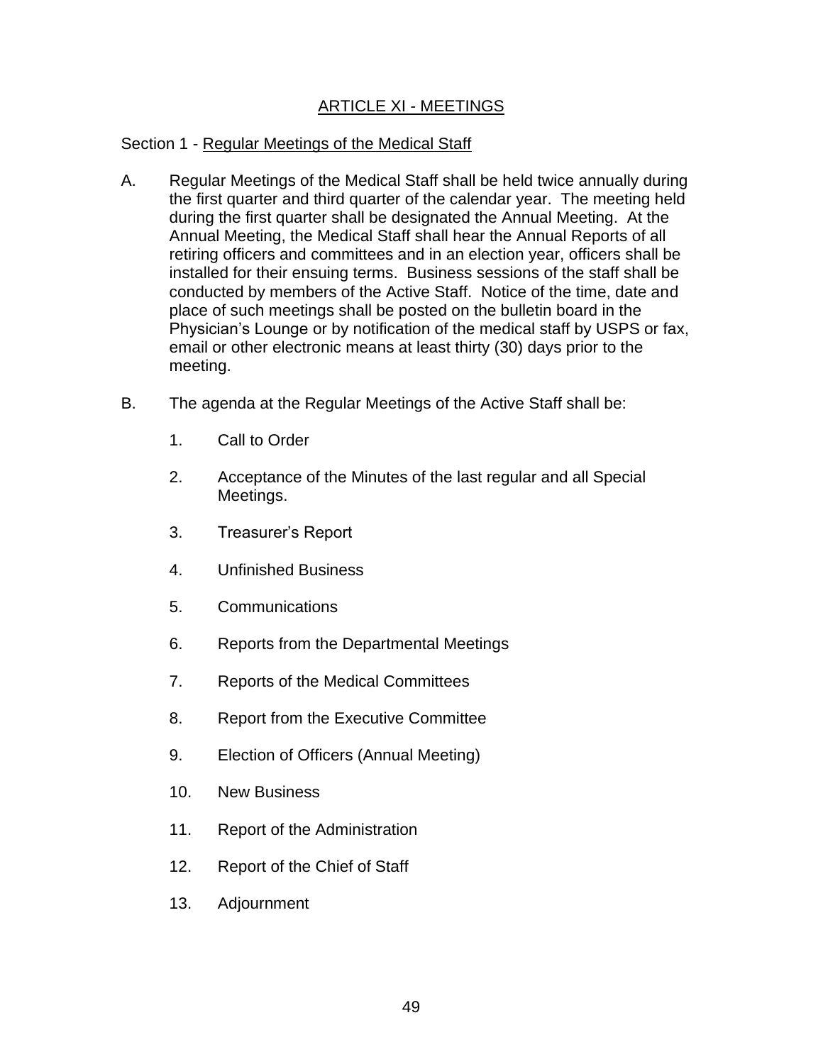## ARTICLE XI - MEETINGS

Section 1 - Regular Meetings of the Medical Staff

A. Regular Meetings of the Medical Staff shall be held twice annually during the first quarter and third quarter of the calendar year. The meeting held during the first quarter shall be designated the Annual Meeting. At the Annual Meeting, the Medical Staff shall hear the Annual Reports of all retiring officers and committees and in an election year, officers shall be installed for their ensuing terms. Business sessions of the staff shall be conducted by members of the Active Staff. Notice of the time, date and place of such meetings shall be posted on the bulletin board in the Physician's Lounge or by notification of the medical staff by USPS or fax, email or other electronic means at least thirty (30) days prior to the meeting.

B. The agenda at the Regular Meetings of the Active Staff shall be:

1. Call to Order
2. Acceptance of the Minutes of the last regular and all Special Meetings.
3. Treasurer's Report
4. Unfinished Business
5. Communications
6. Reports from the Departmental Meetings
7. Reports of the Medical Committees
8. Report from the Executive Committee
9. Election of Officers (Annual Meeting)
10. New Business
11. Report of the Administration
12. Report of the Chief of Staff
13. Adjournment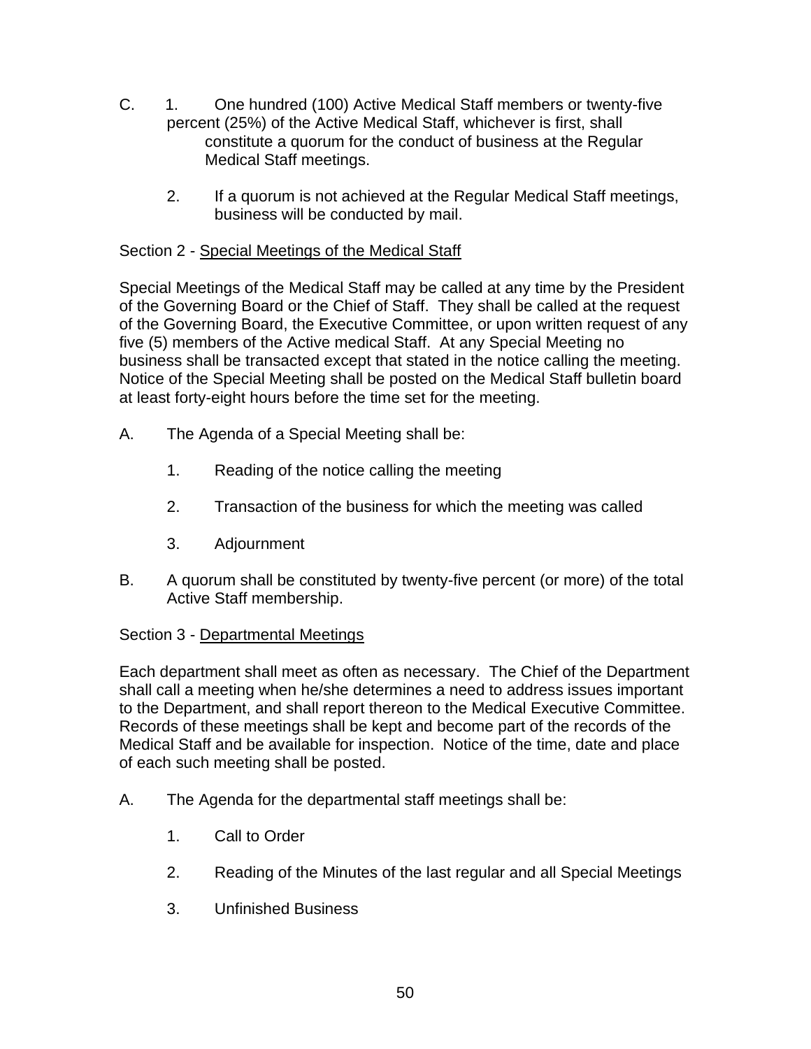C. 1. One hundred (100) Active Medical Staff members or twenty-five percent (25%) of the Active Medical Staff, whichever is first, shall constitute a quorum for the conduct of business at the Regular Medical Staff meetings.

   2. If a quorum is not achieved at the Regular Medical Staff meetings, business will be conducted by mail.

Section 2 - Special Meetings of the Medical Staff

Special Meetings of the Medical Staff may be called at any time by the President of the Governing Board or the Chief of Staff. They shall be called at the request of the Governing Board, the Executive Committee, or upon written request of any five (5) members of the Active medical Staff. At any Special Meeting no business shall be transacted except that stated in the notice calling the meeting. Notice of the Special Meeting shall be posted on the Medical Staff bulletin board at least forty-eight hours before the time set for the meeting.

A. The Agenda of a Special Meeting shall be:

   1. Reading of the notice calling the meeting

   2. Transaction of the business for which the meeting was called

   3. Adjournment

B. A quorum shall be constituted by twenty-five percent (or more) of the total Active Staff membership.

Section 3 - Departmental Meetings

Each department shall meet as often as necessary. The Chief of the Department shall call a meeting when he/she determines a need to address issues important to the Department, and shall report thereon to the Medical Executive Committee. Records of these meetings shall be kept and become part of the records of the Medical Staff and be available for inspection. Notice of the time, date and place of each such meeting shall be posted.

A. The Agenda for the departmental staff meetings shall be:

   1. Call to Order

   2. Reading of the Minutes of the last regular and all Special Meetings

   3. Unfinished Business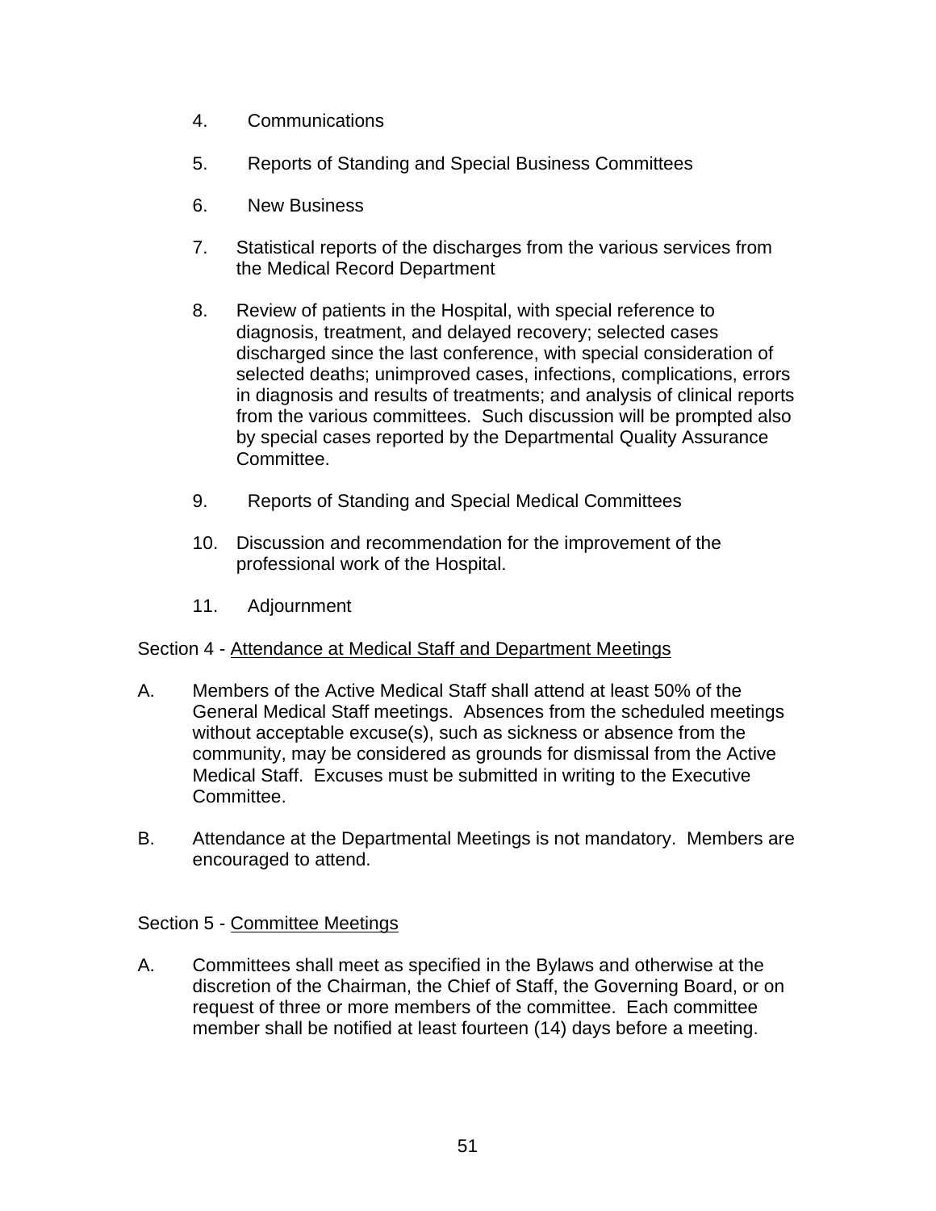4. Communications

5. Reports of Standing and Special Business Committees

6. New Business

7. Statistical reports of the discharges from the various services from the Medical Record Department

8. Review of patients in the Hospital, with special reference to diagnosis, treatment, and delayed recovery; selected cases discharged since the last conference, with special consideration of selected deaths; unimproved cases, infections, complications, errors in diagnosis and results of treatments; and analysis of clinical reports from the various committees. Such discussion will be prompted also by special cases reported by the Departmental Quality Assurance Committee.

9. Reports of Standing and Special Medical Committees

10. Discussion and recommendation for the improvement of the professional work of the Hospital.

11. Adjournment

Section 4 - Attendance at Medical Staff and Department Meetings

A. Members of the Active Medical Staff shall attend at least 50% of the General Medical Staff meetings. Absences from the scheduled meetings without acceptable excuse(s), such as sickness or absence from the community, may be considered as grounds for dismissal from the Active Medical Staff. Excuses must be submitted in writing to the Executive Committee.

B. Attendance at the Departmental Meetings is not mandatory. Members are encouraged to attend.

Section 5 - Committee Meetings

A. Committees shall meet as specified in the Bylaws and otherwise at the discretion of the Chairman, the Chief of Staff, the Governing Board, or on request of three or more members of the committee. Each committee member shall be notified at least fourteen (14) days before a meeting.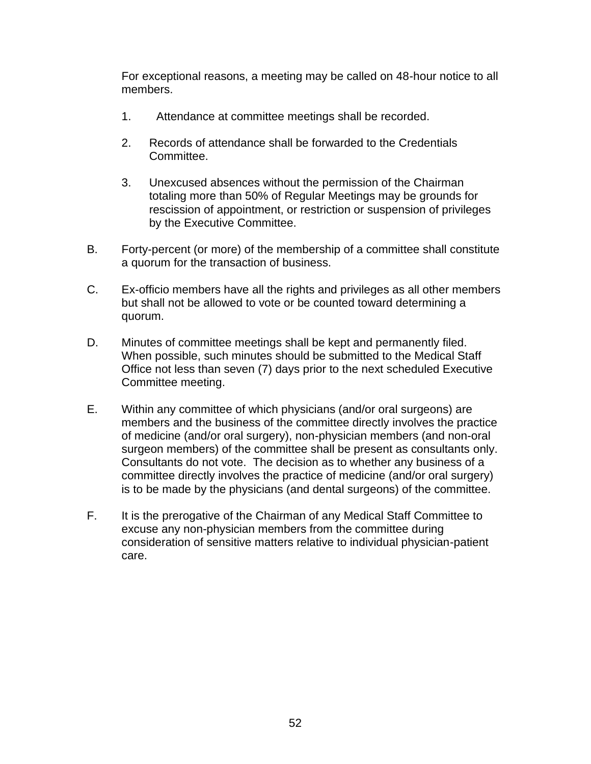For exceptional reasons, a meeting may be called on 48-hour notice to all members.

1. Attendance at committee meetings shall be recorded.

2. Records of attendance shall be forwarded to the Credentials Committee.

3. Unexcused absences without the permission of the Chairman totaling more than 50% of Regular Meetings may be grounds for rescission of appointment, or restriction or suspension of privileges by the Executive Committee.

B. Forty-percent (or more) of the membership of a committee shall constitute a quorum for the transaction of business.

C. Ex-officio members have all the rights and privileges as all other members but shall not be allowed to vote or be counted toward determining a quorum.

D. Minutes of committee meetings shall be kept and permanently filed. When possible, such minutes should be submitted to the Medical Staff Office not less than seven (7) days prior to the next scheduled Executive Committee meeting.

E. Within any committee of which physicians (and/or oral surgeons) are members and the business of the committee directly involves the practice of medicine (and/or oral surgery), non-physician members (and non-oral surgeon members) of the committee shall be present as consultants only. Consultants do not vote. The decision as to whether any business of a committee directly involves the practice of medicine (and/or oral surgery) is to be made by the physicians (and dental surgeons) of the committee.

F. It is the prerogative of the Chairman of any Medical Staff Committee to excuse any non-physician members from the committee during consideration of sensitive matters relative to individual physician-patient care.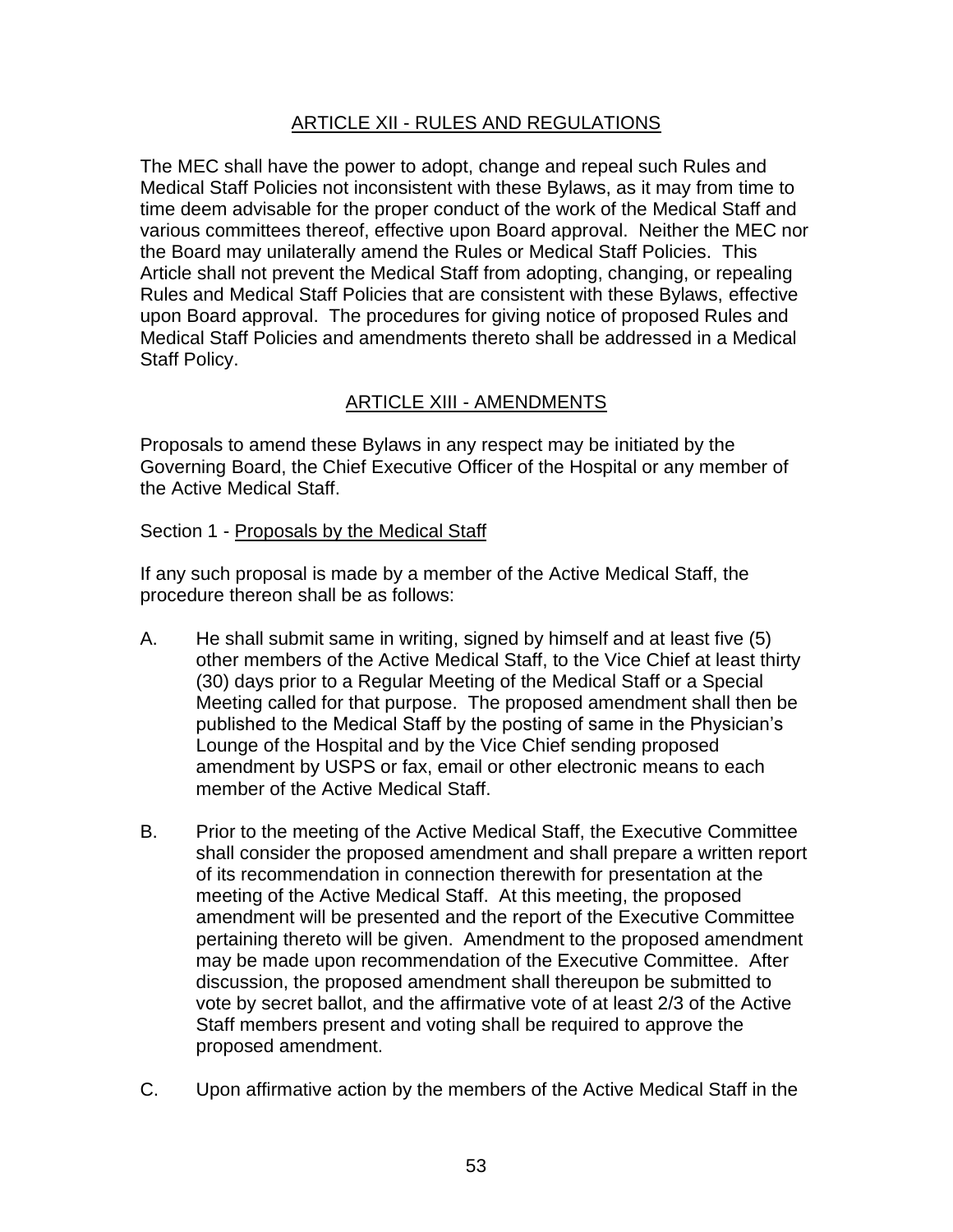## ARTICLE XII - RULES AND REGULATIONS

The MEC shall have the power to adopt, change and repeal such Rules and Medical Staff Policies not inconsistent with these Bylaws, as it may from time to time deem advisable for the proper conduct of the work of the Medical Staff and various committees thereof, effective upon Board approval. Neither the MEC nor the Board may unilaterally amend the Rules or Medical Staff Policies. This Article shall not prevent the Medical Staff from adopting, changing, or repealing Rules and Medical Staff Policies that are consistent with these Bylaws, effective upon Board approval. The procedures for giving notice of proposed Rules and Medical Staff Policies and amendments thereto shall be addressed in a Medical Staff Policy.

## ARTICLE XIII - AMENDMENTS

Proposals to amend these Bylaws in any respect may be initiated by the Governing Board, the Chief Executive Officer of the Hospital or any member of the Active Medical Staff.

### Section 1 - Proposals by the Medical Staff

If any such proposal is made by a member of the Active Medical Staff, the procedure thereon shall be as follows:

A. He shall submit same in writing, signed by himself and at least five (5) other members of the Active Medical Staff, to the Vice Chief at least thirty (30) days prior to a Regular Meeting of the Medical Staff or a Special Meeting called for that purpose. The proposed amendment shall then be published to the Medical Staff by the posting of same in the Physician's Lounge of the Hospital and by the Vice Chief sending proposed amendment by USPS or fax, email or other electronic means to each member of the Active Medical Staff.

B. Prior to the meeting of the Active Medical Staff, the Executive Committee shall consider the proposed amendment and shall prepare a written report of its recommendation in connection therewith for presentation at the meeting of the Active Medical Staff. At this meeting, the proposed amendment will be presented and the report of the Executive Committee pertaining thereto will be given. Amendment to the proposed amendment may be made upon recommendation of the Executive Committee. After discussion, the proposed amendment shall thereupon be submitted to vote by secret ballot, and the affirmative vote of at least 2/3 of the Active Staff members present and voting shall be required to approve the proposed amendment.

C. Upon affirmative action by the members of the Active Medical Staff in the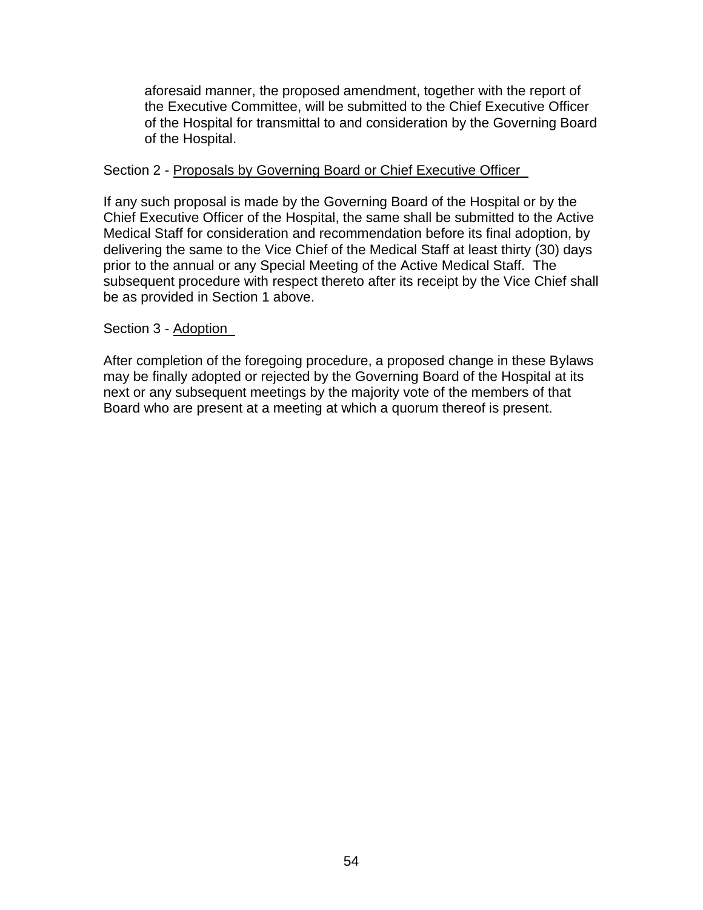aforesaid manner, the proposed amendment, together with the report of the Executive Committee, will be submitted to the Chief Executive Officer of the Hospital for transmittal to and consideration by the Governing Board of the Hospital.

Section 2 - Proposals by Governing Board or Chief Executive Officer

If any such proposal is made by the Governing Board of the Hospital or by the Chief Executive Officer of the Hospital, the same shall be submitted to the Active Medical Staff for consideration and recommendation before its final adoption, by delivering the same to the Vice Chief of the Medical Staff at least thirty (30) days prior to the annual or any Special Meeting of the Active Medical Staff. The subsequent procedure with respect thereto after its receipt by the Vice Chief shall be as provided in Section 1 above.

Section 3 - Adoption

After completion of the foregoing procedure, a proposed change in these Bylaws may be finally adopted or rejected by the Governing Board of the Hospital at its next or any subsequent meetings by the majority vote of the members of that Board who are present at a meeting at which a quorum thereof is present.